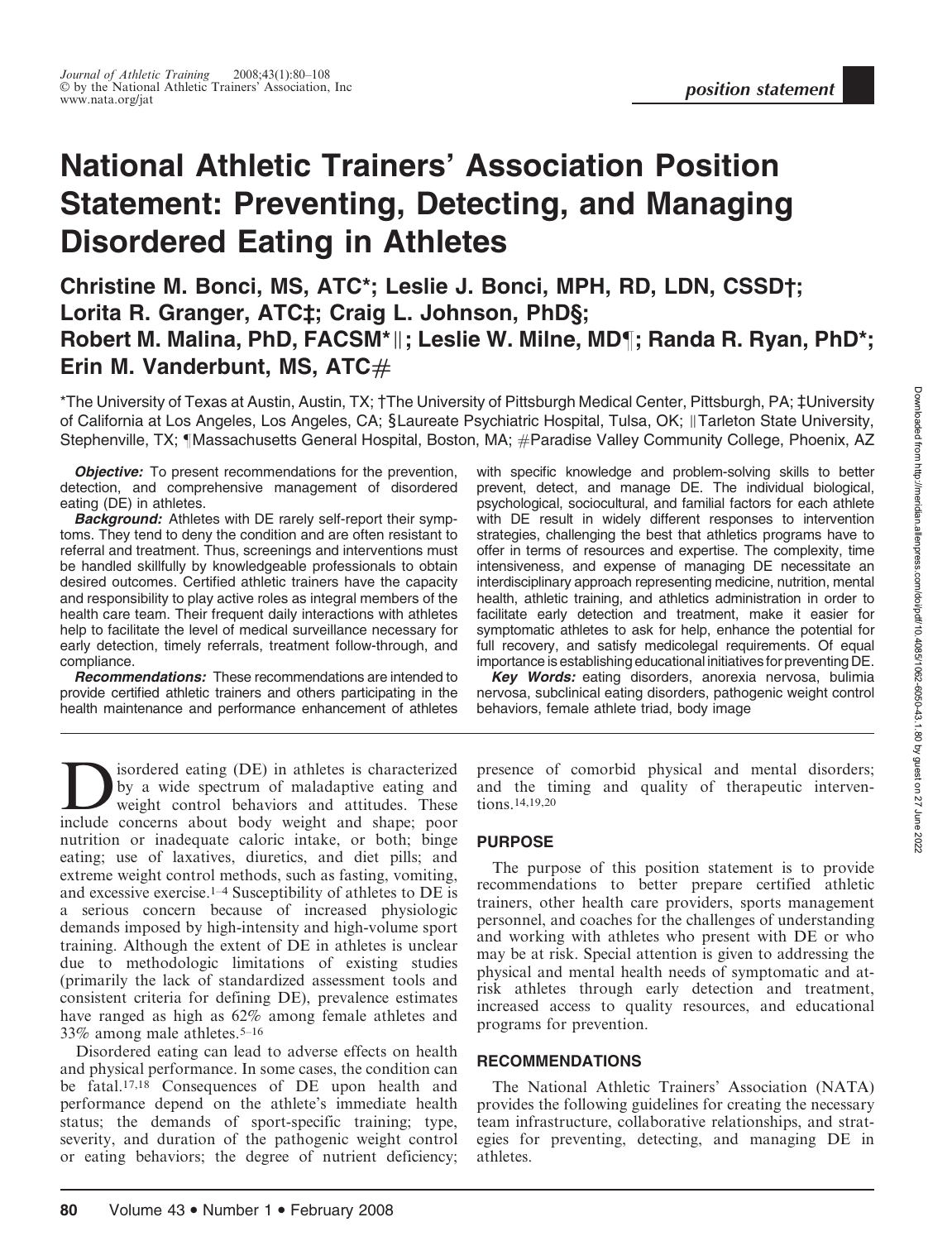# National Athletic Trainers' Association Position Statement: Preventing, Detecting, and Managing Disordered Eating in Athletes

**Christine M. Bonci, MS, ATC*; Leslie J. Bonci, MPH, RD, LDN, CSSD†; Lorita R. Granger, ATC‡; Craig L. Johnson, PhD§; Robert M. Malina, PhD, FACSM*‖; Leslie W. Milne, MD¶; Randa R. Ryan, PhD*; Erin M. Vanderbunt, MS, ATC#**

*The University of Texas at Austin, Austin, TX; †The University of Pittsburgh Medical Center, Pittsburgh, PA; ‡University of California at Los Angeles, Los Angeles, CA; §Laureate Psychiatric Hospital, Tulsa, OK; ‖Tarleton State University, Stephenville, TX; ¶Massachusetts General Hospital, Boston, MA; #Paradise Valley Community College, Phoenix, AZ

***Objective:*** To present recommendations for the prevention, detection, and comprehensive management of disordered eating (DE) in athletes.

***Background:*** Athletes with DE rarely self-report their symptoms. They tend to deny the condition and are often resistant to referral and treatment. Thus, screenings and interventions must be handled skillfully by knowledgeable professionals to obtain desired outcomes. Certified athletic trainers have the capacity and responsibility to play active roles as integral members of the health care team. Their frequent daily interactions with athletes help to facilitate the level of medical surveillance necessary for early detection, timely referrals, treatment follow-through, and compliance.

***Recommendations:*** These recommendations are intended to provide certified athletic trainers and others participating in the health maintenance and performance enhancement of athletes with specific knowledge and problem-solving skills to better prevent, detect, and manage DE. The individual biological, psychological, sociocultural, and familial factors for each athlete with DE result in widely different responses to intervention strategies, challenging the best that athletics programs have to offer in terms of resources and expertise. The complexity, time intensiveness, and expense of managing DE necessitate an interdisciplinary approach representing medicine, nutrition, mental health, athletic training, and athletics administration in order to facilitate early detection and treatment, make it easier for symptomatic athletes to ask for help, enhance the potential for full recovery, and satisfy medicolegal requirements. Of equal importance is establishing educational initiatives for preventing DE.

***Key Words:*** eating disorders, anorexia nervosa, bulimia nervosa, subclinical eating disorders, pathogenic weight control behaviors, female athlete triad, body image

Disordered eating (DE) in athletes is characterized by a wide spectrum of maladaptive eating and weight control behaviors and attitudes. These include concerns about body weight and shape; poor nutrition or inadequate caloric intake, or both; binge eating; use of laxatives, diuretics, and diet pills; and extreme weight control methods, such as fasting, vomiting, and excessive exercise.[1–4] Susceptibility of athletes to DE is a serious concern because of increased physiologic demands imposed by high-intensity and high-volume sport training. Although the extent of DE in athletes is unclear due to methodologic limitations of existing studies (primarily the lack of standardized assessment tools and consistent criteria for defining DE), prevalence estimates have ranged as high as 62% among female athletes and 33% among male athletes.[5–16]

Disordered eating can lead to adverse effects on health and physical performance. In some cases, the condition can be fatal.[17,18] Consequences of DE upon health and performance depend on the athlete's immediate health status; the demands of sport-specific training; type, severity, and duration of the pathogenic weight control or eating behaviors; the degree of nutrient deficiency; presence of comorbid physical and mental disorders; and the timing and quality of therapeutic interventions.[14,19,20]

## PURPOSE

The purpose of this position statement is to provide recommendations to better prepare certified athletic trainers, other health care providers, sports management personnel, and coaches for the challenges of understanding and working with athletes who present with DE or who may be at risk. Special attention is given to addressing the physical and mental health needs of symptomatic and at-risk athletes through early detection and treatment, increased access to quality resources, and educational programs for prevention.

## RECOMMENDATIONS

The National Athletic Trainers' Association (NATA) provides the following guidelines for creating the necessary team infrastructure, collaborative relationships, and strategies for preventing, detecting, and managing DE in athletes.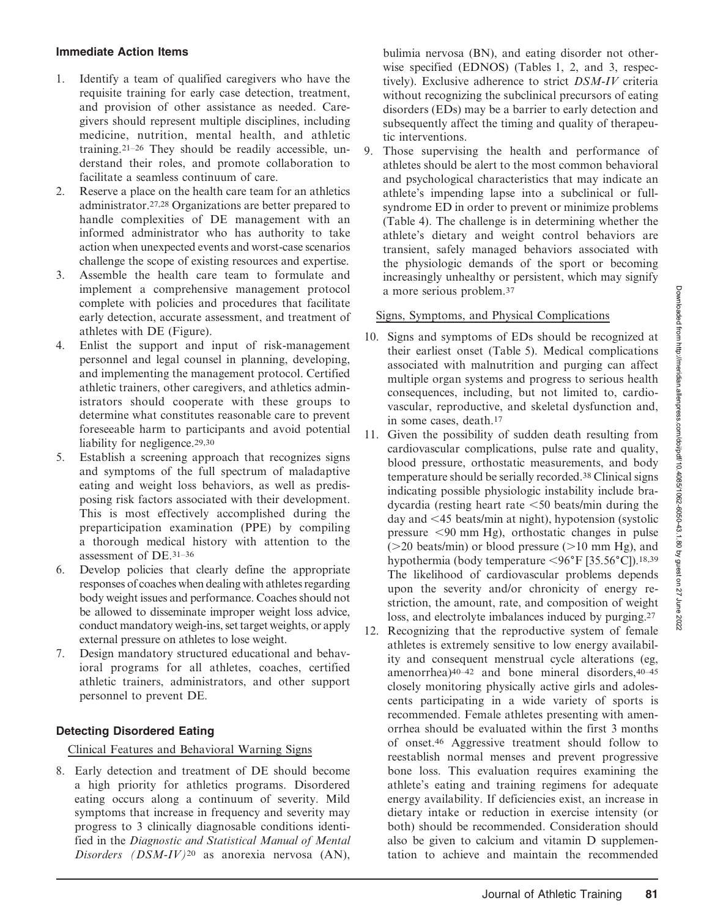### Immediate Action Items

1. Identify a team of qualified caregivers who have the requisite training for early case detection, treatment, and provision of other assistance as needed. Caregivers should represent multiple disciplines, including medicine, nutrition, mental health, and athletic training.[21–26] They should be readily accessible, understand their roles, and promote collaboration to facilitate a seamless continuum of care.
2. Reserve a place on the health care team for an athletics administrator.[27,28] Organizations are better prepared to handle complexities of DE management with an informed administrator who has authority to take action when unexpected events and worst-case scenarios challenge the scope of existing resources and expertise.
3. Assemble the health care team to formulate and implement a comprehensive management protocol complete with policies and procedures that facilitate early detection, accurate assessment, and treatment of athletes with DE (Figure).
4. Enlist the support and input of risk-management personnel and legal counsel in planning, developing, and implementing the management protocol. Certified athletic trainers, other caregivers, and athletics administrators should cooperate with these groups to determine what constitutes reasonable care to prevent foreseeable harm to participants and avoid potential liability for negligence.[29,30]
5. Establish a screening approach that recognizes signs and symptoms of the full spectrum of maladaptive eating and weight loss behaviors, as well as predisposing risk factors associated with their development. This is most effectively accomplished during the preparticipation examination (PPE) by compiling a thorough medical history with attention to the assessment of DE.[31–36]
6. Develop policies that clearly define the appropriate responses of coaches when dealing with athletes regarding body weight issues and performance. Coaches should not be allowed to disseminate improper weight loss advice, conduct mandatory weigh-ins, set target weights, or apply external pressure on athletes to lose weight.
7. Design mandatory structured educational and behavioral programs for all athletes, coaches, certified athletic trainers, administrators, and other support personnel to prevent DE.

### Detecting Disordered Eating

#### Clinical Features and Behavioral Warning Signs

8. Early detection and treatment of DE should become a high priority for athletics programs. Disordered eating occurs along a continuum of severity. Mild symptoms that increase in frequency and severity may progress to 3 clinically diagnosable conditions identified in the *Diagnostic and Statistical Manual of Mental Disorders (DSM-IV)*[20] as anorexia nervosa (AN), bulimia nervosa (BN), and eating disorder not otherwise specified (EDNOS) (Tables 1, 2, and 3, respectively). Exclusive adherence to strict *DSM-IV* criteria without recognizing the subclinical precursors of eating disorders (EDs) may be a barrier to early detection and subsequently affect the timing and quality of therapeutic interventions.
9. Those supervising the health and performance of athletes should be alert to the most common behavioral and psychological characteristics that may indicate an athlete's impending lapse into a subclinical or full-syndrome ED in order to prevent or minimize problems (Table 4). The challenge is in determining whether the athlete's dietary and weight control behaviors are transient, safely managed behaviors associated with the physiologic demands of the sport or becoming increasingly unhealthy or persistent, which may signify a more serious problem.[37]

#### Signs, Symptoms, and Physical Complications

10. Signs and symptoms of EDs should be recognized at their earliest onset (Table 5). Medical complications associated with malnutrition and purging can affect multiple organ systems and progress to serious health consequences, including, but not limited to, cardiovascular, reproductive, and skeletal dysfunction and, in some cases, death.[17]
11. Given the possibility of sudden death resulting from cardiovascular complications, pulse rate and quality, blood pressure, orthostatic measurements, and body temperature should be serially recorded.[38] Clinical signs indicating possible physiologic instability include bradycardia (resting heart rate <50 beats/min during the day and <45 beats/min at night), hypotension (systolic pressure <90 mm Hg), orthostatic changes in pulse (>20 beats/min) or blood pressure (>10 mm Hg), and hypothermia (body temperature <96°F [35.56°C]).[18,39] The likelihood of cardiovascular problems depends upon the severity and/or chronicity of energy restriction, the amount, rate, and composition of weight loss, and electrolyte imbalances induced by purging.[27]
12. Recognizing that the reproductive system of female athletes is extremely sensitive to low energy availability and consequent menstrual cycle alterations (eg, amenorrhea)[40–42] and bone mineral disorders,[40–45] closely monitoring physically active girls and adolescents participating in a wide variety of sports is recommended. Female athletes presenting with amenorrhea should be evaluated within the first 3 months of onset.[46] Aggressive treatment should follow to reestablish normal menses and prevent progressive bone loss. This evaluation requires examining the athlete's eating and training regimens for adequate energy availability. If deficiencies exist, an increase in dietary intake or reduction in exercise intensity (or both) should be recommended. Consideration should also be given to calcium and vitamin D supplementation to achieve and maintain the recommended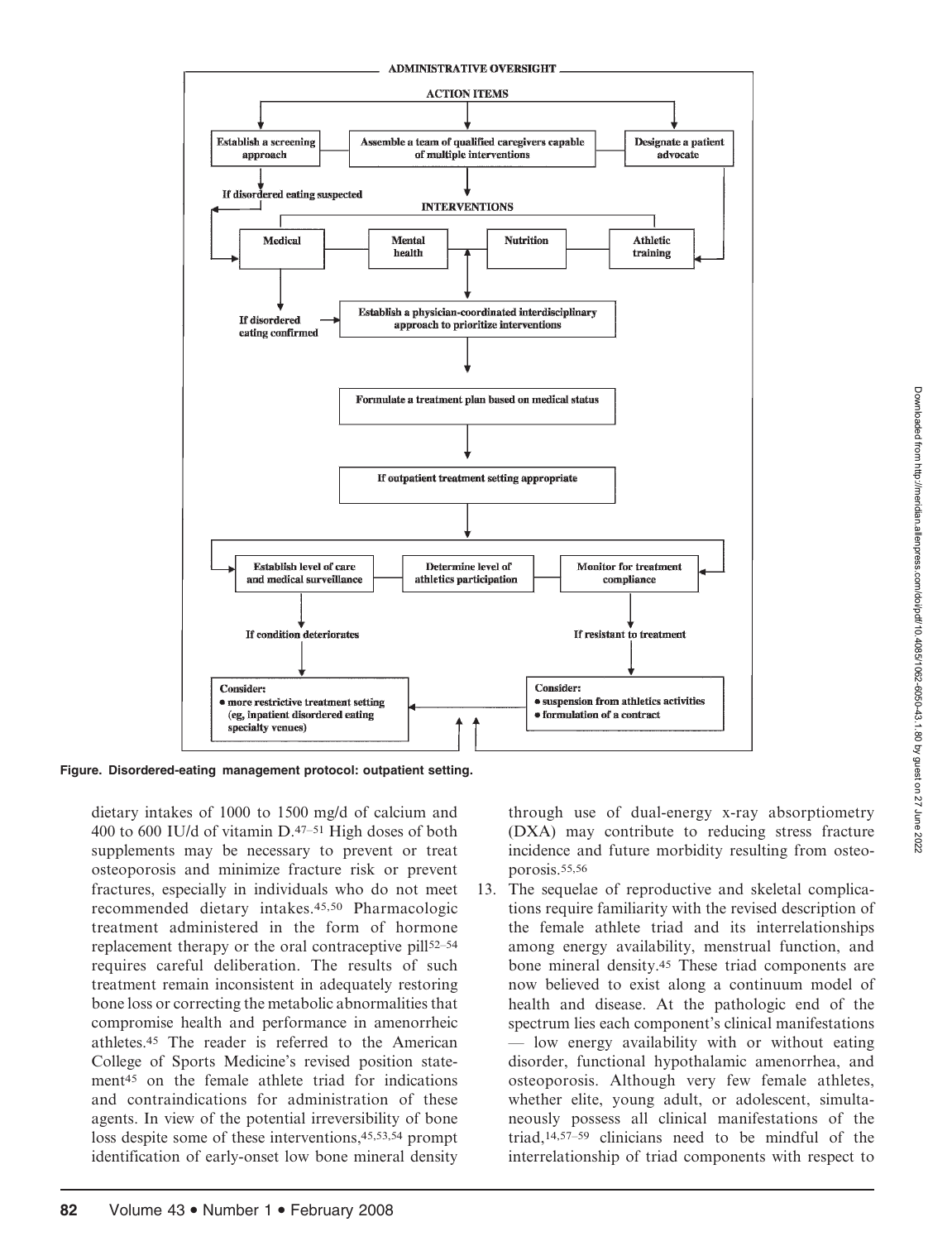**ADMINISTRATIVE OVERSIGHT**

**ACTION ITEMS**

- Establish a screening approach
- Assemble a team of qualified caregivers capable of multiple interventions
- Designate a patient advocate

If disordered eating suspected

**INTERVENTIONS**

- Medical
- Mental health
- Nutrition
- Athletic training

If disordered eating confirmed → Establish a physician-coordinated interdisciplinary approach to prioritize interventions

Formulate a treatment plan based on medical status

If outpatient treatment setting appropriate

- Establish level of care and medical surveillance
- Determine level of athletics participation
- Monitor for treatment compliance

If condition deteriorates

Consider:
- more restrictive treatment setting (eg, inpatient disordered eating specialty venues)

If resistant to treatment

Consider:
- suspension from athletics activities
- formulation of a contract

**Figure. Disordered-eating management protocol: outpatient setting.**

dietary intakes of 1000 to 1500 mg/d of calcium and 400 to 600 IU/d of vitamin D.[47–51] High doses of both supplements may be necessary to prevent or treat osteoporosis and minimize fracture risk or prevent fractures, especially in individuals who do not meet recommended dietary intakes.[45,50] Pharmacologic treatment administered in the form of hormone replacement therapy or the oral contraceptive pill[52–54] requires careful deliberation. The results of such treatment remain inconsistent in adequately restoring bone loss or correcting the metabolic abnormalities that compromise health and performance in amenorrheic athletes.[45] The reader is referred to the American College of Sports Medicine's revised position statement[45] on the female athlete triad for indications and contraindications for administration of these agents. In view of the potential irreversibility of bone loss despite some of these interventions,[45,53,54] prompt identification of early-onset low bone mineral density through use of dual-energy x-ray absorptiometry (DXA) may contribute to reducing stress fracture incidence and future morbidity resulting from osteoporosis.[55,56]

13. The sequelae of reproductive and skeletal complications require familiarity with the revised description of the female athlete triad and its interrelationships among energy availability, menstrual function, and bone mineral density.[45] These triad components are now believed to exist along a continuum model of health and disease. At the pathologic end of the spectrum lies each component's clinical manifestations — low energy availability with or without eating disorder, functional hypothalamic amenorrhea, and osteoporosis. Although very few female athletes, whether elite, young adult, or adolescent, simultaneously possess all clinical manifestations of the triad,[14,57–59] clinicians need to be mindful of the interrelationship of triad components with respect to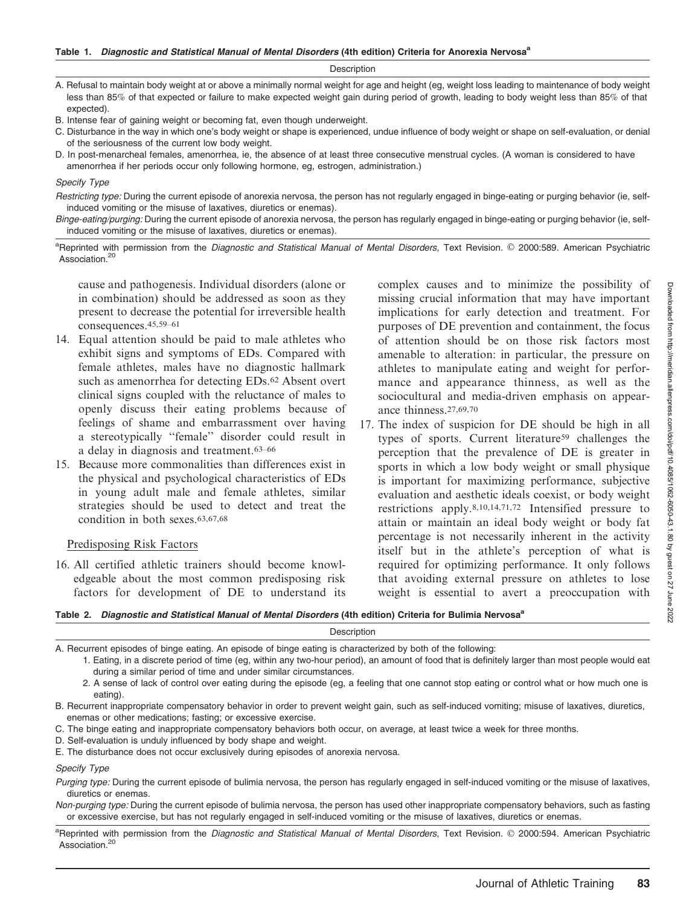**Table 1. *Diagnostic and Statistical Manual of Mental Disorders* (4th edition) Criteria for Anorexia Nervosa[a]**

| Description |
|---|
| A. Refusal to maintain body weight at or above a minimally normal weight for age and height (eg, weight loss leading to maintenance of body weight less than 85% of that expected or failure to make expected weight gain during period of growth, leading to body weight less than 85% of that expected). |
| B. Intense fear of gaining weight or becoming fat, even though underweight. |
| C. Disturbance in the way in which one's body weight or shape is experienced, undue influence of body weight or shape on self-evaluation, or denial of the seriousness of the current low body weight. |
| D. In post-menarcheal females, amenorrhea, ie, the absence of at least three consecutive menstrual cycles. (A woman is considered to have amenorrhea if her periods occur only following hormone, eg, estrogen, administration.) |
| *Specify Type* |
| *Restricting type:* During the current episode of anorexia nervosa, the person has not regularly engaged in binge-eating or purging behavior (ie, self-induced vomiting or the misuse of laxatives, diuretics or enemas). |
| *Binge-eating/purging:* During the current episode of anorexia nervosa, the person has regularly engaged in binge-eating or purging behavior (ie, self-induced vomiting or the misuse of laxatives, diuretics or enemas). |

[a]Reprinted with permission from the *Diagnostic and Statistical Manual of Mental Disorders*, Text Revision. © 2000:589. American Psychiatric Association.[20]

cause and pathogenesis. Individual disorders (alone or in combination) should be addressed as soon as they present to decrease the potential for irreversible health consequences.[45,59–61]

14. Equal attention should be paid to male athletes who exhibit signs and symptoms of EDs. Compared with female athletes, males have no diagnostic hallmark such as amenorrhea for detecting EDs.[62] Absent overt clinical signs coupled with the reluctance of males to openly discuss their eating problems because of feelings of shame and embarrassment over having a stereotypically "female" disorder could result in a delay in diagnosis and treatment.[63–66]
15. Because more commonalities than differences exist in the physical and psychological characteristics of EDs in young adult male and female athletes, similar strategies should be used to detect and treat the condition in both sexes.[63,67,68]

### Predisposing Risk Factors

16. All certified athletic trainers should become knowledgeable about the most common predisposing risk factors for development of DE to understand its complex causes and to minimize the possibility of missing crucial information that may have important implications for early detection and treatment. For purposes of DE prevention and containment, the focus of attention should be on those risk factors most amenable to alteration: in particular, the pressure on athletes to manipulate eating and weight for performance and appearance thinness, as well as the sociocultural and media-driven emphasis on appearance thinness.[27,69,70]
17. The index of suspicion for DE should be high in all types of sports. Current literature[59] challenges the perception that the prevalence of DE is greater in sports in which a low body weight or small physique is important for maximizing performance, subjective evaluation and aesthetic ideals coexist, or body weight restrictions apply.[8,10,14,71,72] Intensified pressure to attain or maintain an ideal body weight or body fat percentage is not necessarily inherent in the activity itself but in the athlete's perception of what is required for optimizing performance. It only follows that avoiding external pressure on athletes to lose weight is essential to avert a preoccupation with

**Table 2. *Diagnostic and Statistical Manual of Mental Disorders* (4th edition) Criteria for Bulimia Nervosa[a]**

| Description |
|---|
| A. Recurrent episodes of binge eating. An episode of binge eating is characterized by both of the following: |
| 1. Eating, in a discrete period of time (eg, within any two-hour period), an amount of food that is definitely larger than most people would eat during a similar period of time and under similar circumstances. |
| 2. A sense of lack of control over eating during the episode (eg, a feeling that one cannot stop eating or control what or how much one is eating). |
| B. Recurrent inappropriate compensatory behavior in order to prevent weight gain, such as self-induced vomiting; misuse of laxatives, diuretics, enemas or other medications; fasting; or excessive exercise. |
| C. The binge eating and inappropriate compensatory behaviors both occur, on average, at least twice a week for three months. |
| D. Self-evaluation is unduly influenced by body shape and weight. |
| E. The disturbance does not occur exclusively during episodes of anorexia nervosa. |
| *Specify Type* |
| *Purging type:* During the current episode of bulimia nervosa, the person has regularly engaged in self-induced vomiting or the misuse of laxatives, diuretics or enemas. |
| *Non-purging type:* During the current episode of bulimia nervosa, the person has used other inappropriate compensatory behaviors, such as fasting or excessive exercise, but has not regularly engaged in self-induced vomiting or the misuse of laxatives, diuretics or enemas. |

[a]Reprinted with permission from the *Diagnostic and Statistical Manual of Mental Disorders*, Text Revision. © 2000:594. American Psychiatric Association.[20]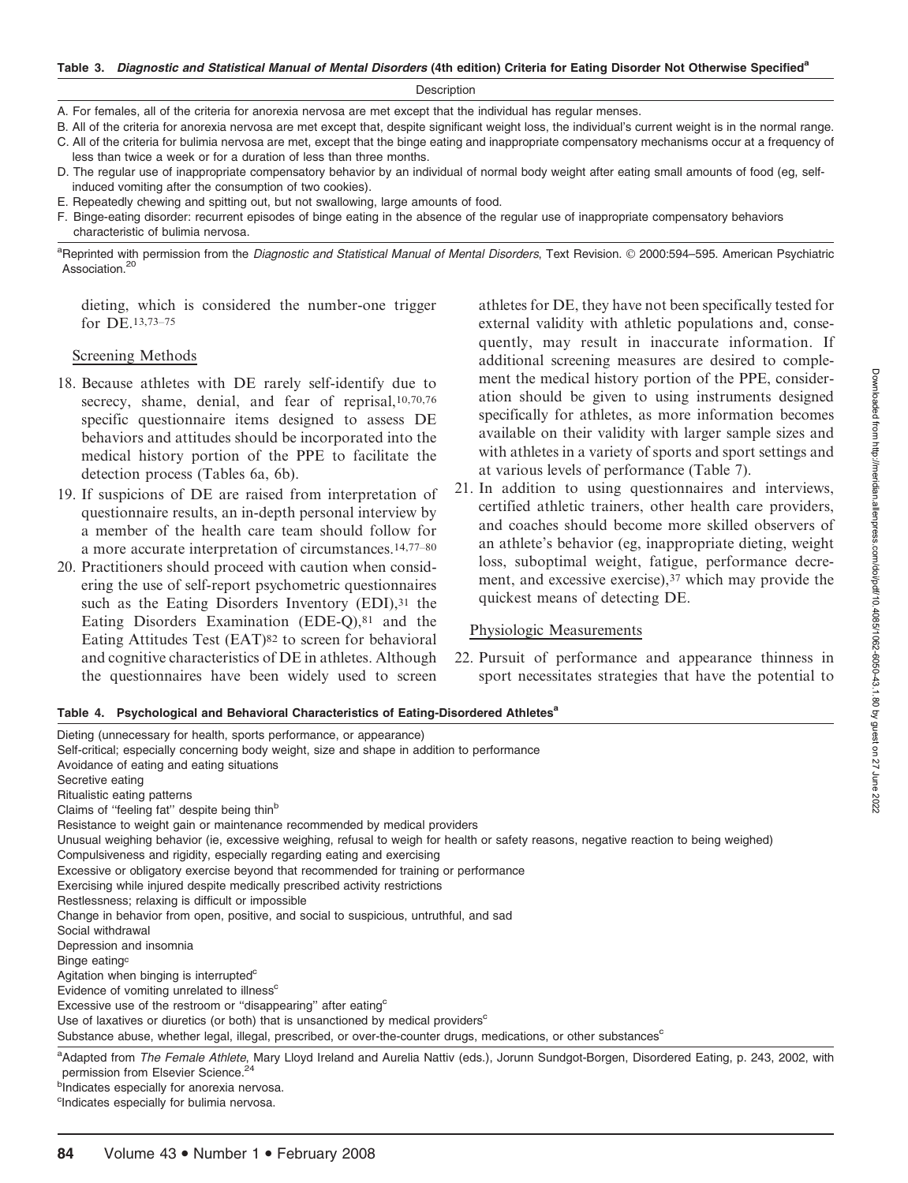**Table 3. *Diagnostic and Statistical Manual of Mental Disorders* (4th edition) Criteria for Eating Disorder Not Otherwise Specified[a]**

| Description |
|---|
| A. For females, all of the criteria for anorexia nervosa are met except that the individual has regular menses. |
| B. All of the criteria for anorexia nervosa are met except that, despite significant weight loss, the individual's current weight is in the normal range. |
| C. All of the criteria for bulimia nervosa are met, except that the binge eating and inappropriate compensatory mechanisms occur at a frequency of less than twice a week or for a duration of less than three months. |
| D. The regular use of inappropriate compensatory behavior by an individual of normal body weight after eating small amounts of food (eg, self-induced vomiting after the consumption of two cookies). |
| E. Repeatedly chewing and spitting out, but not swallowing, large amounts of food. |
| F. Binge-eating disorder: recurrent episodes of binge eating in the absence of the regular use of inappropriate compensatory behaviors characteristic of bulimia nervosa. |

[a]Reprinted with permission from the *Diagnostic and Statistical Manual of Mental Disorders*, Text Revision. © 2000:594–595. American Psychiatric Association.[20]

dieting, which is considered the number-one trigger for DE.[13,73–75]

## Screening Methods

18. Because athletes with DE rarely self-identify due to secrecy, shame, denial, and fear of reprisal,[10,70,76] specific questionnaire items designed to assess DE behaviors and attitudes should be incorporated into the medical history portion of the PPE to facilitate the detection process (Tables 6a, 6b).
19. If suspicions of DE are raised from interpretation of questionnaire results, an in-depth personal interview by a member of the health care team should follow for a more accurate interpretation of circumstances.[14,77–80]
20. Practitioners should proceed with caution when considering the use of self-report psychometric questionnaires such as the Eating Disorders Inventory (EDI),[31] the Eating Disorders Examination (EDE-Q),[81] and the Eating Attitudes Test (EAT)[82] to screen for behavioral and cognitive characteristics of DE in athletes. Although the questionnaires have been widely used to screen athletes for DE, they have not been specifically tested for external validity with athletic populations and, consequently, may result in inaccurate information. If additional screening measures are desired to complement the medical history portion of the PPE, consideration should be given to using instruments designed specifically for athletes, as more information becomes available on their validity with larger sample sizes and with athletes in a variety of sports and sport settings and at various levels of performance (Table 7).
21. In addition to using questionnaires and interviews, certified athletic trainers, other health care providers, and coaches should become more skilled observers of an athlete's behavior (eg, inappropriate dieting, weight loss, suboptimal weight, fatigue, performance decrement, and excessive exercise),[37] which may provide the quickest means of detecting DE.

## Physiologic Measurements

22. Pursuit of performance and appearance thinness in sport necessitates strategies that have the potential to

**Table 4. Psychological and Behavioral Characteristics of Eating-Disordered Athletes[a]**

| |
|---|
| Dieting (unnecessary for health, sports performance, or appearance) |
| Self-critical; especially concerning body weight, size and shape in addition to performance |
| Avoidance of eating and eating situations |
| Secretive eating |
| Ritualistic eating patterns |
| Claims of "feeling fat" despite being thin[b] |
| Resistance to weight gain or maintenance recommended by medical providers |
| Unusual weighing behavior (ie, excessive weighing, refusal to weigh for health or safety reasons, negative reaction to being weighed) |
| Compulsiveness and rigidity, especially regarding eating and exercising |
| Excessive or obligatory exercise beyond that recommended for training or performance |
| Exercising while injured despite medically prescribed activity restrictions |
| Restlessness; relaxing is difficult or impossible |
| Change in behavior from open, positive, and social to suspicious, untruthful, and sad |
| Social withdrawal |
| Depression and insomnia |
| Binge eating[c] |
| Agitation when binging is interrupted[c] |
| Evidence of vomiting unrelated to illness[c] |
| Excessive use of the restroom or "disappearing" after eating[c] |
| Use of laxatives or diuretics (or both) that is unsanctioned by medical providers[c] |
| Substance abuse, whether legal, illegal, prescribed, or over-the-counter drugs, medications, or other substances[c] |

[a]Adapted from *The Female Athlete*, Mary Lloyd Ireland and Aurelia Nattiv (eds.), Jorunn Sundgot-Borgen, Disordered Eating, p. 243, 2002, with permission from Elsevier Science.[24]

[b]Indicates especially for anorexia nervosa.

[c]Indicates especially for bulimia nervosa.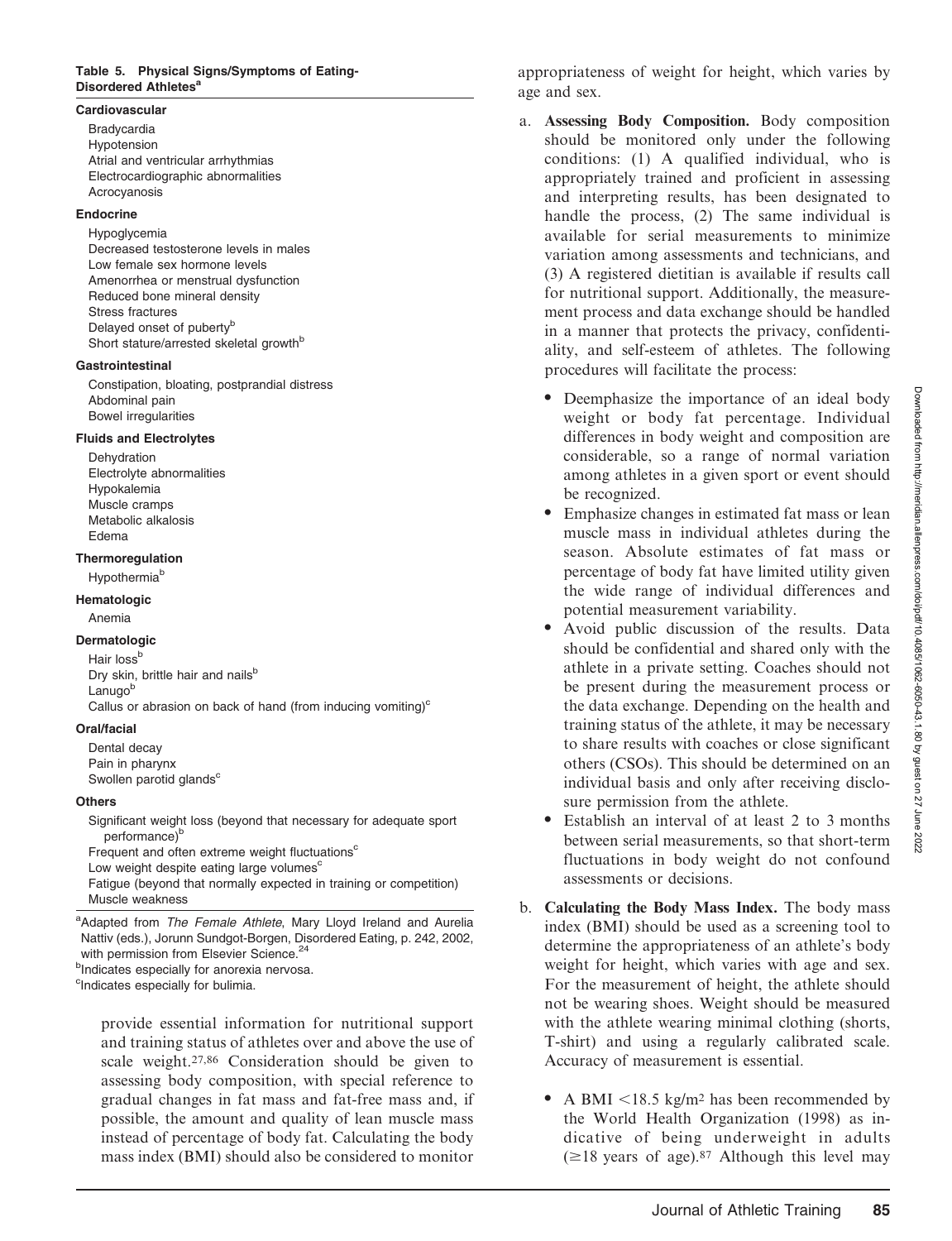**Table 5. Physical Signs/Symptoms of Eating-Disordered Athletes[a]**

**Cardiovascular**

Bradycardia
Hypotension
Atrial and ventricular arrhythmias
Electrocardiographic abnormalities
Acrocyanosis

**Endocrine**

Hypoglycemia
Decreased testosterone levels in males
Low female sex hormone levels
Amenorrhea or menstrual dysfunction
Reduced bone mineral density
Stress fractures
Delayed onset of puberty[b]
Short stature/arrested skeletal growth[b]

**Gastrointestinal**

Constipation, bloating, postprandial distress
Abdominal pain
Bowel irregularities

**Fluids and Electrolytes**

Dehydration
Electrolyte abnormalities
Hypokalemia
Muscle cramps
Metabolic alkalosis
Edema

**Thermoregulation**

Hypothermia[b]

**Hematologic**

Anemia

**Dermatologic**

Hair loss[b]
Dry skin, brittle hair and nails[b]
Lanugo[b]
Callus or abrasion on back of hand (from inducing vomiting)[c]

**Oral/facial**

Dental decay
Pain in pharynx
Swollen parotid glands[c]

**Others**

Significant weight loss (beyond that necessary for adequate sport performance)[b]
Frequent and often extreme weight fluctuations[c]
Low weight despite eating large volumes[c]
Fatigue (beyond that normally expected in training or competition)
Muscle weakness

[a]Adapted from *The Female Athlete*, Mary Lloyd Ireland and Aurelia Nattiv (eds.), Jorunn Sundgot-Borgen, Disordered Eating, p. 242, 2002, with permission from Elsevier Science.[24]
[b]Indicates especially for anorexia nervosa.
[c]Indicates especially for bulimia.

provide essential information for nutritional support and training status of athletes over and above the use of scale weight.[27,86] Consideration should be given to assessing body composition, with special reference to gradual changes in fat mass and fat-free mass and, if possible, the amount and quality of lean muscle mass instead of percentage of body fat. Calculating the body mass index (BMI) should also be considered to monitor appropriateness of weight for height, which varies by age and sex.

a. **Assessing Body Composition.** Body composition should be monitored only under the following conditions: (1) A qualified individual, who is appropriately trained and proficient in assessing and interpreting results, has been designated to handle the process, (2) The same individual is available for serial measurements to minimize variation among assessments and technicians, and (3) A registered dietitian is available if results call for nutritional support. Additionally, the measurement process and data exchange should be handled in a manner that protects the privacy, confidentiality, and self-esteem of athletes. The following procedures will facilitate the process:

   - Deemphasize the importance of an ideal body weight or body fat percentage. Individual differences in body weight and composition are considerable, so a range of normal variation among athletes in a given sport or event should be recognized.
   - Emphasize changes in estimated fat mass or lean muscle mass in individual athletes during the season. Absolute estimates of fat mass or percentage of body fat have limited utility given the wide range of individual differences and potential measurement variability.
   - Avoid public discussion of the results. Data should be confidential and shared only with the athlete in a private setting. Coaches should not be present during the measurement process or the data exchange. Depending on the health and training status of the athlete, it may be necessary to share results with coaches or close significant others (CSOs). This should be determined on an individual basis and only after receiving disclosure permission from the athlete.
   - Establish an interval of at least 2 to 3 months between serial measurements, so that short-term fluctuations in body weight do not confound assessments or decisions.

b. **Calculating the Body Mass Index.** The body mass index (BMI) should be used as a screening tool to determine the appropriateness of an athlete's body weight for height, which varies with age and sex. For the measurement of height, the athlete should not be wearing shoes. Weight should be measured with the athlete wearing minimal clothing (shorts, T-shirt) and using a regularly calibrated scale. Accuracy of measurement is essential.

   - A BMI $<18.5$ kg/m$^2$ has been recommended by the World Health Organization (1998) as indicative of being underweight in adults ($\geq 18$ years of age).[87] Although this level may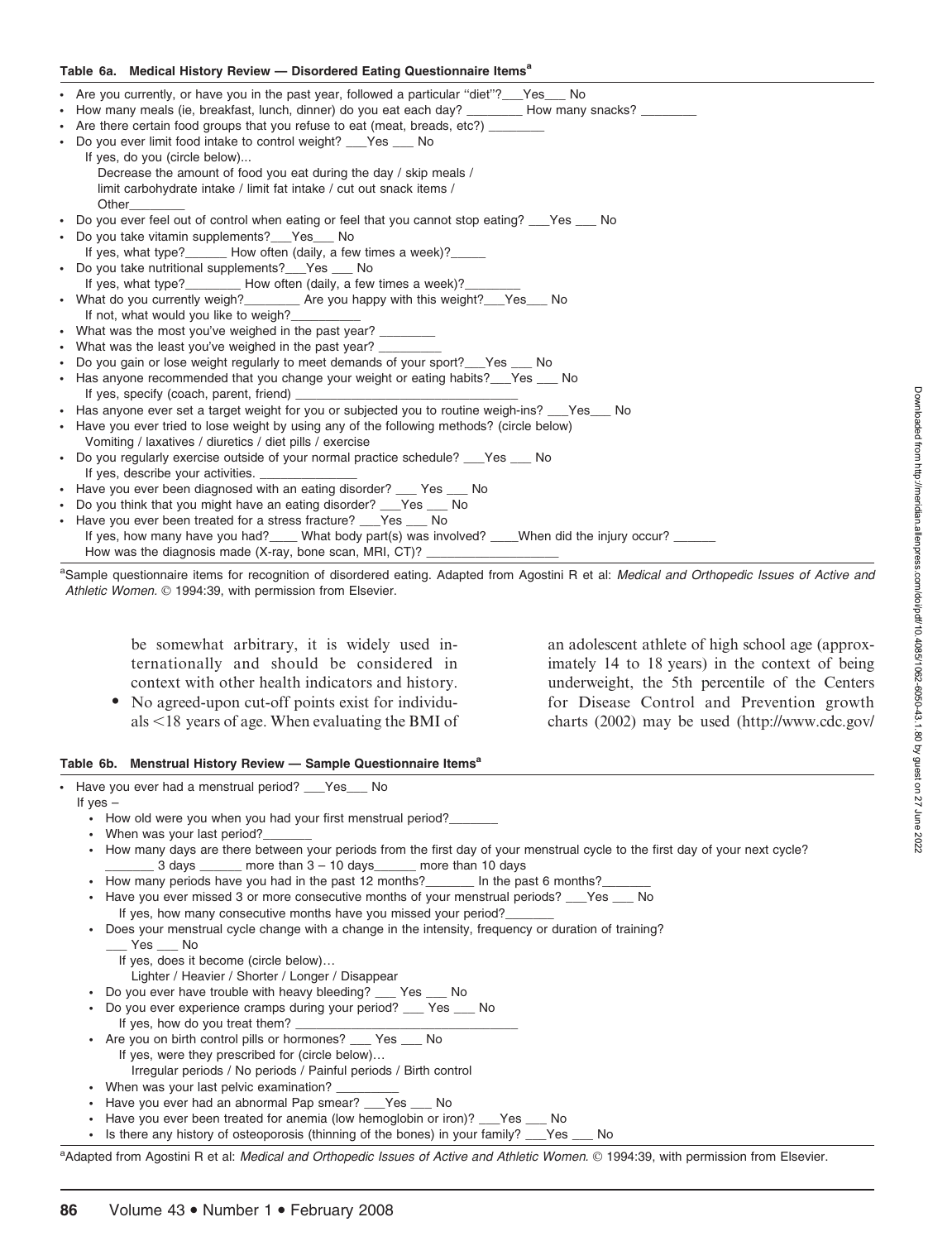**Table 6a. Medical History Review — Disordered Eating Questionnaire Items[a]**

- Are you currently, or have you in the past year, followed a particular "diet"?___Yes___ No
- How many meals (ie, breakfast, lunch, dinner) do you eat each day? ________ How many snacks? ________
- Are there certain food groups that you refuse to eat (meat, breads, etc?) ________
- Do you ever limit food intake to control weight? ___Yes ___ No
  If yes, do you (circle below)...
  Decrease the amount of food you eat during the day / skip meals / limit carbohydrate intake / limit fat intake / cut out snack items / Other________
- Do you ever feel out of control when eating or feel that you cannot stop eating? ___Yes ___ No
- Do you take vitamin supplements?___Yes___ No
  If yes, what type?______ How often (daily, a few times a week)?_____
- Do you take nutritional supplements?___Yes ___ No
  If yes, what type?________ How often (daily, a few times a week)?________
- What do you currently weigh?________ Are you happy with this weight?___Yes___ No
  If not, what would you like to weigh?__________
- What was the most you've weighed in the past year? ________
- What was the least you've weighed in the past year? _________
- Do you gain or lose weight regularly to meet demands of your sport?___Yes ___ No
- Has anyone recommended that you change your weight or eating habits?___Yes ___ No
  If yes, specify (coach, parent, friend) ______________________________
- Has anyone ever set a target weight for you or subjected you to routine weigh-ins? ___Yes___ No
- Have you ever tried to lose weight by using any of the following methods? (circle below)
  Vomiting / laxatives / diuretics / diet pills / exercise
- Do you regularly exercise outside of your normal practice schedule? ___Yes ___ No
  If yes, describe your activities. ______________
- Have you ever been diagnosed with an eating disorder? ___ Yes ___ No
- Do you think that you might have an eating disorder? ___Yes ___ No
- Have you ever been treated for a stress fracture? ___Yes ___ No
  If yes, how many have you had?____ What body part(s) was involved? ____When did the injury occur? ______
  How was the diagnosis made (X-ray, bone scan, MRI, CT)? __________________

[a]Sample questionnaire items for recognition of disordered eating. Adapted from Agostini R et al: *Medical and Orthopedic Issues of Active and Athletic Women.* © 1994:39, with permission from Elsevier.

be somewhat arbitrary, it is widely used internationally and should be considered in context with other health indicators and history.

- No agreed-upon cut-off points exist for individuals <18 years of age. When evaluating the BMI of an adolescent athlete of high school age (approximately 14 to 18 years) in the context of being underweight, the 5th percentile of the Centers for Disease Control and Prevention growth charts (2002) may be used (http://www.cdc.gov/

**Table 6b. Menstrual History Review — Sample Questionnaire Items[a]**

- Have you ever had a menstrual period? ___Yes___ No
  If yes –
  - How old were you when you had your first menstrual period?_______
  - When was your last period?_______
  - How many days are there between your periods from the first day of your menstrual cycle to the first day of your next cycle?
    _______ 3 days ______ more than 3 – 10 days______ more than 10 days
  - How many periods have you had in the past 12 months?_______ In the past 6 months?_______
  - Have you ever missed 3 or more consecutive months of your menstrual periods? ___Yes ___ No
    If yes, how many consecutive months have you missed your period?_______
  - Does your menstrual cycle change with a change in the intensity, frequency or duration of training?
    ___ Yes ___ No
    If yes, does it become (circle below)…
    Lighter / Heavier / Shorter / Longer / Disappear
  - Do you ever have trouble with heavy bleeding? ___ Yes ___ No
  - Do you ever experience cramps during your period? ___ Yes ___ No
    If yes, how do you treat them? ________________________________
  - Are you on birth control pills or hormones? ___ Yes ___ No
    If yes, were they prescribed for (circle below)…
    Irregular periods / No periods / Painful periods / Birth control
  - When was your last pelvic examination? _________
  - Have you ever had an abnormal Pap smear? ___Yes ___ No
  - Have you ever been treated for anemia (low hemoglobin or iron)? ___Yes ___ No
  - Is there any history of osteoporosis (thinning of the bones) in your family? ___Yes ___ No

[a]Adapted from Agostini R et al: *Medical and Orthopedic Issues of Active and Athletic Women.* © 1994:39, with permission from Elsevier.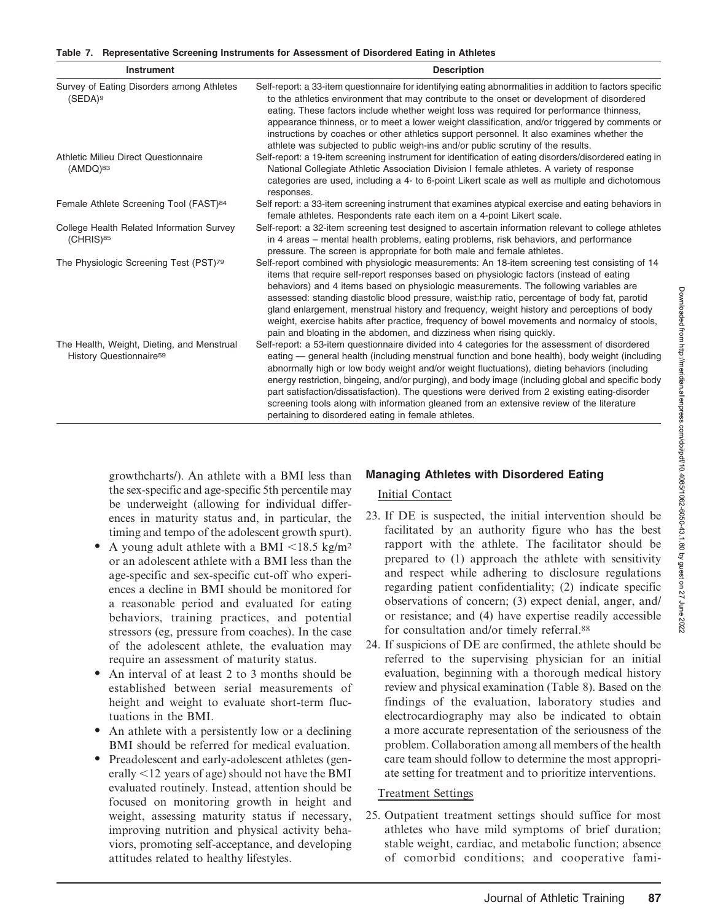**Table 7. Representative Screening Instruments for Assessment of Disordered Eating in Athletes**

| Instrument | Description |
|---|---|
| Survey of Eating Disorders among Athletes (SEDA)[9] | Self-report: a 33-item questionnaire for identifying eating abnormalities in addition to factors specific to the athletics environment that may contribute to the onset or development of disordered eating. These factors include whether weight loss was required for performance thinness, appearance thinness, or to meet a lower weight classification, and/or triggered by comments or instructions by coaches or other athletics support personnel. It also examines whether the athlete was subjected to public weigh-ins and/or public scrutiny of the results. |
| Athletic Milieu Direct Questionnaire (AMDQ)[83] | Self-report: a 19-item screening instrument for identification of eating disorders/disordered eating in National Collegiate Athletic Association Division I female athletes. A variety of response categories are used, including a 4- to 6-point Likert scale as well as multiple and dichotomous responses. |
| Female Athlete Screening Tool (FAST)[84] | Self report: a 33-item screening instrument that examines atypical exercise and eating behaviors in female athletes. Respondents rate each item on a 4-point Likert scale. |
| College Health Related Information Survey (CHRIS)[85] | Self-report: a 32-item screening test designed to ascertain information relevant to college athletes in 4 areas – mental health problems, eating problems, risk behaviors, and performance pressure. The screen is appropriate for both male and female athletes. |
| The Physiologic Screening Test (PST)[79] | Self-report combined with physiologic measurements: An 18-item screening test consisting of 14 items that require self-report responses based on physiologic factors (instead of eating behaviors) and 4 items based on physiologic measurements. The following variables are assessed: standing diastolic blood pressure, waist:hip ratio, percentage of body fat, parotid gland enlargement, menstrual history and frequency, weight history and perceptions of body weight, exercise habits after practice, frequency of bowel movements and normalcy of stools, pain and bloating in the abdomen, and dizziness when rising quickly. |
| The Health, Weight, Dieting, and Menstrual History Questionnaire[59] | Self-report: a 53-item questionnaire divided into 4 categories for the assessment of disordered eating — general health (including menstrual function and bone health), body weight (including abnormally high or low body weight and/or weight fluctuations), dieting behaviors (including energy restriction, bingeing, and/or purging), and body image (including global and specific body part satisfaction/dissatisfaction). The questions were derived from 2 existing eating-disorder screening tools along with information gleaned from an extensive review of the literature pertaining to disordered eating in female athletes. |

growthcharts/). An athlete with a BMI less than the sex-specific and age-specific 5th percentile may be underweight (allowing for individual differences in maturity status and, in particular, the timing and tempo of the adolescent growth spurt).

- A young adult athlete with a BMI $<$18.5 kg/m$^2$ or an adolescent athlete with a BMI less than the age-specific and sex-specific cut-off who experiences a decline in BMI should be monitored for a reasonable period and evaluated for eating behaviors, training practices, and potential stressors (eg, pressure from coaches). In the case of the adolescent athlete, the evaluation may require an assessment of maturity status.
- An interval of at least 2 to 3 months should be established between serial measurements of height and weight to evaluate short-term fluctuations in the BMI.
- An athlete with a persistently low or a declining BMI should be referred for medical evaluation.
- Preadolescent and early-adolescent athletes (generally $<$12 years of age) should not have the BMI evaluated routinely. Instead, attention should be focused on monitoring growth in height and weight, assessing maturity status if necessary, improving nutrition and physical activity behaviors, promoting self-acceptance, and developing attitudes related to healthy lifestyles.

## Managing Athletes with Disordered Eating

### Initial Contact

23. If DE is suspected, the initial intervention should be facilitated by an authority figure who has the best rapport with the athlete. The facilitator should be prepared to (1) approach the athlete with sensitivity and respect while adhering to disclosure regulations regarding patient confidentiality; (2) indicate specific observations of concern; (3) expect denial, anger, and/or resistance; and (4) have expertise readily accessible for consultation and/or timely referral.[88]
24. If suspicions of DE are confirmed, the athlete should be referred to the supervising physician for an initial evaluation, beginning with a thorough medical history review and physical examination (Table 8). Based on the findings of the evaluation, laboratory studies and electrocardiography may also be indicated to obtain a more accurate representation of the seriousness of the problem. Collaboration among all members of the health care team should follow to determine the most appropriate setting for treatment and to prioritize interventions.

### Treatment Settings

25. Outpatient treatment settings should suffice for most athletes who have mild symptoms of brief duration; stable weight, cardiac, and metabolic function; absence of comorbid conditions; and cooperative fami-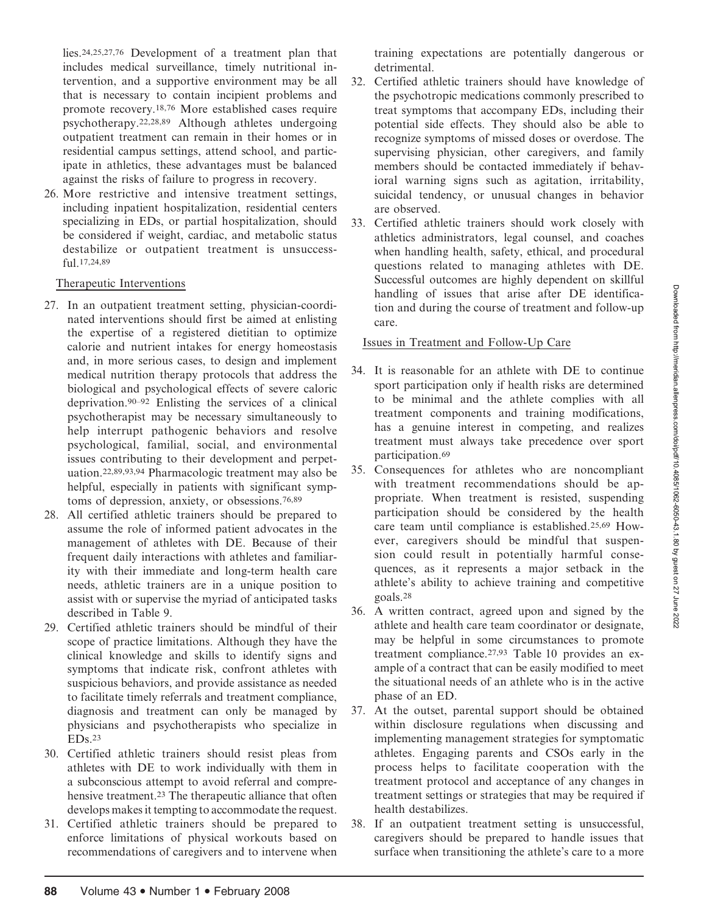lies.[24,25,27,76] Development of a treatment plan that includes medical surveillance, timely nutritional intervention, and a supportive environment may be all that is necessary to contain incipient problems and promote recovery.[18,76] More established cases require psychotherapy.[22,28,89] Although athletes undergoing outpatient treatment can remain in their homes or in residential campus settings, attend school, and participate in athletics, these advantages must be balanced against the risks of failure to progress in recovery.

26. More restrictive and intensive treatment settings, including inpatient hospitalization, residential centers specializing in EDs, or partial hospitalization, should be considered if weight, cardiac, and metabolic status destabilize or outpatient treatment is unsuccessful.[17,24,89]

Therapeutic Interventions

27. In an outpatient treatment setting, physician-coordinated interventions should first be aimed at enlisting the expertise of a registered dietitian to optimize calorie and nutrient intakes for energy homeostasis and, in more serious cases, to design and implement medical nutrition therapy protocols that address the biological and psychological effects of severe caloric deprivation.[90–92] Enlisting the services of a clinical psychotherapist may be necessary simultaneously to help interrupt pathogenic behaviors and resolve psychological, familial, social, and environmental issues contributing to their development and perpetuation.[22,89,93,94] Pharmacologic treatment may also be helpful, especially in patients with significant symptoms of depression, anxiety, or obsessions.[76,89]
28. All certified athletic trainers should be prepared to assume the role of informed patient advocates in the management of athletes with DE. Because of their frequent daily interactions with athletes and familiarity with their immediate and long-term health care needs, athletic trainers are in a unique position to assist with or supervise the myriad of anticipated tasks described in Table 9.
29. Certified athletic trainers should be mindful of their scope of practice limitations. Although they have the clinical knowledge and skills to identify signs and symptoms that indicate risk, confront athletes with suspicious behaviors, and provide assistance as needed to facilitate timely referrals and treatment compliance, diagnosis and treatment can only be managed by physicians and psychotherapists who specialize in EDs.[23]
30. Certified athletic trainers should resist pleas from athletes with DE to work individually with them in a subconscious attempt to avoid referral and comprehensive treatment.[23] The therapeutic alliance that often develops makes it tempting to accommodate the request.
31. Certified athletic trainers should be prepared to enforce limitations of physical workouts based on recommendations of caregivers and to intervene when training expectations are potentially dangerous or detrimental.
32. Certified athletic trainers should have knowledge of the psychotropic medications commonly prescribed to treat symptoms that accompany EDs, including their potential side effects. They should also be able to recognize symptoms of missed doses or overdose. The supervising physician, other caregivers, and family members should be contacted immediately if behavioral warning signs such as agitation, irritability, suicidal tendency, or unusual changes in behavior are observed.
33. Certified athletic trainers should work closely with athletics administrators, legal counsel, and coaches when handling health, safety, ethical, and procedural questions related to managing athletes with DE. Successful outcomes are highly dependent on skillful handling of issues that arise after DE identification and during the course of treatment and follow-up care.

Issues in Treatment and Follow-Up Care

34. It is reasonable for an athlete with DE to continue sport participation only if health risks are determined to be minimal and the athlete complies with all treatment components and training modifications, has a genuine interest in competing, and realizes treatment must always take precedence over sport participation.[69]
35. Consequences for athletes who are noncompliant with treatment recommendations should be appropriate. When treatment is resisted, suspending participation should be considered by the health care team until compliance is established.[25,69] However, caregivers should be mindful that suspension could result in potentially harmful consequences, as it represents a major setback in the athlete's ability to achieve training and competitive goals.[28]
36. A written contract, agreed upon and signed by the athlete and health care team coordinator or designate, may be helpful in some circumstances to promote treatment compliance.[27,93] Table 10 provides an example of a contract that can be easily modified to meet the situational needs of an athlete who is in the active phase of an ED.
37. At the outset, parental support should be obtained within disclosure regulations when discussing and implementing management strategies for symptomatic athletes. Engaging parents and CSOs early in the process helps to facilitate cooperation with the treatment protocol and acceptance of any changes in treatment settings or strategies that may be required if health destabilizes.
38. If an outpatient treatment setting is unsuccessful, caregivers should be prepared to handle issues that surface when transitioning the athlete's care to a more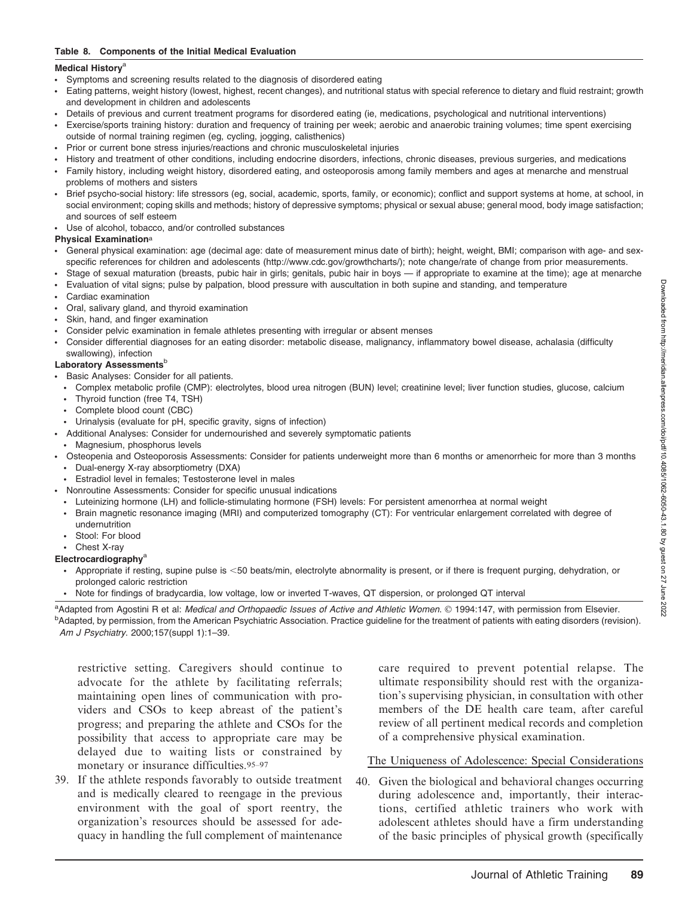**Table 8. Components of the Initial Medical Evaluation**

**Medical History**[a]

- Symptoms and screening results related to the diagnosis of disordered eating
- Eating patterns, weight history (lowest, highest, recent changes), and nutritional status with special reference to dietary and fluid restraint; growth and development in children and adolescents
- Details of previous and current treatment programs for disordered eating (ie, medications, psychological and nutritional interventions)
- Exercise/sports training history: duration and frequency of training per week; aerobic and anaerobic training volumes; time spent exercising outside of normal training regimen (eg, cycling, jogging, calisthenics)
- Prior or current bone stress injuries/reactions and chronic musculoskeletal injuries
- History and treatment of other conditions, including endocrine disorders, infections, chronic diseases, previous surgeries, and medications
- Family history, including weight history, disordered eating, and osteoporosis among family members and ages at menarche and menstrual problems of mothers and sisters
- Brief psycho-social history: life stressors (eg, social, academic, sports, family, or economic); conflict and support systems at home, at school, in social environment; coping skills and methods; history of depressive symptoms; physical or sexual abuse; general mood, body image satisfaction; and sources of self esteem
- Use of alcohol, tobacco, and/or controlled substances

**Physical Examination**[a]

- General physical examination: age (decimal age: date of measurement minus date of birth); height, weight, BMI; comparison with age- and sex-specific references for children and adolescents (http://www.cdc.gov/growthcharts/); note change/rate of change from prior measurements.
- Stage of sexual maturation (breasts, pubic hair in girls; genitals, pubic hair in boys — if appropriate to examine at the time); age at menarche
- Evaluation of vital signs; pulse by palpation, blood pressure with auscultation in both supine and standing, and temperature
- Cardiac examination
- Oral, salivary gland, and thyroid examination
- Skin, hand, and finger examination
- Consider pelvic examination in female athletes presenting with irregular or absent menses
- Consider differential diagnoses for an eating disorder: metabolic disease, malignancy, inflammatory bowel disease, achalasia (difficulty swallowing), infection

**Laboratory Assessments**[b]

- Basic Analyses: Consider for all patients.
  - Complex metabolic profile (CMP): electrolytes, blood urea nitrogen (BUN) level; creatinine level; liver function studies, glucose, calcium
  - Thyroid function (free T4, TSH)
  - Complete blood count (CBC)
  - Urinalysis (evaluate for pH, specific gravity, signs of infection)
- Additional Analyses: Consider for undernourished and severely symptomatic patients
  - Magnesium, phosphorus levels
- Osteopenia and Osteoporosis Assessments: Consider for patients underweight more than 6 months or amenorrheic for more than 3 months
  - Dual-energy X-ray absorptiometry (DXA)
  - Estradiol level in females; Testosterone level in males
- Nonroutine Assessments: Consider for specific unusual indications
  - Luteinizing hormone (LH) and follicle-stimulating hormone (FSH) levels: For persistent amenorrhea at normal weight
  - Brain magnetic resonance imaging (MRI) and computerized tomography (CT): For ventricular enlargement correlated with degree of undernutrition
  - Stool: For blood
  - Chest X-ray

**Electrocardiography**[a]

- Appropriate if resting, supine pulse is <50 beats/min, electrolyte abnormality is present, or if there is frequent purging, dehydration, or prolonged caloric restriction
- Note for findings of bradycardia, low voltage, low or inverted T-waves, QT dispersion, or prolonged QT interval

[a]Adapted from Agostini R et al: *Medical and Orthopaedic Issues of Active and Athletic Women.* © 1994:147, with permission from Elsevier.
[b]Adapted, by permission, from the American Psychiatric Association. Practice guideline for the treatment of patients with eating disorders (revision). *Am J Psychiatry.* 2000;157(suppl 1):1–39.

restrictive setting. Caregivers should continue to advocate for the athlete by facilitating referrals; maintaining open lines of communication with providers and CSOs to keep abreast of the patient's progress; and preparing the athlete and CSOs for the possibility that access to appropriate care may be delayed due to waiting lists or constrained by monetary or insurance difficulties.[95–97]

39. If the athlete responds favorably to outside treatment and is medically cleared to reengage in the previous environment with the goal of sport reentry, the organization's resources should be assessed for adequacy in handling the full complement of maintenance care required to prevent potential relapse. The ultimate responsibility should rest with the organization's supervising physician, in consultation with other members of the DE health care team, after careful review of all pertinent medical records and completion of a comprehensive physical examination.

## The Uniqueness of Adolescence: Special Considerations

40. Given the biological and behavioral changes occurring during adolescence and, importantly, their interactions, certified athletic trainers who work with adolescent athletes should have a firm understanding of the basic principles of physical growth (specifically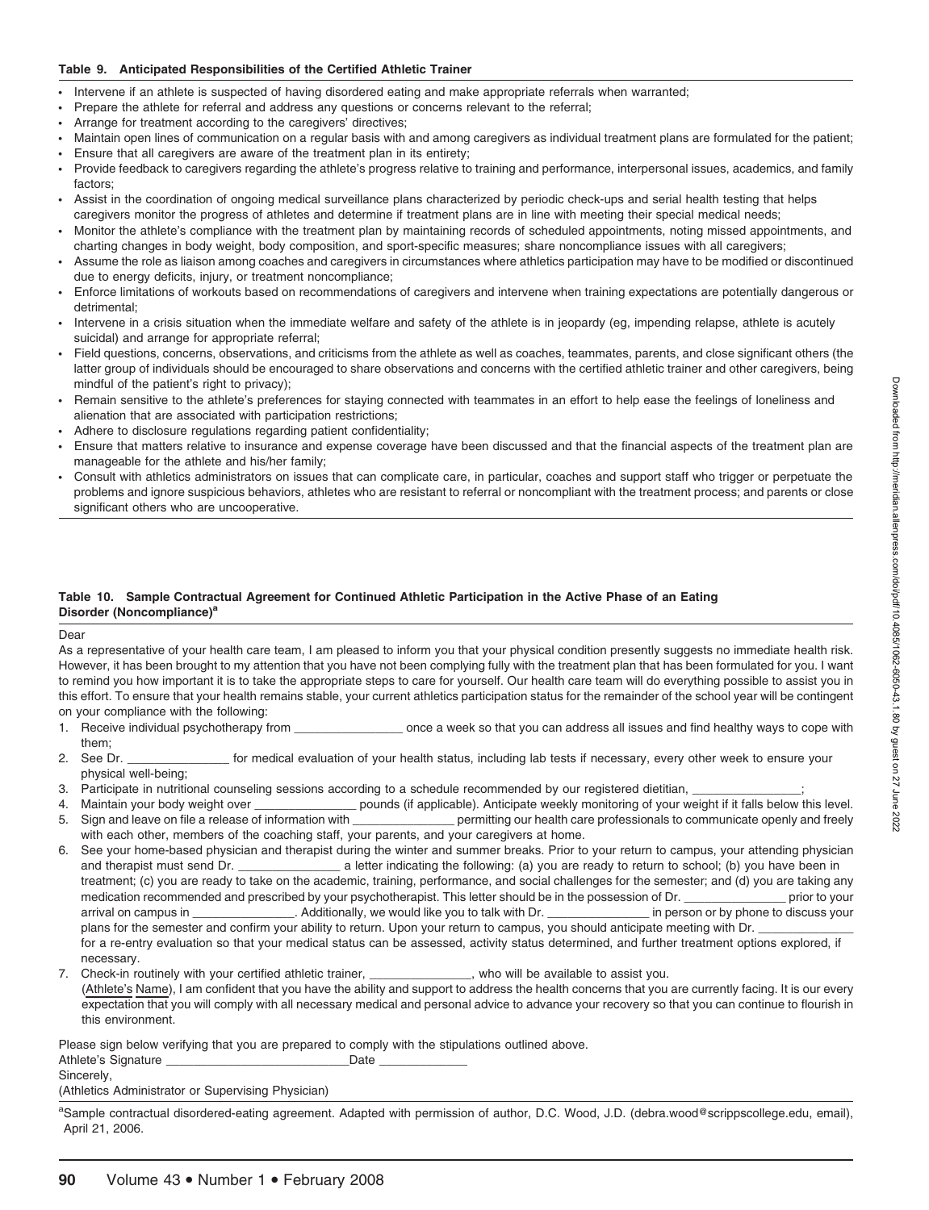**Table 9. Anticipated Responsibilities of the Certified Athletic Trainer**

- Intervene if an athlete is suspected of having disordered eating and make appropriate referrals when warranted;
- Prepare the athlete for referral and address any questions or concerns relevant to the referral;
- Arrange for treatment according to the caregivers' directives;
- Maintain open lines of communication on a regular basis with and among caregivers as individual treatment plans are formulated for the patient;
- Ensure that all caregivers are aware of the treatment plan in its entirety;
- Provide feedback to caregivers regarding the athlete's progress relative to training and performance, interpersonal issues, academics, and family factors;
- Assist in the coordination of ongoing medical surveillance plans characterized by periodic check-ups and serial health testing that helps caregivers monitor the progress of athletes and determine if treatment plans are in line with meeting their special medical needs;
- Monitor the athlete's compliance with the treatment plan by maintaining records of scheduled appointments, noting missed appointments, and charting changes in body weight, body composition, and sport-specific measures; share noncompliance issues with all caregivers;
- Assume the role as liaison among coaches and caregivers in circumstances where athletics participation may have to be modified or discontinued due to energy deficits, injury, or treatment noncompliance;
- Enforce limitations of workouts based on recommendations of caregivers and intervene when training expectations are potentially dangerous or detrimental;
- Intervene in a crisis situation when the immediate welfare and safety of the athlete is in jeopardy (eg, impending relapse, athlete is acutely suicidal) and arrange for appropriate referral;
- Field questions, concerns, observations, and criticisms from the athlete as well as coaches, teammates, parents, and close significant others (the latter group of individuals should be encouraged to share observations and concerns with the certified athletic trainer and other caregivers, being mindful of the patient's right to privacy);
- Remain sensitive to the athlete's preferences for staying connected with teammates in an effort to help ease the feelings of loneliness and alienation that are associated with participation restrictions;
- Adhere to disclosure regulations regarding patient confidentiality;
- Ensure that matters relative to insurance and expense coverage have been discussed and that the financial aspects of the treatment plan are manageable for the athlete and his/her family;
- Consult with athletics administrators on issues that can complicate care, in particular, coaches and support staff who trigger or perpetuate the problems and ignore suspicious behaviors, athletes who are resistant to referral or noncompliant with the treatment process; and parents or close significant others who are uncooperative.

**Table 10. Sample Contractual Agreement for Continued Athletic Participation in the Active Phase of an Eating Disorder (Noncompliance)[a]**

Dear

As a representative of your health care team, I am pleased to inform you that your physical condition presently suggests no immediate health risk. However, it has been brought to my attention that you have not been complying fully with the treatment plan that has been formulated for you. I want to remind you how important it is to take the appropriate steps to care for yourself. Our health care team will do everything possible to assist you in this effort. To ensure that your health remains stable, your current athletics participation status for the remainder of the school year will be contingent on your compliance with the following:

1. Receive individual psychotherapy from ________________ once a week so that you can address all issues and find healthy ways to cope with them;
2. See Dr. _______________ for medical evaluation of your health status, including lab tests if necessary, every other week to ensure your physical well-being;
3. Participate in nutritional counseling sessions according to a schedule recommended by our registered dietitian, ________________;
4. Maintain your body weight over _______________ pounds (if applicable). Anticipate weekly monitoring of your weight if it falls below this level.
5. Sign and leave on file a release of information with _______________ permitting our health care professionals to communicate openly and freely with each other, members of the coaching staff, your parents, and your caregivers at home.
6. See your home-based physician and therapist during the winter and summer breaks. Prior to your return to campus, your attending physician and therapist must send Dr. _______________ a letter indicating the following: (a) you are ready to return to school; (b) you have been in treatment; (c) you are ready to take on the academic, training, performance, and social challenges for the semester; and (d) you are taking any medication recommended and prescribed by your psychotherapist. This letter should be in the possession of Dr. _______________ prior to your arrival on campus in _______________. Additionally, we would like you to talk with Dr. _______________ in person or by phone to discuss your plans for the semester and confirm your ability to return. Upon your return to campus, you should anticipate meeting with Dr. _______________ for a re-entry evaluation so that your medical status can be assessed, activity status determined, and further treatment options explored, if necessary.
7. Check-in routinely with your certified athletic trainer, _______________, who will be available to assist you.

(Athlete's Name), I am confident that you have the ability and support to address the health concerns that you are currently facing. It is our every expectation that you will comply with all necessary medical and personal advice to advance your recovery so that you can continue to flourish in this environment.

Please sign below verifying that you are prepared to comply with the stipulations outlined above.

Athlete's Signature ___________________________ Date _____________

Sincerely,

(Athletics Administrator or Supervising Physician)

[a]Sample contractual disordered-eating agreement. Adapted with permission of author, D.C. Wood, J.D. (debra.wood@scrippscollege.edu, email), April 21, 2006.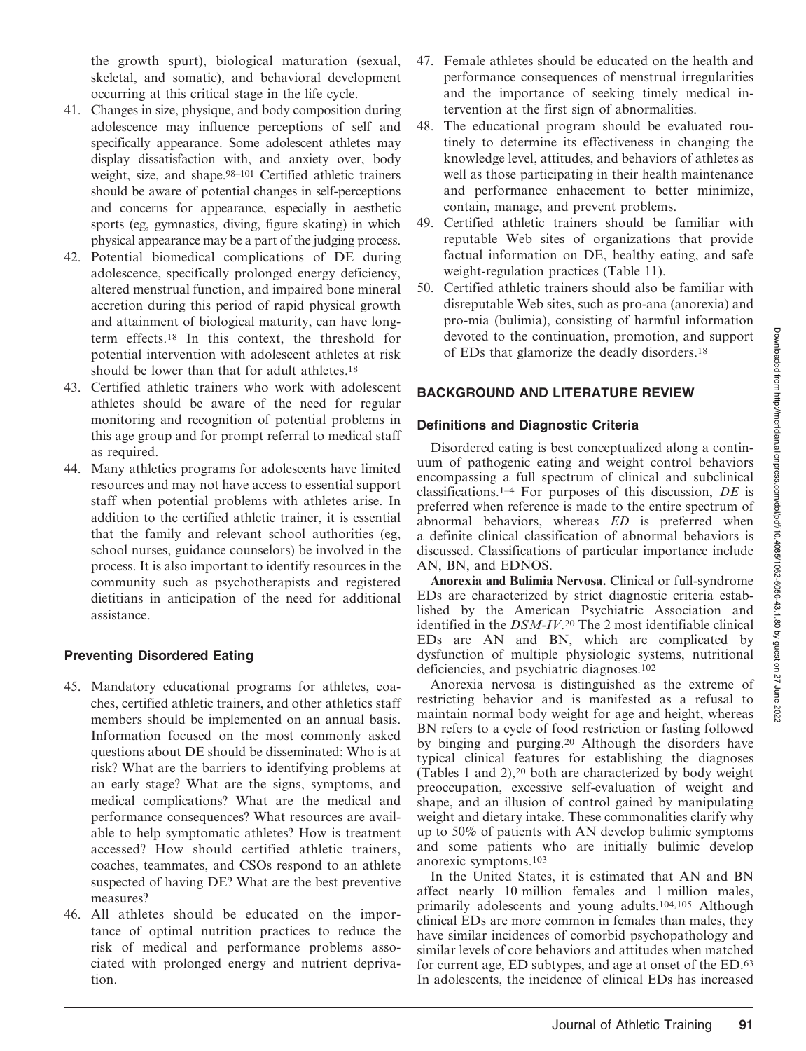the growth spurt), biological maturation (sexual, skeletal, and somatic), and behavioral development occurring at this critical stage in the life cycle.

41. Changes in size, physique, and body composition during adolescence may influence perceptions of self and specifically appearance. Some adolescent athletes may display dissatisfaction with, and anxiety over, body weight, size, and shape.[98–101] Certified athletic trainers should be aware of potential changes in self-perceptions and concerns for appearance, especially in aesthetic sports (eg, gymnastics, diving, figure skating) in which physical appearance may be a part of the judging process.
42. Potential biomedical complications of DE during adolescence, specifically prolonged energy deficiency, altered menstrual function, and impaired bone mineral accretion during this period of rapid physical growth and attainment of biological maturity, can have long-term effects.[18] In this context, the threshold for potential intervention with adolescent athletes at risk should be lower than that for adult athletes.[18]
43. Certified athletic trainers who work with adolescent athletes should be aware of the need for regular monitoring and recognition of potential problems in this age group and for prompt referral to medical staff as required.
44. Many athletics programs for adolescents have limited resources and may not have access to essential support staff when potential problems with athletes arise. In addition to the certified athletic trainer, it is essential that the family and relevant school authorities (eg, school nurses, guidance counselors) be involved in the process. It is also important to identify resources in the community such as psychotherapists and registered dietitians in anticipation of the need for additional assistance.

### Preventing Disordered Eating

45. Mandatory educational programs for athletes, coaches, certified athletic trainers, and other athletics staff members should be implemented on an annual basis. Information focused on the most commonly asked questions about DE should be disseminated: Who is at risk? What are the barriers to identifying problems at an early stage? What are the signs, symptoms, and medical complications? What are the medical and performance consequences? What resources are available to help symptomatic athletes? How is treatment accessed? How should certified athletic trainers, coaches, teammates, and CSOs respond to an athlete suspected of having DE? What are the best preventive measures?
46. All athletes should be educated on the importance of optimal nutrition practices to reduce the risk of medical and performance problems associated with prolonged energy and nutrient deprivation.
47. Female athletes should be educated on the health and performance consequences of menstrual irregularities and the importance of seeking timely medical intervention at the first sign of abnormalities.
48. The educational program should be evaluated routinely to determine its effectiveness in changing the knowledge level, attitudes, and behaviors of athletes as well as those participating in their health maintenance and performance enhacement to better minimize, contain, manage, and prevent problems.
49. Certified athletic trainers should be familiar with reputable Web sites of organizations that provide factual information on DE, healthy eating, and safe weight-regulation practices (Table 11).
50. Certified athletic trainers should also be familiar with disreputable Web sites, such as pro-ana (anorexia) and pro-mia (bulimia), consisting of harmful information devoted to the continuation, promotion, and support of EDs that glamorize the deadly disorders.[18]

## BACKGROUND AND LITERATURE REVIEW

### Definitions and Diagnostic Criteria

Disordered eating is best conceptualized along a continuum of pathogenic eating and weight control behaviors encompassing a full spectrum of clinical and subclinical classifications.[1–4] For purposes of this discussion, *DE* is preferred when reference is made to the entire spectrum of abnormal behaviors, whereas *ED* is preferred when a definite clinical classification of abnormal behaviors is discussed. Classifications of particular importance include AN, BN, and EDNOS.

**Anorexia and Bulimia Nervosa.** Clinical or full-syndrome EDs are characterized by strict diagnostic criteria established by the American Psychiatric Association and identified in the *DSM-IV*.[20] The 2 most identifiable clinical EDs are AN and BN, which are complicated by dysfunction of multiple physiologic systems, nutritional deficiencies, and psychiatric diagnoses.[102]

Anorexia nervosa is distinguished as the extreme of restricting behavior and is manifested as a refusal to maintain normal body weight for age and height, whereas BN refers to a cycle of food restriction or fasting followed by binging and purging.[20] Although the disorders have typical clinical features for establishing the diagnoses (Tables 1 and 2),[20] both are characterized by body weight preoccupation, excessive self-evaluation of weight and shape, and an illusion of control gained by manipulating weight and dietary intake. These commonalities clarify why up to 50% of patients with AN develop bulimic symptoms and some patients who are initially bulimic develop anorexic symptoms.[103]

In the United States, it is estimated that AN and BN affect nearly 10 million females and 1 million males, primarily adolescents and young adults.[104,105] Although clinical EDs are more common in females than males, they have similar incidences of comorbid psychopathology and similar levels of core behaviors and attitudes when matched for current age, ED subtypes, and age at onset of the ED.[63] In adolescents, the incidence of clinical EDs has increased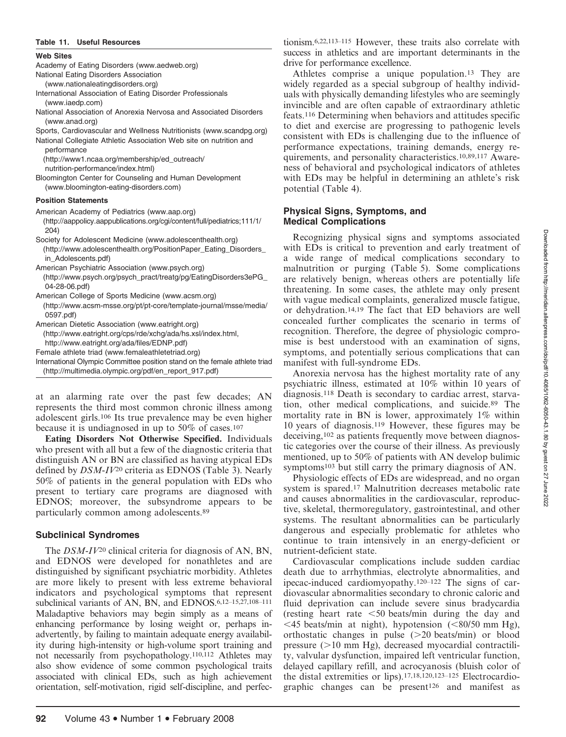**Table 11. Useful Resources**

**Web Sites**

Academy of Eating Disorders (www.aedweb.org)

National Eating Disorders Association (www.nationaleatingdisorders.org)

International Association of Eating Disorder Professionals (www.iaedp.com)

National Association of Anorexia Nervosa and Associated Disorders (www.anad.org)

Sports, Cardiovascular and Wellness Nutritionists (www.scandpg.org)

National Collegiate Athletic Association Web site on nutrition and performance (http://www1.ncaa.org/membership/ed_outreach/nutrition-performance/index.html)

Bloomington Center for Counseling and Human Development (www.bloomington-eating-disorders.com)

**Position Statements**

American Academy of Pediatrics (www.aap.org) (http://aappolicy.aappublications.org/cgi/content/full/pediatrics;111/1/204)

Society for Adolescent Medicine (www.adolescenthealth.org) (http://www.adolescenthealth.org/PositionPaper_Eating_Disorders_in_Adolescents.pdf)

American Psychiatric Association (www.psych.org) (http://www.psych.org/psych_pract/treatg/pg/EatingDisorders3ePG_04-28-06.pdf)

American College of Sports Medicine (www.acsm.org) (http://www.acsm-msse.org/pt/pt-core/template-journal/msse/media/0597.pdf)

American Dietetic Association (www.eatright.org) (http://www.eatright.org/cps/rde/xchg/ada/hs.xsl/index.html, http://www.eatright.org/ada/files/EDNP.pdf)

Female athlete triad (www.femaleathletetriad.org)

International Olympic Committee position stand on the female athlete triad (http://multimedia.olympic.org/pdf/en_report_917.pdf)

at an alarming rate over the past few decades; AN represents the third most common chronic illness among adolescent girls.[106] Its true prevalence may be even higher because it is undiagnosed in up to 50% of cases.[107]

**Eating Disorders Not Otherwise Specified.** Individuals who present with all but a few of the diagnostic criteria that distinguish AN or BN are classified as having atypical EDs defined by *DSM-IV*[20] criteria as EDNOS (Table 3). Nearly 50% of patients in the general population with EDs who present to tertiary care programs are diagnosed with EDNOS; moreover, the subsyndrome appears to be particularly common among adolescents.[89]

## Subclinical Syndromes

The *DSM-IV*[20] clinical criteria for diagnosis of AN, BN, and EDNOS were developed for nonathletes and are distinguished by significant psychiatric morbidity. Athletes are more likely to present with less extreme behavioral indicators and psychological symptoms that represent subclinical variants of AN, BN, and EDNOS.[6,12–15,27,108–111] Maladaptive behaviors may begin simply as a means of enhancing performance by losing weight or, perhaps inadvertently, by failing to maintain adequate energy availability during high-intensity or high-volume sport training and not necessarily from psychopathology.[110,112] Athletes may also show evidence of some common psychological traits associated with clinical EDs, such as high achievement orientation, self-motivation, rigid self-discipline, and perfectionism.[6,22,113–115] However, these traits also correlate with success in athletics and are important determinants in the drive for performance excellence.

Athletes comprise a unique population.[13] They are widely regarded as a special subgroup of healthy individuals with physically demanding lifestyles who are seemingly invincible and are often capable of extraordinary athletic feats.[116] Determining when behaviors and attitudes specific to diet and exercise are progressing to pathogenic levels consistent with EDs is challenging due to the influence of performance expectations, training demands, energy requirements, and personality characteristics.[10,89,117] Awareness of behavioral and psychological indicators of athletes with EDs may be helpful in determining an athlete's risk potential (Table 4).

## Physical Signs, Symptoms, and Medical Complications

Recognizing physical signs and symptoms associated with EDs is critical to prevention and early treatment of a wide range of medical complications secondary to malnutrition or purging (Table 5). Some complications are relatively benign, whereas others are potentially life threatening. In some cases, the athlete may only present with vague medical complaints, generalized muscle fatigue, or dehydration.[14,19] The fact that ED behaviors are well concealed further complicates the scenario in terms of recognition. Therefore, the degree of physiologic compromise is best understood with an examination of signs, symptoms, and potentially serious complications that can manifest with full-syndrome EDs.

Anorexia nervosa has the highest mortality rate of any psychiatric illness, estimated at 10% within 10 years of diagnosis.[118] Death is secondary to cardiac arrest, starvation, other medical complications, and suicide.[89] The mortality rate in BN is lower, approximately 1% within 10 years of diagnosis.[119] However, these figures may be deceiving,[102] as patients frequently move between diagnostic categories over the course of their illness. As previously mentioned, up to 50% of patients with AN develop bulimic symptoms[103] but still carry the primary diagnosis of AN.

Physiologic effects of EDs are widespread, and no organ system is spared.[17] Malnutrition decreases metabolic rate and causes abnormalities in the cardiovascular, reproductive, skeletal, thermoregulatory, gastrointestinal, and other systems. The resultant abnormalities can be particularly dangerous and especially problematic for athletes who continue to train intensively in an energy-deficient or nutrient-deficient state.

Cardiovascular complications include sudden cardiac death due to arrhythmias, electrolyte abnormalities, and ipecac-induced cardiomyopathy.[120–122] The signs of cardiovascular abnormalities secondary to chronic caloric and fluid deprivation can include severe sinus bradycardia (resting heart rate <50 beats/min during the day and <45 beats/min at night), hypotension (<80/50 mm Hg), orthostatic changes in pulse (>20 beats/min) or blood pressure (>10 mm Hg), decreased myocardial contractility, valvular dysfunction, impaired left ventricular function, delayed capillary refill, and acrocyanosis (bluish color of the distal extremities or lips).[17,18,120,123–125] Electrocardiographic changes can be present[126] and manifest as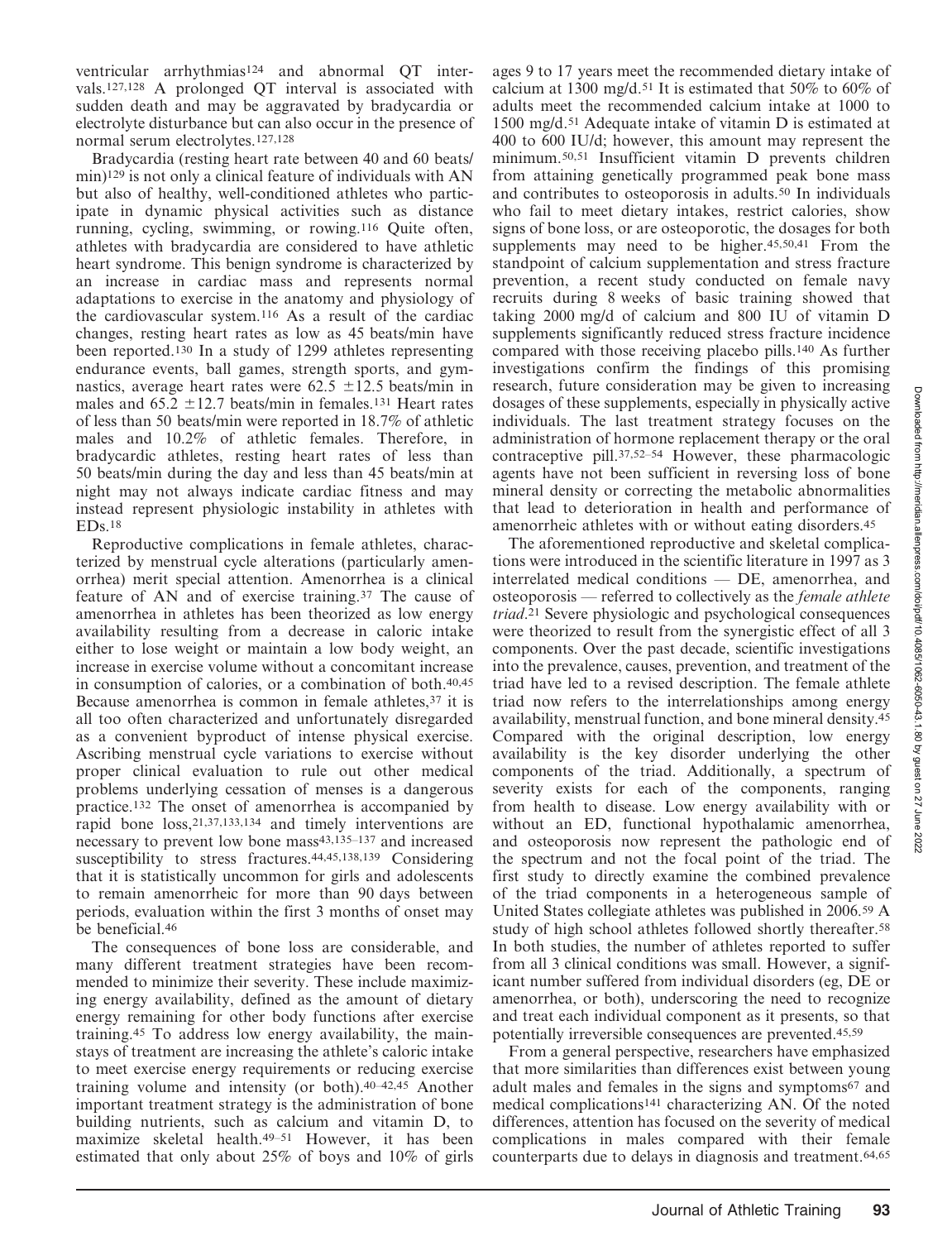ventricular arrhythmias[124] and abnormal QT intervals.[127,128] A prolonged QT interval is associated with sudden death and may be aggravated by bradycardia or electrolyte disturbance but can also occur in the presence of normal serum electrolytes.[127,128]

Bradycardia (resting heart rate between 40 and 60 beats/min)[129] is not only a clinical feature of individuals with AN but also of healthy, well-conditioned athletes who participate in dynamic physical activities such as distance running, cycling, swimming, or rowing.[116] Quite often, athletes with bradycardia are considered to have athletic heart syndrome. This benign syndrome is characterized by an increase in cardiac mass and represents normal adaptations to exercise in the anatomy and physiology of the cardiovascular system.[116] As a result of the cardiac changes, resting heart rates as low as 45 beats/min have been reported.[130] In a study of 1299 athletes representing endurance events, ball games, strength sports, and gymnastics, average heart rates were 62.5 $\pm$12.5 beats/min in males and 65.2 $\pm$12.7 beats/min in females.[131] Heart rates of less than 50 beats/min were reported in 18.7% of athletic males and 10.2% of athletic females. Therefore, in bradycardic athletes, resting heart rates of less than 50 beats/min during the day and less than 45 beats/min at night may not always indicate cardiac fitness and may instead represent physiologic instability in athletes with EDs.[18]

Reproductive complications in female athletes, characterized by menstrual cycle alterations (particularly amenorrhea) merit special attention. Amenorrhea is a clinical feature of AN and of exercise training.[37] The cause of amenorrhea in athletes has been theorized as low energy availability resulting from a decrease in caloric intake either to lose weight or maintain a low body weight, an increase in exercise volume without a concomitant increase in consumption of calories, or a combination of both.[40,45] Because amenorrhea is common in female athletes,[37] it is all too often characterized and unfortunately disregarded as a convenient byproduct of intense physical exercise. Ascribing menstrual cycle variations to exercise without proper clinical evaluation to rule out other medical problems underlying cessation of menses is a dangerous practice.[132] The onset of amenorrhea is accompanied by rapid bone loss,[21,37,133,134] and timely interventions are necessary to prevent low bone mass[43,135–137] and increased susceptibility to stress fractures.[44,45,138,139] Considering that it is statistically uncommon for girls and adolescents to remain amenorrheic for more than 90 days between periods, evaluation within the first 3 months of onset may be beneficial.[46]

The consequences of bone loss are considerable, and many different treatment strategies have been recommended to minimize their severity. These include maximizing energy availability, defined as the amount of dietary energy remaining for other body functions after exercise training.[45] To address low energy availability, the mainstays of treatment are increasing the athlete's caloric intake to meet exercise energy requirements or reducing exercise training volume and intensity (or both).[40–42,45] Another important treatment strategy is the administration of bone building nutrients, such as calcium and vitamin D, to maximize skeletal health.[49–51] However, it has been estimated that only about 25% of boys and 10% of girls ages 9 to 17 years meet the recommended dietary intake of calcium at 1300 mg/d.[51] It is estimated that 50% to 60% of adults meet the recommended calcium intake at 1000 to 1500 mg/d.[51] Adequate intake of vitamin D is estimated at 400 to 600 IU/d; however, this amount may represent the minimum.[50,51] Insufficient vitamin D prevents children from attaining genetically programmed peak bone mass and contributes to osteoporosis in adults.[50] In individuals who fail to meet dietary intakes, restrict calories, show signs of bone loss, or are osteoporotic, the dosages for both supplements may need to be higher.[45,50,41] From the standpoint of calcium supplementation and stress fracture prevention, a recent study conducted on female navy recruits during 8 weeks of basic training showed that taking 2000 mg/d of calcium and 800 IU of vitamin D supplements significantly reduced stress fracture incidence compared with those receiving placebo pills.[140] As further investigations confirm the findings of this promising research, future consideration may be given to increasing dosages of these supplements, especially in physically active individuals. The last treatment strategy focuses on the administration of hormone replacement therapy or the oral contraceptive pill.[37,52–54] However, these pharmacologic agents have not been sufficient in reversing loss of bone mineral density or correcting the metabolic abnormalities that lead to deterioration in health and performance of amenorrheic athletes with or without eating disorders.[45]

The aforementioned reproductive and skeletal complications were introduced in the scientific literature in 1997 as 3 interrelated medical conditions — DE, amenorrhea, and osteoporosis — referred to collectively as the *female athlete triad*.[21] Severe physiologic and psychological consequences were theorized to result from the synergistic effect of all 3 components. Over the past decade, scientific investigations into the prevalence, causes, prevention, and treatment of the triad have led to a revised description. The female athlete triad now refers to the interrelationships among energy availability, menstrual function, and bone mineral density.[45] Compared with the original description, low energy availability is the key disorder underlying the other components of the triad. Additionally, a spectrum of severity exists for each of the components, ranging from health to disease. Low energy availability with or without an ED, functional hypothalamic amenorrhea, and osteoporosis now represent the pathologic end of the spectrum and not the focal point of the triad. The first study to directly examine the combined prevalence of the triad components in a heterogeneous sample of United States collegiate athletes was published in 2006.[59] A study of high school athletes followed shortly thereafter.[58] In both studies, the number of athletes reported to suffer from all 3 clinical conditions was small. However, a significant number suffered from individual disorders (eg, DE or amenorrhea, or both), underscoring the need to recognize and treat each individual component as it presents, so that potentially irreversible consequences are prevented.[45,59]

From a general perspective, researchers have emphasized that more similarities than differences exist between young adult males and females in the signs and symptoms[67] and medical complications[141] characterizing AN. Of the noted differences, attention has focused on the severity of medical complications in males compared with their female counterparts due to delays in diagnosis and treatment.[64,65]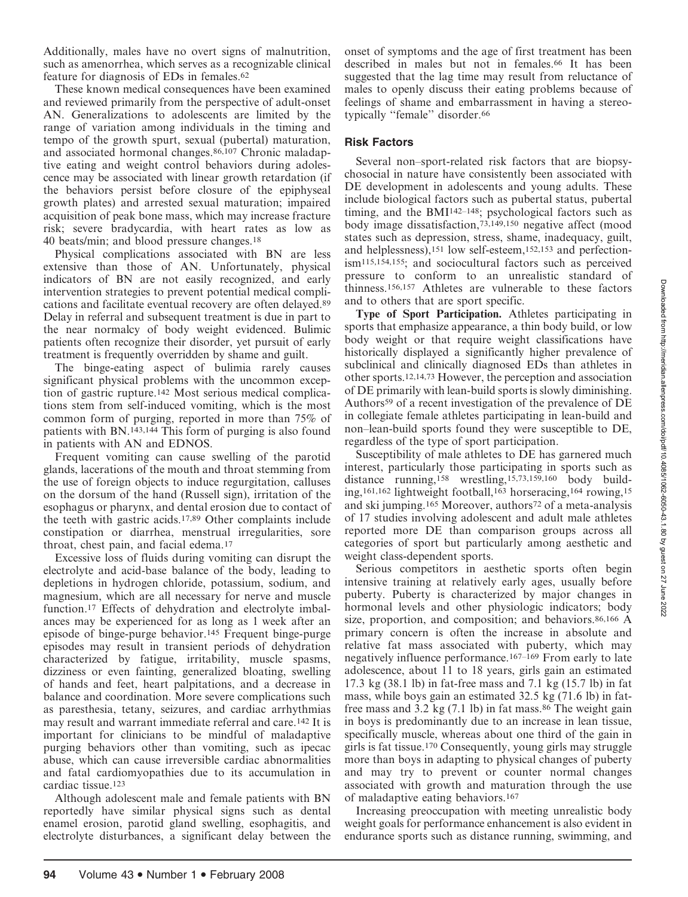Additionally, males have no overt signs of malnutrition, such as amenorrhea, which serves as a recognizable clinical feature for diagnosis of EDs in females.[62]

These known medical consequences have been examined and reviewed primarily from the perspective of adult-onset AN. Generalizations to adolescents are limited by the range of variation among individuals in the timing and tempo of the growth spurt, sexual (pubertal) maturation, and associated hormonal changes.[86,107] Chronic maladaptive eating and weight control behaviors during adolescence may be associated with linear growth retardation (if the behaviors persist before closure of the epiphyseal growth plates) and arrested sexual maturation; impaired acquisition of peak bone mass, which may increase fracture risk; severe bradycardia, with heart rates as low as 40 beats/min; and blood pressure changes.[18]

Physical complications associated with BN are less extensive than those of AN. Unfortunately, physical indicators of BN are not easily recognized, and early intervention strategies to prevent potential medical complications and facilitate eventual recovery are often delayed.[89] Delay in referral and subsequent treatment is due in part to the near normalcy of body weight evidenced. Bulimic patients often recognize their disorder, yet pursuit of early treatment is frequently overridden by shame and guilt.

The binge-eating aspect of bulimia rarely causes significant physical problems with the uncommon exception of gastric rupture.[142] Most serious medical complications stem from self-induced vomiting, which is the most common form of purging, reported in more than 75% of patients with BN.[143,144] This form of purging is also found in patients with AN and EDNOS.

Frequent vomiting can cause swelling of the parotid glands, lacerations of the mouth and throat stemming from the use of foreign objects to induce regurgitation, calluses on the dorsum of the hand (Russell sign), irritation of the esophagus or pharynx, and dental erosion due to contact of the teeth with gastric acids.[17,89] Other complaints include constipation or diarrhea, menstrual irregularities, sore throat, chest pain, and facial edema.[17]

Excessive loss of fluids during vomiting can disrupt the electrolyte and acid-base balance of the body, leading to depletions in hydrogen chloride, potassium, sodium, and magnesium, which are all necessary for nerve and muscle function.[17] Effects of dehydration and electrolyte imbalances may be experienced for as long as 1 week after an episode of binge-purge behavior.[145] Frequent binge-purge episodes may result in transient periods of dehydration characterized by fatigue, irritability, muscle spasms, dizziness or even fainting, generalized bloating, swelling of hands and feet, heart palpitations, and a decrease in balance and coordination. More severe complications such as paresthesia, tetany, seizures, and cardiac arrhythmias may result and warrant immediate referral and care.[142] It is important for clinicians to be mindful of maladaptive purging behaviors other than vomiting, such as ipecac abuse, which can cause irreversible cardiac abnormalities and fatal cardiomyopathies due to its accumulation in cardiac tissue.[123]

Although adolescent male and female patients with BN reportedly have similar physical signs such as dental enamel erosion, parotid gland swelling, esophagitis, and electrolyte disturbances, a significant delay between the onset of symptoms and the age of first treatment has been described in males but not in females.[66] It has been suggested that the lag time may result from reluctance of males to openly discuss their eating problems because of feelings of shame and embarrassment in having a stereotypically "female" disorder.[66]

## Risk Factors

Several non–sport-related risk factors that are biopsychosocial in nature have consistently been associated with DE development in adolescents and young adults. These include biological factors such as pubertal status, pubertal timing, and the BMI[142–148]; psychological factors such as body image dissatisfaction,[73,149,150] negative affect (mood states such as depression, stress, shame, inadequacy, guilt, and helplessness),[151] low self-esteem,[152,153] and perfectionism[115,154,155]; and sociocultural factors such as perceived pressure to conform to an unrealistic standard of thinness.[156,157] Athletes are vulnerable to these factors and to others that are sport specific.

**Type of Sport Participation.** Athletes participating in sports that emphasize appearance, a thin body build, or low body weight or that require weight classifications have historically displayed a significantly higher prevalence of subclinical and clinically diagnosed EDs than athletes in other sports.[12,14,73] However, the perception and association of DE primarily with lean-build sports is slowly diminishing. Authors[59] of a recent investigation of the prevalence of DE in collegiate female athletes participating in lean-build and non–lean-build sports found they were susceptible to DE, regardless of the type of sport participation.

Susceptibility of male athletes to DE has garnered much interest, particularly those participating in sports such as distance running,[158] wrestling,[15,73,159,160] body building,[161,162] lightweight football,[163] horseracing,[164] rowing,[15] and ski jumping.[165] Moreover, authors[72] of a meta-analysis of 17 studies involving adolescent and adult male athletes reported more DE than comparison groups across all categories of sport but particularly among aesthetic and weight class-dependent sports.

Serious competitors in aesthetic sports often begin intensive training at relatively early ages, usually before puberty. Puberty is characterized by major changes in hormonal levels and other physiologic indicators; body size, proportion, and composition; and behaviors.[86,166] A primary concern is often the increase in absolute and relative fat mass associated with puberty, which may negatively influence performance.[167–169] From early to late adolescence, about 11 to 18 years, girls gain an estimated 17.3 kg (38.1 lb) in fat-free mass and 7.1 kg (15.7 lb) in fat mass, while boys gain an estimated 32.5 kg (71.6 lb) in fat-free mass and 3.2 kg (7.1 lb) in fat mass.[86] The weight gain in boys is predominantly due to an increase in lean tissue, specifically muscle, whereas about one third of the gain in girls is fat tissue.[170] Consequently, young girls may struggle more than boys in adapting to physical changes of puberty and may try to prevent or counter normal changes associated with growth and maturation through the use of maladaptive eating behaviors.[167]

Increasing preoccupation with meeting unrealistic body weight goals for performance enhancement is also evident in endurance sports such as distance running, swimming, and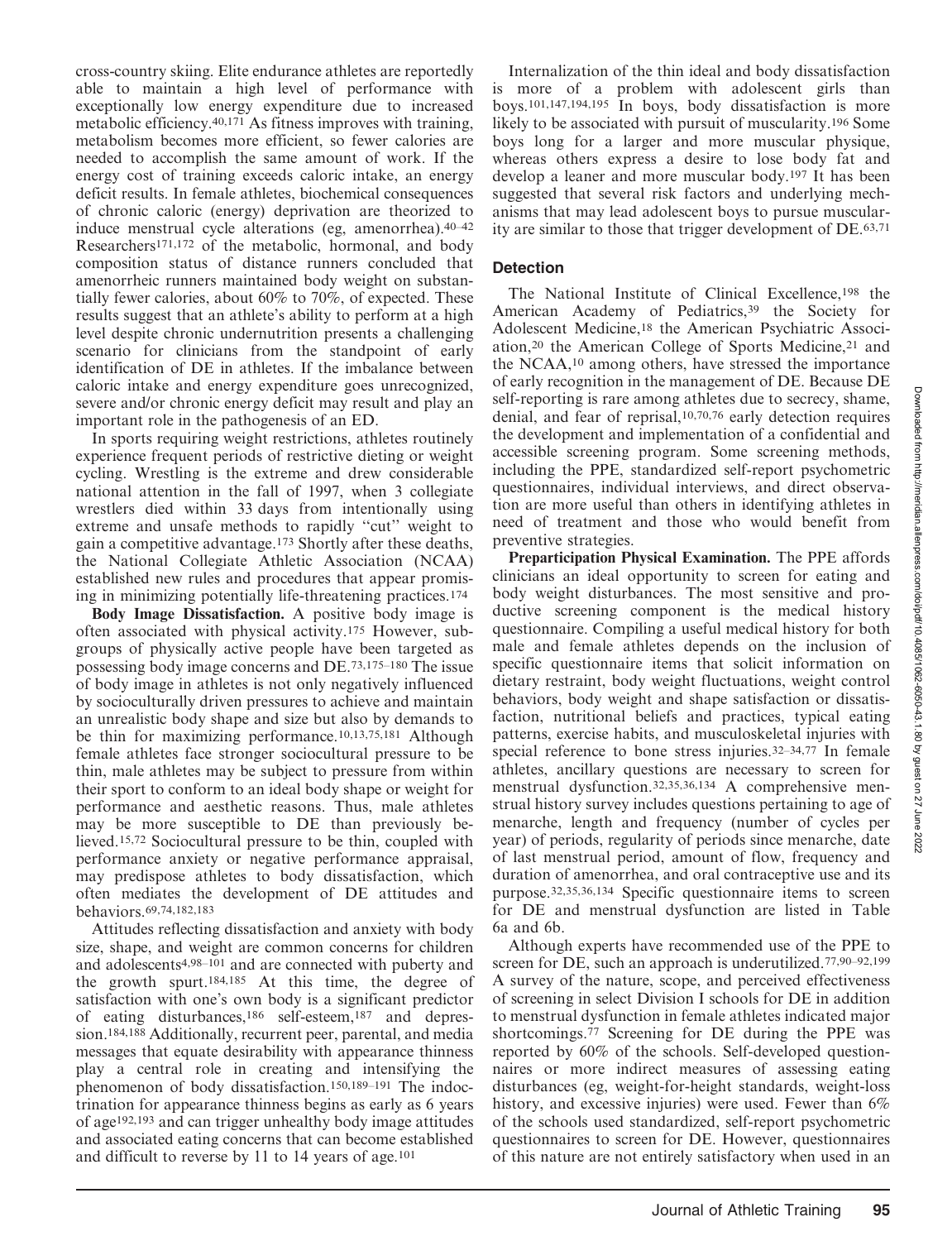cross-country skiing. Elite endurance athletes are reportedly able to maintain a high level of performance with exceptionally low energy expenditure due to increased metabolic efficiency.[40,171] As fitness improves with training, metabolism becomes more efficient, so fewer calories are needed to accomplish the same amount of work. If the energy cost of training exceeds caloric intake, an energy deficit results. In female athletes, biochemical consequences of chronic caloric (energy) deprivation are theorized to induce menstrual cycle alterations (eg, amenorrhea).[40–42] Researchers[171,172] of the metabolic, hormonal, and body composition status of distance runners concluded that amenorrheic runners maintained body weight on substantially fewer calories, about 60% to 70%, of expected. These results suggest that an athlete's ability to perform at a high level despite chronic undernutrition presents a challenging scenario for clinicians from the standpoint of early identification of DE in athletes. If the imbalance between caloric intake and energy expenditure goes unrecognized, severe and/or chronic energy deficit may result and play an important role in the pathogenesis of an ED.

In sports requiring weight restrictions, athletes routinely experience frequent periods of restrictive dieting or weight cycling. Wrestling is the extreme and drew considerable national attention in the fall of 1997, when 3 collegiate wrestlers died within 33 days from intentionally using extreme and unsafe methods to rapidly "cut" weight to gain a competitive advantage.[173] Shortly after these deaths, the National Collegiate Athletic Association (NCAA) established new rules and procedures that appear promising in minimizing potentially life-threatening practices.[174]

**Body Image Dissatisfaction.** A positive body image is often associated with physical activity.[175] However, subgroups of physically active people have been targeted as possessing body image concerns and DE.[73,175–180] The issue of body image in athletes is not only negatively influenced by socioculturally driven pressures to achieve and maintain an unrealistic body shape and size but also by demands to be thin for maximizing performance.[10,13,75,181] Although female athletes face stronger sociocultural pressure to be thin, male athletes may be subject to pressure from within their sport to conform to an ideal body shape or weight for performance and aesthetic reasons. Thus, male athletes may be more susceptible to DE than previously believed.[15,72] Sociocultural pressure to be thin, coupled with performance anxiety or negative performance appraisal, may predispose athletes to body dissatisfaction, which often mediates the development of DE attitudes and behaviors.[69,74,182,183]

Attitudes reflecting dissatisfaction and anxiety with body size, shape, and weight are common concerns for children and adolescents[4,98–101] and are connected with puberty and the growth spurt.[184,185] At this time, the degree of satisfaction with one's own body is a significant predictor of eating disturbances,[186] self-esteem,[187] and depression.[184,188] Additionally, recurrent peer, parental, and media messages that equate desirability with appearance thinness play a central role in creating and intensifying the phenomenon of body dissatisfaction.[150,189–191] The indoctrination for appearance thinness begins as early as 6 years of age[192,193] and can trigger unhealthy body image attitudes and associated eating concerns that can become established and difficult to reverse by 11 to 14 years of age.[101]

Internalization of the thin ideal and body dissatisfaction is more of a problem with adolescent girls than boys.[101,147,194,195] In boys, body dissatisfaction is more likely to be associated with pursuit of muscularity.[196] Some boys long for a larger and more muscular physique, whereas others express a desire to lose body fat and develop a leaner and more muscular body.[197] It has been suggested that several risk factors and underlying mechanisms that may lead adolescent boys to pursue muscularity are similar to those that trigger development of DE.[63,71]

## Detection

The National Institute of Clinical Excellence,[198] the American Academy of Pediatrics,[39] the Society for Adolescent Medicine,[18] the American Psychiatric Association,[20] the American College of Sports Medicine,[21] and the NCAA,[10] among others, have stressed the importance of early recognition in the management of DE. Because DE self-reporting is rare among athletes due to secrecy, shame, denial, and fear of reprisal,[10,70,76] early detection requires the development and implementation of a confidential and accessible screening program. Some screening methods, including the PPE, standardized self-report psychometric questionnaires, individual interviews, and direct observation are more useful than others in identifying athletes in need of treatment and those who would benefit from preventive strategies.

**Preparticipation Physical Examination.** The PPE affords clinicians an ideal opportunity to screen for eating and body weight disturbances. The most sensitive and productive screening component is the medical history questionnaire. Compiling a useful medical history for both male and female athletes depends on the inclusion of specific questionnaire items that solicit information on dietary restraint, body weight fluctuations, weight control behaviors, body weight and shape satisfaction or dissatisfaction, nutritional beliefs and practices, typical eating patterns, exercise habits, and musculoskeletal injuries with special reference to bone stress injuries.[32–34,77] In female athletes, ancillary questions are necessary to screen for menstrual dysfunction.[32,35,36,134] A comprehensive menstrual history survey includes questions pertaining to age of menarche, length and frequency (number of cycles per year) of periods, regularity of periods since menarche, date of last menstrual period, amount of flow, frequency and duration of amenorrhea, and oral contraceptive use and its purpose.[32,35,36,134] Specific questionnaire items to screen for DE and menstrual dysfunction are listed in Table 6a and 6b.

Although experts have recommended use of the PPE to screen for DE, such an approach is underutilized.[77,90–92,199] A survey of the nature, scope, and perceived effectiveness of screening in select Division I schools for DE in addition to menstrual dysfunction in female athletes indicated major shortcomings.[77] Screening for DE during the PPE was reported by 60% of the schools. Self-developed questionnaires or more indirect measures of assessing eating disturbances (eg, weight-for-height standards, weight-loss history, and excessive injuries) were used. Fewer than 6% of the schools used standardized, self-report psychometric questionnaires to screen for DE. However, questionnaires of this nature are not entirely satisfactory when used in an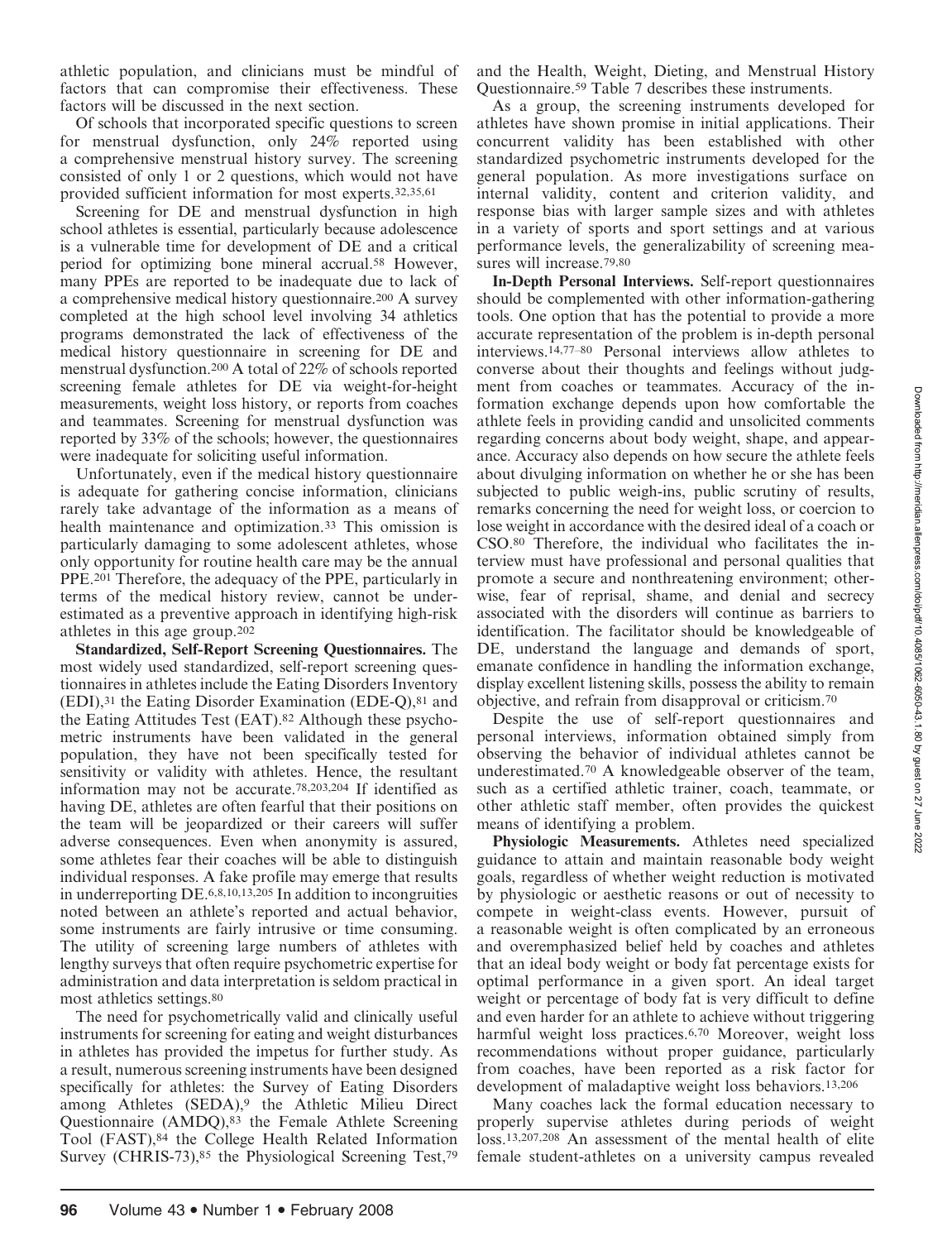athletic population, and clinicians must be mindful of factors that can compromise their effectiveness. These factors will be discussed in the next section.

Of schools that incorporated specific questions to screen for menstrual dysfunction, only 24% reported using a comprehensive menstrual history survey. The screening consisted of only 1 or 2 questions, which would not have provided sufficient information for most experts.[32,35,61]

Screening for DE and menstrual dysfunction in high school athletes is essential, particularly because adolescence is a vulnerable time for development of DE and a critical period for optimizing bone mineral accrual.[58] However, many PPEs are reported to be inadequate due to lack of a comprehensive medical history questionnaire.[200] A survey completed at the high school level involving 34 athletics programs demonstrated the lack of effectiveness of the medical history questionnaire in screening for DE and menstrual dysfunction.[200] A total of 22% of schools reported screening female athletes for DE via weight-for-height measurements, weight loss history, or reports from coaches and teammates. Screening for menstrual dysfunction was reported by 33% of the schools; however, the questionnaires were inadequate for soliciting useful information.

Unfortunately, even if the medical history questionnaire is adequate for gathering concise information, clinicians rarely take advantage of the information as a means of health maintenance and optimization.[33] This omission is particularly damaging to some adolescent athletes, whose only opportunity for routine health care may be the annual PPE.[201] Therefore, the adequacy of the PPE, particularly in terms of the medical history review, cannot be underestimated as a preventive approach in identifying high-risk athletes in this age group.[202]

**Standardized, Self-Report Screening Questionnaires.** The most widely used standardized, self-report screening questionnaires in athletes include the Eating Disorders Inventory (EDI),[31] the Eating Disorder Examination (EDE-Q),[81] and the Eating Attitudes Test (EAT).[82] Although these psychometric instruments have been validated in the general population, they have not been specifically tested for sensitivity or validity with athletes. Hence, the resultant information may not be accurate.[78,203,204] If identified as having DE, athletes are often fearful that their positions on the team will be jeopardized or their careers will suffer adverse consequences. Even when anonymity is assured, some athletes fear their coaches will be able to distinguish individual responses. A fake profile may emerge that results in underreporting DE.[6,8,10,13,205] In addition to incongruities noted between an athlete's reported and actual behavior, some instruments are fairly intrusive or time consuming. The utility of screening large numbers of athletes with lengthy surveys that often require psychometric expertise for administration and data interpretation is seldom practical in most athletics settings.[80]

The need for psychometrically valid and clinically useful instruments for screening for eating and weight disturbances in athletes has provided the impetus for further study. As a result, numerous screening instruments have been designed specifically for athletes: the Survey of Eating Disorders among Athletes (SEDA),[9] the Athletic Milieu Direct Questionnaire (AMDQ),[83] the Female Athlete Screening Tool (FAST),[84] the College Health Related Information Survey (CHRIS-73),[85] the Physiological Screening Test,[79] and the Health, Weight, Dieting, and Menstrual History Questionnaire.[59] Table 7 describes these instruments.

As a group, the screening instruments developed for athletes have shown promise in initial applications. Their concurrent validity has been established with other standardized psychometric instruments developed for the general population. As more investigations surface on internal validity, content and criterion validity, and response bias with larger sample sizes and with athletes in a variety of sports and sport settings and at various performance levels, the generalizability of screening measures will increase.[79,80]

**In-Depth Personal Interviews.** Self-report questionnaires should be complemented with other information-gathering tools. One option that has the potential to provide a more accurate representation of the problem is in-depth personal interviews.[14,77–80] Personal interviews allow athletes to converse about their thoughts and feelings without judgment from coaches or teammates. Accuracy of the information exchange depends upon how comfortable the athlete feels in providing candid and unsolicited comments regarding concerns about body weight, shape, and appearance. Accuracy also depends on how secure the athlete feels about divulging information on whether he or she has been subjected to public weigh-ins, public scrutiny of results, remarks concerning the need for weight loss, or coercion to lose weight in accordance with the desired ideal of a coach or CSO.[80] Therefore, the individual who facilitates the interview must have professional and personal qualities that promote a secure and nonthreatening environment; otherwise, fear of reprisal, shame, and denial and secrecy associated with the disorders will continue as barriers to identification. The facilitator should be knowledgeable of DE, understand the language and demands of sport, emanate confidence in handling the information exchange, display excellent listening skills, possess the ability to remain objective, and refrain from disapproval or criticism.[70]

Despite the use of self-report questionnaires and personal interviews, information obtained simply from observing the behavior of individual athletes cannot be underestimated.[70] A knowledgeable observer of the team, such as a certified athletic trainer, coach, teammate, or other athletic staff member, often provides the quickest means of identifying a problem.

**Physiologic Measurements.** Athletes need specialized guidance to attain and maintain reasonable body weight goals, regardless of whether weight reduction is motivated by physiologic or aesthetic reasons or out of necessity to compete in weight-class events. However, pursuit of a reasonable weight is often complicated by an erroneous and overemphasized belief held by coaches and athletes that an ideal body weight or body fat percentage exists for optimal performance in a given sport. An ideal target weight or percentage of body fat is very difficult to define and even harder for an athlete to achieve without triggering harmful weight loss practices.[6,70] Moreover, weight loss recommendations without proper guidance, particularly from coaches, have been reported as a risk factor for development of maladaptive weight loss behaviors.[13,206]

Many coaches lack the formal education necessary to properly supervise athletes during periods of weight loss.[13,207,208] An assessment of the mental health of elite female student-athletes on a university campus revealed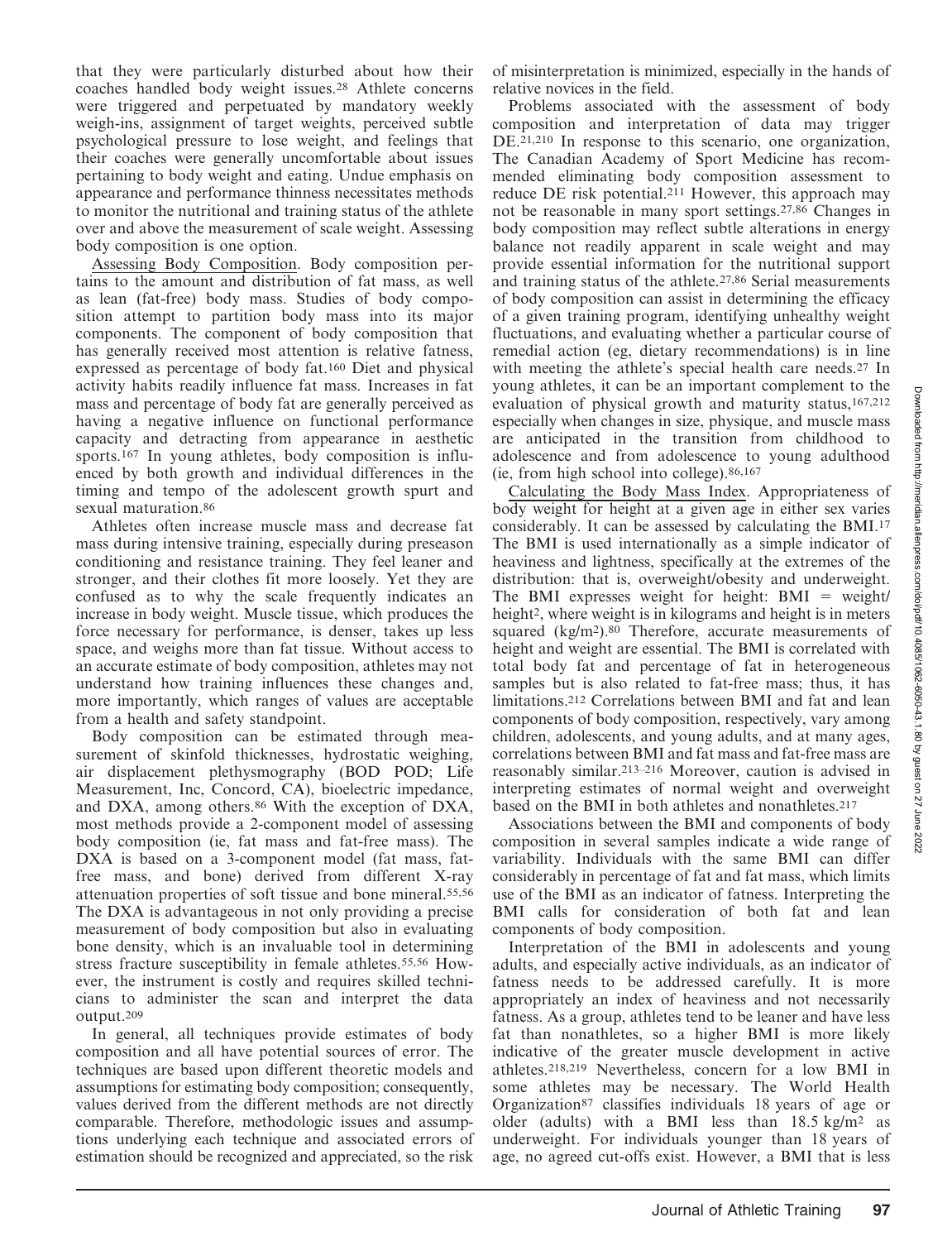that they were particularly disturbed about how their coaches handled body weight issues.[28] Athlete concerns were triggered and perpetuated by mandatory weekly weigh-ins, assignment of target weights, perceived subtle psychological pressure to lose weight, and feelings that their coaches were generally uncomfortable about issues pertaining to body weight and eating. Undue emphasis on appearance and performance thinness necessitates methods to monitor the nutritional and training status of the athlete over and above the measurement of scale weight. Assessing body composition is one option.

Assessing Body Composition. Body composition pertains to the amount and distribution of fat mass, as well as lean (fat-free) body mass. Studies of body composition attempt to partition body mass into its major components. The component of body composition that has generally received most attention is relative fatness, expressed as percentage of body fat.[160] Diet and physical activity habits readily influence fat mass. Increases in fat mass and percentage of body fat are generally perceived as having a negative influence on functional performance capacity and detracting from appearance in aesthetic sports.[167] In young athletes, body composition is influenced by both growth and individual differences in the timing and tempo of the adolescent growth spurt and sexual maturation.[86]

Athletes often increase muscle mass and decrease fat mass during intensive training, especially during preseason conditioning and resistance training. They feel leaner and stronger, and their clothes fit more loosely. Yet they are confused as to why the scale frequently indicates an increase in body weight. Muscle tissue, which produces the force necessary for performance, is denser, takes up less space, and weighs more than fat tissue. Without access to an accurate estimate of body composition, athletes may not understand how training influences these changes and, more importantly, which ranges of values are acceptable from a health and safety standpoint.

Body composition can be estimated through measurement of skinfold thicknesses, hydrostatic weighing, air displacement plethysmography (BOD POD; Life Measurement, Inc, Concord, CA), bioelectric impedance, and DXA, among others.[86] With the exception of DXA, most methods provide a 2-component model of assessing body composition (ie, fat mass and fat-free mass). The DXA is based on a 3-component model (fat mass, fat-free mass, and bone) derived from different X-ray attenuation properties of soft tissue and bone mineral.[55,56] The DXA is advantageous in not only providing a precise measurement of body composition but also in evaluating bone density, which is an invaluable tool in determining stress fracture susceptibility in female athletes.[55,56] However, the instrument is costly and requires skilled technicians to administer the scan and interpret the data output.[209]

In general, all techniques provide estimates of body composition and all have potential sources of error. The techniques are based upon different theoretic models and assumptions for estimating body composition; consequently, values derived from the different methods are not directly comparable. Therefore, methodologic issues and assumptions underlying each technique and associated errors of estimation should be recognized and appreciated, so the risk of misinterpretation is minimized, especially in the hands of relative novices in the field.

Problems associated with the assessment of body composition and interpretation of data may trigger DE.[21,210] In response to this scenario, one organization, The Canadian Academy of Sport Medicine has recommended eliminating body composition assessment to reduce DE risk potential.[211] However, this approach may not be reasonable in many sport settings.[27,86] Changes in body composition may reflect subtle alterations in energy balance not readily apparent in scale weight and may provide essential information for the nutritional support and training status of the athlete.[27,86] Serial measurements of body composition can assist in determining the efficacy of a given training program, identifying unhealthy weight fluctuations, and evaluating whether a particular course of remedial action (eg, dietary recommendations) is in line with meeting the athlete's special health care needs.[27] In young athletes, it can be an important complement to the evaluation of physical growth and maturity status,[167,212] especially when changes in size, physique, and muscle mass are anticipated in the transition from childhood to adolescence and from adolescence to young adulthood (ie, from high school into college).[86,167]

Calculating the Body Mass Index. Appropriateness of body weight for height at a given age in either sex varies considerably. It can be assessed by calculating the BMI.[17] The BMI is used internationally as a simple indicator of heaviness and lightness, specifically at the extremes of the distribution: that is, overweight/obesity and underweight. The BMI expresses weight for height: BMI = weight/height$^2$, where weight is in kilograms and height is in meters squared (kg/m$^2$).[80] Therefore, accurate measurements of height and weight are essential. The BMI is correlated with total body fat and percentage of fat in heterogeneous samples but is also related to fat-free mass; thus, it has limitations.[212] Correlations between BMI and fat and lean components of body composition, respectively, vary among children, adolescents, and young adults, and at many ages, correlations between BMI and fat mass and fat-free mass are reasonably similar.[213–216] Moreover, caution is advised in interpreting estimates of normal weight and overweight based on the BMI in both athletes and nonathletes.[217]

Associations between the BMI and components of body composition in several samples indicate a wide range of variability. Individuals with the same BMI can differ considerably in percentage of fat and fat mass, which limits use of the BMI as an indicator of fatness. Interpreting the BMI calls for consideration of both fat and lean components of body composition.

Interpretation of the BMI in adolescents and young adults, and especially active individuals, as an indicator of fatness needs to be addressed carefully. It is more appropriately an index of heaviness and not necessarily fatness. As a group, athletes tend to be leaner and have less fat than nonathletes, so a higher BMI is more likely indicative of the greater muscle development in active athletes.[218,219] Nevertheless, concern for a low BMI in some athletes may be necessary. The World Health Organization[87] classifies individuals 18 years of age or older (adults) with a BMI less than 18.5 kg/m$^2$ as underweight. For individuals younger than 18 years of age, no agreed cut-offs exist. However, a BMI that is less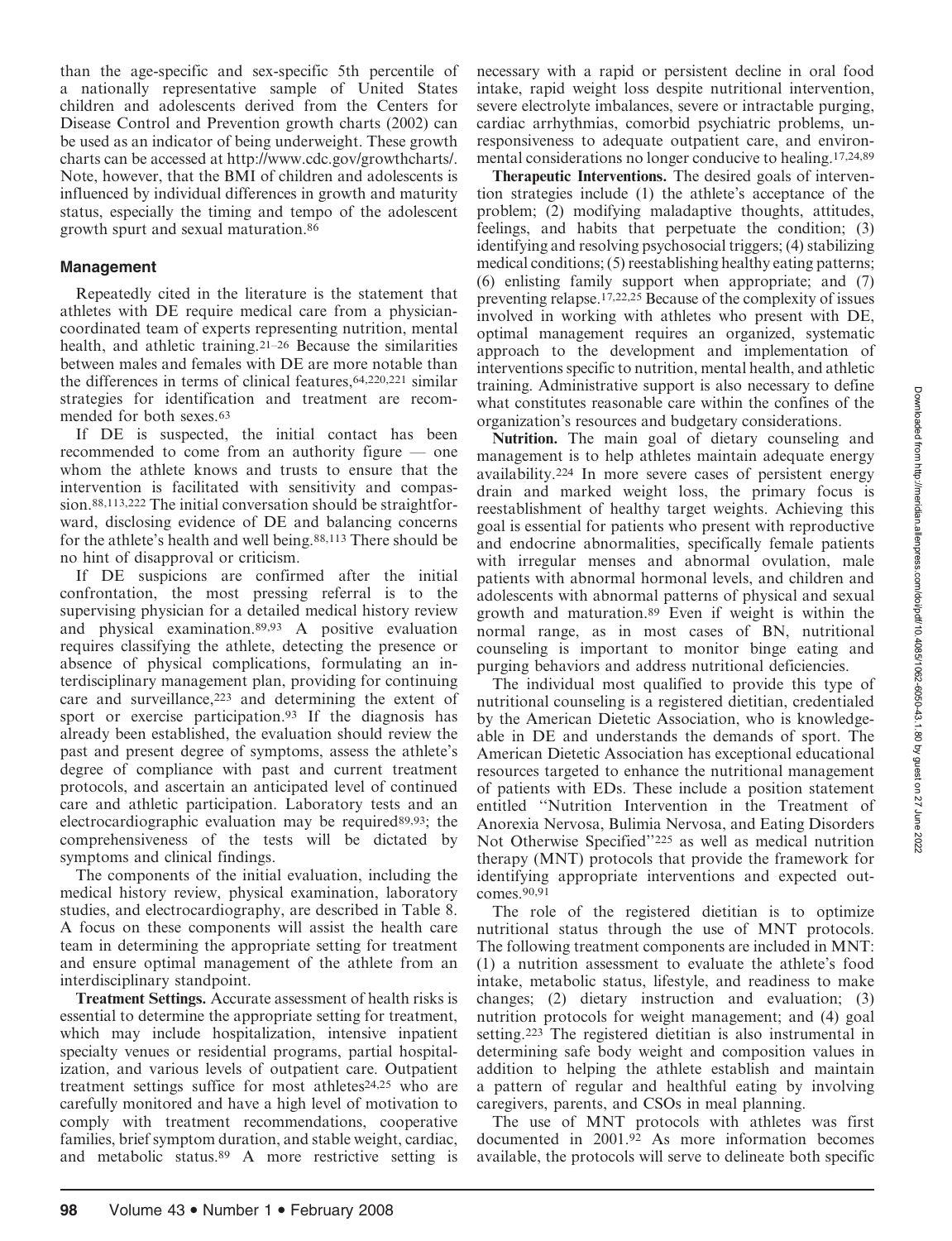than the age-specific and sex-specific 5th percentile of a nationally representative sample of United States children and adolescents derived from the Centers for Disease Control and Prevention growth charts (2002) can be used as an indicator of being underweight. These growth charts can be accessed at http://www.cdc.gov/growthcharts/. Note, however, that the BMI of children and adolescents is influenced by individual differences in growth and maturity status, especially the timing and tempo of the adolescent growth spurt and sexual maturation.[86]

## Management

Repeatedly cited in the literature is the statement that athletes with DE require medical care from a physician-coordinated team of experts representing nutrition, mental health, and athletic training.[21–26] Because the similarities between males and females with DE are more notable than the differences in terms of clinical features,[64,220,221] similar strategies for identification and treatment are recommended for both sexes.[63]

If DE is suspected, the initial contact has been recommended to come from an authority figure — one whom the athlete knows and trusts to ensure that the intervention is facilitated with sensitivity and compassion.[88,113,222] The initial conversation should be straightforward, disclosing evidence of DE and balancing concerns for the athlete's health and well being.[88,113] There should be no hint of disapproval or criticism.

If DE suspicions are confirmed after the initial confrontation, the most pressing referral is to the supervising physician for a detailed medical history review and physical examination.[89,93] A positive evaluation requires classifying the athlete, detecting the presence or absence of physical complications, formulating an interdisciplinary management plan, providing for continuing care and surveillance,[223] and determining the extent of sport or exercise participation.[93] If the diagnosis has already been established, the evaluation should review the past and present degree of symptoms, assess the athlete's degree of compliance with past and current treatment protocols, and ascertain an anticipated level of continued care and athletic participation. Laboratory tests and an electrocardiographic evaluation may be required[89,93]; the comprehensiveness of the tests will be dictated by symptoms and clinical findings.

The components of the initial evaluation, including the medical history review, physical examination, laboratory studies, and electrocardiography, are described in Table 8. A focus on these components will assist the health care team in determining the appropriate setting for treatment and ensure optimal management of the athlete from an interdisciplinary standpoint.

**Treatment Settings.** Accurate assessment of health risks is essential to determine the appropriate setting for treatment, which may include hospitalization, intensive inpatient specialty venues or residential programs, partial hospitalization, and various levels of outpatient care. Outpatient treatment settings suffice for most athletes[24,25] who are carefully monitored and have a high level of motivation to comply with treatment recommendations, cooperative families, brief symptom duration, and stable weight, cardiac, and metabolic status.[89] A more restrictive setting is necessary with a rapid or persistent decline in oral food intake, rapid weight loss despite nutritional intervention, severe electrolyte imbalances, severe or intractable purging, cardiac arrhythmias, comorbid psychiatric problems, unresponsiveness to adequate outpatient care, and environmental considerations no longer conducive to healing.[17,24,89]

**Therapeutic Interventions.** The desired goals of intervention strategies include (1) the athlete's acceptance of the problem; (2) modifying maladaptive thoughts, attitudes, feelings, and habits that perpetuate the condition; (3) identifying and resolving psychosocial triggers; (4) stabilizing medical conditions; (5) reestablishing healthy eating patterns; (6) enlisting family support when appropriate; and (7) preventing relapse.[17,22,25] Because of the complexity of issues involved in working with athletes who present with DE, optimal management requires an organized, systematic approach to the development and implementation of interventions specific to nutrition, mental health, and athletic training. Administrative support is also necessary to define what constitutes reasonable care within the confines of the organization's resources and budgetary considerations.

**Nutrition.** The main goal of dietary counseling and management is to help athletes maintain adequate energy availability.[224] In more severe cases of persistent energy drain and marked weight loss, the primary focus is reestablishment of healthy target weights. Achieving this goal is essential for patients who present with reproductive and endocrine abnormalities, specifically female patients with irregular menses and abnormal ovulation, male patients with abnormal hormonal levels, and children and adolescents with abnormal patterns of physical and sexual growth and maturation.[89] Even if weight is within the normal range, as in most cases of BN, nutritional counseling is important to monitor binge eating and purging behaviors and address nutritional deficiencies.

The individual most qualified to provide this type of nutritional counseling is a registered dietitian, credentialed by the American Dietetic Association, who is knowledgeable in DE and understands the demands of sport. The American Dietetic Association has exceptional educational resources targeted to enhance the nutritional management of patients with EDs. These include a position statement entitled "Nutrition Intervention in the Treatment of Anorexia Nervosa, Bulimia Nervosa, and Eating Disorders Not Otherwise Specified"[225] as well as medical nutrition therapy (MNT) protocols that provide the framework for identifying appropriate interventions and expected outcomes.[90,91]

The role of the registered dietitian is to optimize nutritional status through the use of MNT protocols. The following treatment components are included in MNT: (1) a nutrition assessment to evaluate the athlete's food intake, metabolic status, lifestyle, and readiness to make changes; (2) dietary instruction and evaluation; (3) nutrition protocols for weight management; and (4) goal setting.[223] The registered dietitian is also instrumental in determining safe body weight and composition values in addition to helping the athlete establish and maintain a pattern of regular and healthful eating by involving caregivers, parents, and CSOs in meal planning.

The use of MNT protocols with athletes was first documented in 2001.[92] As more information becomes available, the protocols will serve to delineate both specific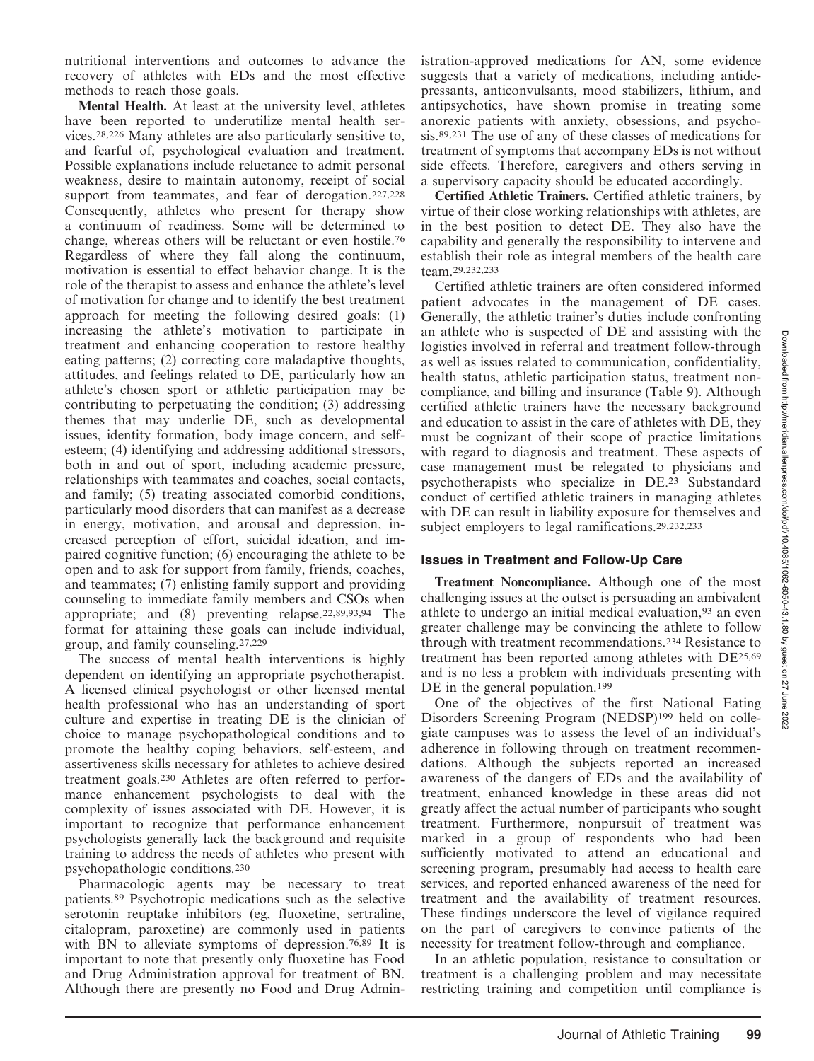nutritional interventions and outcomes to advance the recovery of athletes with EDs and the most effective methods to reach those goals.

**Mental Health.** At least at the university level, athletes have been reported to underutilize mental health services.[28,226] Many athletes are also particularly sensitive to, and fearful of, psychological evaluation and treatment. Possible explanations include reluctance to admit personal weakness, desire to maintain autonomy, receipt of social support from teammates, and fear of derogation.[227,228] Consequently, athletes who present for therapy show a continuum of readiness. Some will be determined to change, whereas others will be reluctant or even hostile.[76] Regardless of where they fall along the continuum, motivation is essential to effect behavior change. It is the role of the therapist to assess and enhance the athlete's level of motivation for change and to identify the best treatment approach for meeting the following desired goals: (1) increasing the athlete's motivation to participate in treatment and enhancing cooperation to restore healthy eating patterns; (2) correcting core maladaptive thoughts, attitudes, and feelings related to DE, particularly how an athlete's chosen sport or athletic participation may be contributing to perpetuating the condition; (3) addressing themes that may underlie DE, such as developmental issues, identity formation, body image concern, and self-esteem; (4) identifying and addressing additional stressors, both in and out of sport, including academic pressure, relationships with teammates and coaches, social contacts, and family; (5) treating associated comorbid conditions, particularly mood disorders that can manifest as a decrease in energy, motivation, and arousal and depression, increased perception of effort, suicidal ideation, and impaired cognitive function; (6) encouraging the athlete to be open and to ask for support from family, friends, coaches, and teammates; (7) enlisting family support and providing counseling to immediate family members and CSOs when appropriate; and (8) preventing relapse.[22,89,93,94] The format for attaining these goals can include individual, group, and family counseling.[27,229]

The success of mental health interventions is highly dependent on identifying an appropriate psychotherapist. A licensed clinical psychologist or other licensed mental health professional who has an understanding of sport culture and expertise in treating DE is the clinician of choice to manage psychopathological conditions and to promote the healthy coping behaviors, self-esteem, and assertiveness skills necessary for athletes to achieve desired treatment goals.[230] Athletes are often referred to performance enhancement psychologists to deal with the complexity of issues associated with DE. However, it is important to recognize that performance enhancement psychologists generally lack the background and requisite training to address the needs of athletes who present with psychopathologic conditions.[230]

Pharmacologic agents may be necessary to treat patients.[89] Psychotropic medications such as the selective serotonin reuptake inhibitors (eg, fluoxetine, sertraline, citalopram, paroxetine) are commonly used in patients with BN to alleviate symptoms of depression.[76,89] It is important to note that presently only fluoxetine has Food and Drug Administration approval for treatment of BN. Although there are presently no Food and Drug Administration-approved medications for AN, some evidence suggests that a variety of medications, including antidepressants, anticonvulsants, mood stabilizers, lithium, and antipsychotics, have shown promise in treating some anorexic patients with anxiety, obsessions, and psychosis.[89,231] The use of any of these classes of medications for treatment of symptoms that accompany EDs is not without side effects. Therefore, caregivers and others serving in a supervisory capacity should be educated accordingly.

**Certified Athletic Trainers.** Certified athletic trainers, by virtue of their close working relationships with athletes, are in the best position to detect DE. They also have the capability and generally the responsibility to intervene and establish their role as integral members of the health care team.[29,232,233]

Certified athletic trainers are often considered informed patient advocates in the management of DE cases. Generally, the athletic trainer's duties include confronting an athlete who is suspected of DE and assisting with the logistics involved in referral and treatment follow-through as well as issues related to communication, confidentiality, health status, athletic participation status, treatment noncompliance, and billing and insurance (Table 9). Although certified athletic trainers have the necessary background and education to assist in the care of athletes with DE, they must be cognizant of their scope of practice limitations with regard to diagnosis and treatment. These aspects of case management must be relegated to physicians and psychotherapists who specialize in DE.[23] Substandard conduct of certified athletic trainers in managing athletes with DE can result in liability exposure for themselves and subject employers to legal ramifications.[29,232,233]

## Issues in Treatment and Follow-Up Care

**Treatment Noncompliance.** Although one of the most challenging issues at the outset is persuading an ambivalent athlete to undergo an initial medical evaluation,[93] an even greater challenge may be convincing the athlete to follow through with treatment recommendations.[234] Resistance to treatment has been reported among athletes with DE[25,69] and is no less a problem with individuals presenting with DE in the general population.[199]

One of the objectives of the first National Eating Disorders Screening Program (NEDSP)[199] held on collegiate campuses was to assess the level of an individual's adherence in following through on treatment recommendations. Although the subjects reported an increased awareness of the dangers of EDs and the availability of treatment, enhanced knowledge in these areas did not greatly affect the actual number of participants who sought treatment. Furthermore, nonpursuit of treatment was marked in a group of respondents who had been sufficiently motivated to attend an educational and screening program, presumably had access to health care services, and reported enhanced awareness of the need for treatment and the availability of treatment resources. These findings underscore the level of vigilance required on the part of caregivers to convince patients of the necessity for treatment follow-through and compliance.

In an athletic population, resistance to consultation or treatment is a challenging problem and may necessitate restricting training and competition until compliance is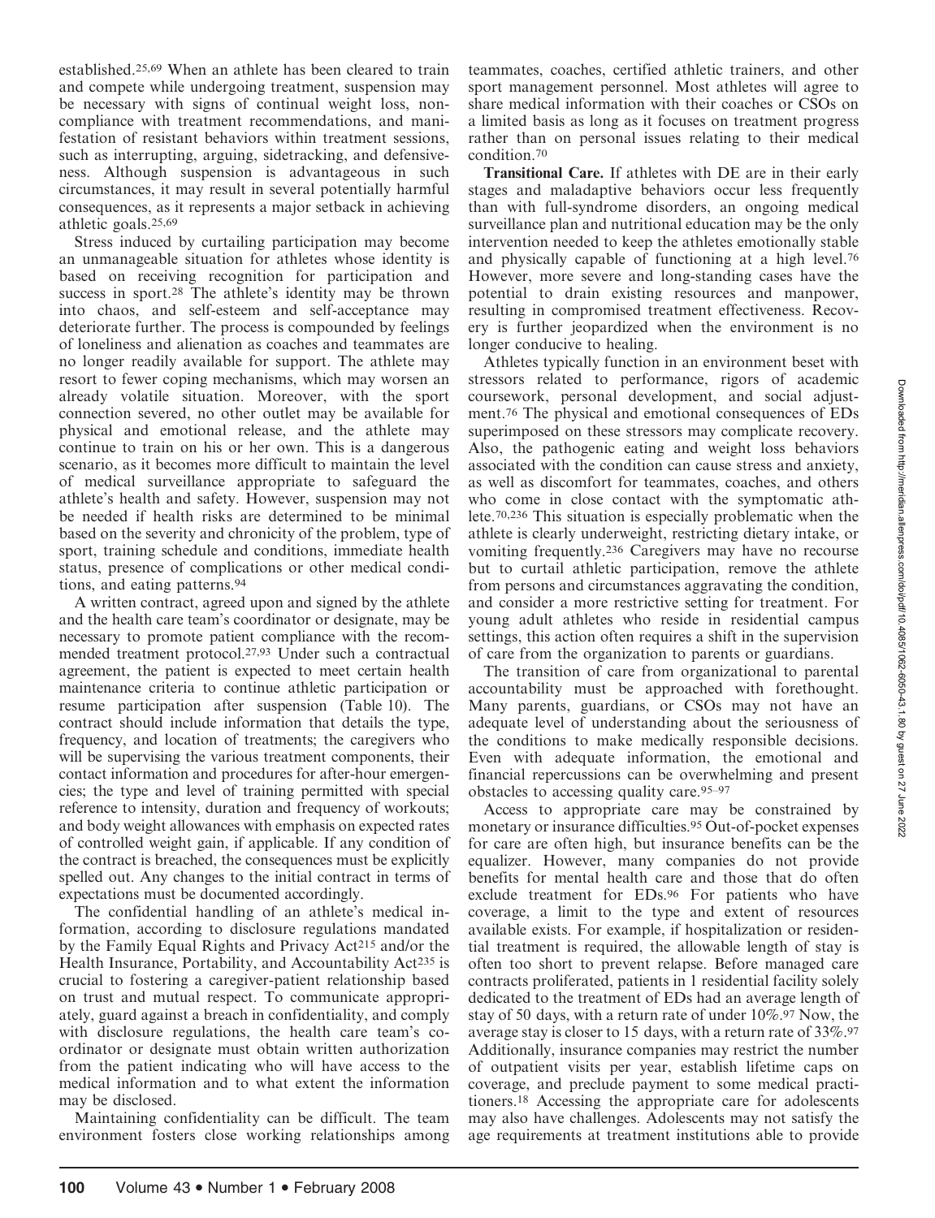established.[25,69] When an athlete has been cleared to train and compete while undergoing treatment, suspension may be necessary with signs of continual weight loss, noncompliance with treatment recommendations, and manifestation of resistant behaviors within treatment sessions, such as interrupting, arguing, sidetracking, and defensiveness. Although suspension is advantageous in such circumstances, it may result in several potentially harmful consequences, as it represents a major setback in achieving athletic goals.[25,69]

Stress induced by curtailing participation may become an unmanageable situation for athletes whose identity is based on receiving recognition for participation and success in sport.[28] The athlete's identity may be thrown into chaos, and self-esteem and self-acceptance may deteriorate further. The process is compounded by feelings of loneliness and alienation as coaches and teammates are no longer readily available for support. The athlete may resort to fewer coping mechanisms, which may worsen an already volatile situation. Moreover, with the sport connection severed, no other outlet may be available for physical and emotional release, and the athlete may continue to train on his or her own. This is a dangerous scenario, as it becomes more difficult to maintain the level of medical surveillance appropriate to safeguard the athlete's health and safety. However, suspension may not be needed if health risks are determined to be minimal based on the severity and chronicity of the problem, type of sport, training schedule and conditions, immediate health status, presence of complications or other medical conditions, and eating patterns.[94]

A written contract, agreed upon and signed by the athlete and the health care team's coordinator or designate, may be necessary to promote patient compliance with the recommended treatment protocol.[27,93] Under such a contractual agreement, the patient is expected to meet certain health maintenance criteria to continue athletic participation or resume participation after suspension (Table 10). The contract should include information that details the type, frequency, and location of treatments; the caregivers who will be supervising the various treatment components, their contact information and procedures for after-hour emergencies; the type and level of training permitted with special reference to intensity, duration and frequency of workouts; and body weight allowances with emphasis on expected rates of controlled weight gain, if applicable. If any condition of the contract is breached, the consequences must be explicitly spelled out. Any changes to the initial contract in terms of expectations must be documented accordingly.

The confidential handling of an athlete's medical information, according to disclosure regulations mandated by the Family Equal Rights and Privacy Act[215] and/or the Health Insurance, Portability, and Accountability Act[235] is crucial to fostering a caregiver-patient relationship based on trust and mutual respect. To communicate appropriately, guard against a breach in confidentiality, and comply with disclosure regulations, the health care team's coordinator or designate must obtain written authorization from the patient indicating who will have access to the medical information and to what extent the information may be disclosed.

Maintaining confidentiality can be difficult. The team environment fosters close working relationships among teammates, coaches, certified athletic trainers, and other sport management personnel. Most athletes will agree to share medical information with their coaches or CSOs on a limited basis as long as it focuses on treatment progress rather than on personal issues relating to their medical condition.[70]

**Transitional Care.** If athletes with DE are in their early stages and maladaptive behaviors occur less frequently than with full-syndrome disorders, an ongoing medical surveillance plan and nutritional education may be the only intervention needed to keep the athletes emotionally stable and physically capable of functioning at a high level.[76] However, more severe and long-standing cases have the potential to drain existing resources and manpower, resulting in compromised treatment effectiveness. Recovery is further jeopardized when the environment is no longer conducive to healing.

Athletes typically function in an environment beset with stressors related to performance, rigors of academic coursework, personal development, and social adjustment.[76] The physical and emotional consequences of EDs superimposed on these stressors may complicate recovery. Also, the pathogenic eating and weight loss behaviors associated with the condition can cause stress and anxiety, as well as discomfort for teammates, coaches, and others who come in close contact with the symptomatic athlete.[70,236] This situation is especially problematic when the athlete is clearly underweight, restricting dietary intake, or vomiting frequently.[236] Caregivers may have no recourse but to curtail athletic participation, remove the athlete from persons and circumstances aggravating the condition, and consider a more restrictive setting for treatment. For young adult athletes who reside in residential campus settings, this action often requires a shift in the supervision of care from the organization to parents or guardians.

The transition of care from organizational to parental accountability must be approached with forethought. Many parents, guardians, or CSOs may not have an adequate level of understanding about the seriousness of the conditions to make medically responsible decisions. Even with adequate information, the emotional and financial repercussions can be overwhelming and present obstacles to accessing quality care.[95–97]

Access to appropriate care may be constrained by monetary or insurance difficulties.[95] Out-of-pocket expenses for care are often high, but insurance benefits can be the equalizer. However, many companies do not provide benefits for mental health care and those that do often exclude treatment for EDs.[96] For patients who have coverage, a limit to the type and extent of resources available exists. For example, if hospitalization or residential treatment is required, the allowable length of stay is often too short to prevent relapse. Before managed care contracts proliferated, patients in 1 residential facility solely dedicated to the treatment of EDs had an average length of stay of 50 days, with a return rate of under 10%.[97] Now, the average stay is closer to 15 days, with a return rate of 33%.[97] Additionally, insurance companies may restrict the number of outpatient visits per year, establish lifetime caps on coverage, and preclude payment to some medical practitioners.[18] Accessing the appropriate care for adolescents may also have challenges. Adolescents may not satisfy the age requirements at treatment institutions able to provide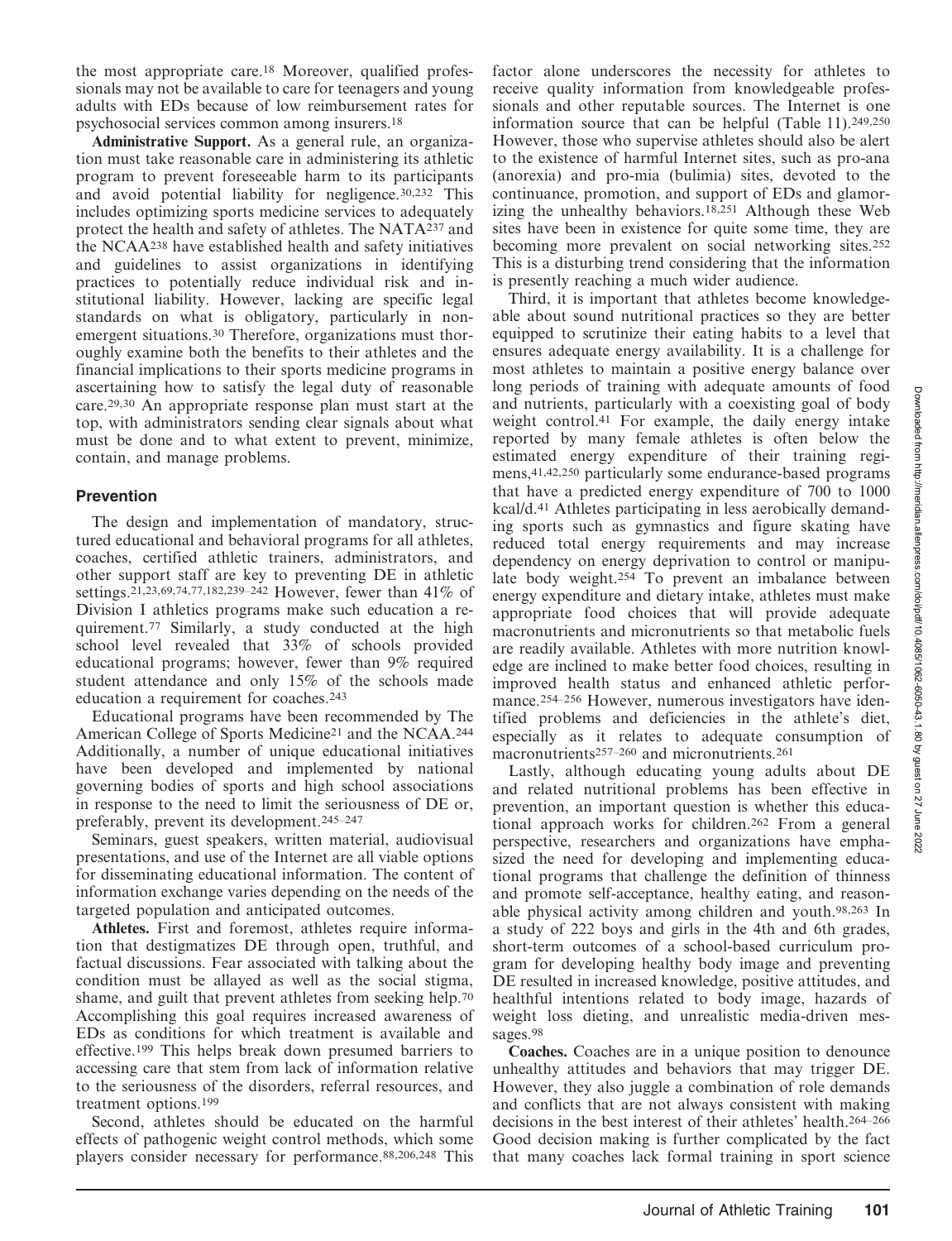the most appropriate care.[18] Moreover, qualified professionals may not be available to care for teenagers and young adults with EDs because of low reimbursement rates for psychosocial services common among insurers.[18]

**Administrative Support.** As a general rule, an organization must take reasonable care in administering its athletic program to prevent foreseeable harm to its participants and avoid potential liability for negligence.[30,232] This includes optimizing sports medicine services to adequately protect the health and safety of athletes. The NATA[237] and the NCAA[238] have established health and safety initiatives and guidelines to assist organizations in identifying practices to potentially reduce individual risk and institutional liability. However, lacking are specific legal standards on what is obligatory, particularly in nonemergent situations.[30] Therefore, organizations must thoroughly examine both the benefits to their athletes and the financial implications to their sports medicine programs in ascertaining how to satisfy the legal duty of reasonable care.[29,30] An appropriate response plan must start at the top, with administrators sending clear signals about what must be done and to what extent to prevent, minimize, contain, and manage problems.

## Prevention

The design and implementation of mandatory, structured educational and behavioral programs for all athletes, coaches, certified athletic trainers, administrators, and other support staff are key to preventing DE in athletic settings.[21,23,69,74,77,182,239–242] However, fewer than 41% of Division I athletics programs make such education a requirement.[77] Similarly, a study conducted at the high school level revealed that 33% of schools provided educational programs; however, fewer than 9% required student attendance and only 15% of the schools made education a requirement for coaches.[243]

Educational programs have been recommended by The American College of Sports Medicine[21] and the NCAA.[244] Additionally, a number of unique educational initiatives have been developed and implemented by national governing bodies of sports and high school associations in response to the need to limit the seriousness of DE or, preferably, prevent its development.[245–247]

Seminars, guest speakers, written material, audiovisual presentations, and use of the Internet are all viable options for disseminating educational information. The content of information exchange varies depending on the needs of the targeted population and anticipated outcomes.

**Athletes.** First and foremost, athletes require information that destigmatizes DE through open, truthful, and factual discussions. Fear associated with talking about the condition must be allayed as well as the social stigma, shame, and guilt that prevent athletes from seeking help.[70] Accomplishing this goal requires increased awareness of EDs as conditions for which treatment is available and effective.[199] This helps break down presumed barriers to accessing care that stem from lack of information relative to the seriousness of the disorders, referral resources, and treatment options.[199]

Second, athletes should be educated on the harmful effects of pathogenic weight control methods, which some players consider necessary for performance.[88,206,248] This factor alone underscores the necessity for athletes to receive quality information from knowledgeable professionals and other reputable sources. The Internet is one information source that can be helpful (Table 11).[249,250] However, those who supervise athletes should also be alert to the existence of harmful Internet sites, such as pro-ana (anorexia) and pro-mia (bulimia) sites, devoted to the continuance, promotion, and support of EDs and glamorizing the unhealthy behaviors.[18,251] Although these Web sites have been in existence for quite some time, they are becoming more prevalent on social networking sites.[252] This is a disturbing trend considering that the information is presently reaching a much wider audience.

Third, it is important that athletes become knowledgeable about sound nutritional practices so they are better equipped to scrutinize their eating habits to a level that ensures adequate energy availability. It is a challenge for most athletes to maintain a positive energy balance over long periods of training with adequate amounts of food and nutrients, particularly with a coexisting goal of body weight control.[41] For example, the daily energy intake reported by many female athletes is often below the estimated energy expenditure of their training regimens,[41,42,250] particularly some endurance-based programs that have a predicted energy expenditure of 700 to 1000 kcal/d.[41] Athletes participating in less aerobically demanding sports such as gymnastics and figure skating have reduced total energy requirements and may increase dependency on energy deprivation to control or manipulate body weight.[254] To prevent an imbalance between energy expenditure and dietary intake, athletes must make appropriate food choices that will provide adequate macronutrients and micronutrients so that metabolic fuels are readily available. Athletes with more nutrition knowledge are inclined to make better food choices, resulting in improved health status and enhanced athletic performance.[254–256] However, numerous investigators have identified problems and deficiencies in the athlete's diet, especially as it relates to adequate consumption of macronutrients[257–260] and micronutrients.[261]

Lastly, although educating young adults about DE and related nutritional problems has been effective in prevention, an important question is whether this educational approach works for children.[262] From a general perspective, researchers and organizations have emphasized the need for developing and implementing educational programs that challenge the definition of thinness and promote self-acceptance, healthy eating, and reasonable physical activity among children and youth.[98,263] In a study of 222 boys and girls in the 4th and 6th grades, short-term outcomes of a school-based curriculum program for developing healthy body image and preventing DE resulted in increased knowledge, positive attitudes, and healthful intentions related to body image, hazards of weight loss dieting, and unrealistic media-driven messages.[98]

**Coaches.** Coaches are in a unique position to denounce unhealthy attitudes and behaviors that may trigger DE. However, they also juggle a combination of role demands and conflicts that are not always consistent with making decisions in the best interest of their athletes' health.[264–266] Good decision making is further complicated by the fact that many coaches lack formal training in sport science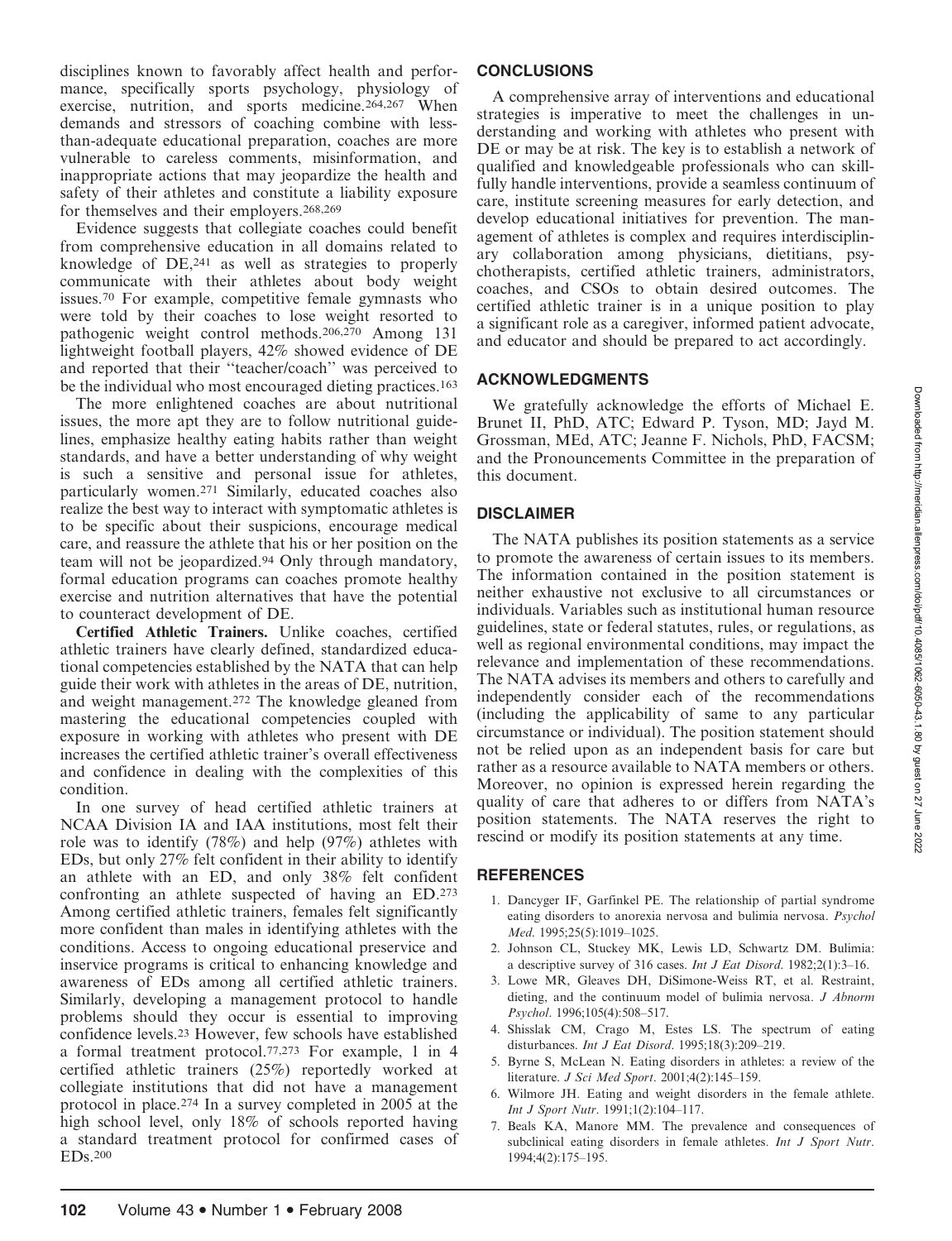disciplines known to favorably affect health and performance, specifically sports psychology, physiology of exercise, nutrition, and sports medicine.[264,267] When demands and stressors of coaching combine with less-than-adequate educational preparation, coaches are more vulnerable to careless comments, misinformation, and inappropriate actions that may jeopardize the health and safety of their athletes and constitute a liability exposure for themselves and their employers.[268,269]

Evidence suggests that collegiate coaches could benefit from comprehensive education in all domains related to knowledge of DE,[241] as well as strategies to properly communicate with their athletes about body weight issues.[70] For example, competitive female gymnasts who were told by their coaches to lose weight resorted to pathogenic weight control methods.[206,270] Among 131 lightweight football players, 42% showed evidence of DE and reported that their ''teacher/coach'' was perceived to be the individual who most encouraged dieting practices.[163]

The more enlightened coaches are about nutritional issues, the more apt they are to follow nutritional guidelines, emphasize healthy eating habits rather than weight standards, and have a better understanding of why weight is such a sensitive and personal issue for athletes, particularly women.[271] Similarly, educated coaches also realize the best way to interact with symptomatic athletes is to be specific about their suspicions, encourage medical care, and reassure the athlete that his or her position on the team will not be jeopardized.[94] Only through mandatory, formal education programs can coaches promote healthy exercise and nutrition alternatives that have the potential to counteract development of DE.

**Certified Athletic Trainers.** Unlike coaches, certified athletic trainers have clearly defined, standardized educational competencies established by the NATA that can help guide their work with athletes in the areas of DE, nutrition, and weight management.[272] The knowledge gleaned from mastering the educational competencies coupled with exposure in working with athletes who present with DE increases the certified athletic trainer's overall effectiveness and confidence in dealing with the complexities of this condition.

In one survey of head certified athletic trainers at NCAA Division IA and IAA institutions, most felt their role was to identify (78%) and help (97%) athletes with EDs, but only 27% felt confident in their ability to identify an athlete with an ED, and only 38% felt confident confronting an athlete suspected of having an ED.[273] Among certified athletic trainers, females felt significantly more confident than males in identifying athletes with the conditions. Access to ongoing educational preservice and inservice programs is critical to enhancing knowledge and awareness of EDs among all certified athletic trainers. Similarly, developing a management protocol to handle problems should they occur is essential to improving confidence levels.[23] However, few schools have established a formal treatment protocol.[77,273] For example, 1 in 4 certified athletic trainers (25%) reportedly worked at collegiate institutions that did not have a management protocol in place.[274] In a survey completed in 2005 at the high school level, only 18% of schools reported having a standard treatment protocol for confirmed cases of EDs.[200]

## CONCLUSIONS

A comprehensive array of interventions and educational strategies is imperative to meet the challenges in understanding and working with athletes who present with DE or may be at risk. The key is to establish a network of qualified and knowledgeable professionals who can skillfully handle interventions, provide a seamless continuum of care, institute screening measures for early detection, and develop educational initiatives for prevention. The management of athletes is complex and requires interdisciplinary collaboration among physicians, dietitians, psychotherapists, certified athletic trainers, administrators, coaches, and CSOs to obtain desired outcomes. The certified athletic trainer is in a unique position to play a significant role as a caregiver, informed patient advocate, and educator and should be prepared to act accordingly.

## ACKNOWLEDGMENTS

We gratefully acknowledge the efforts of Michael E. Brunet II, PhD, ATC; Edward P. Tyson, MD; Jayd M. Grossman, MEd, ATC; Jeanne F. Nichols, PhD, FACSM; and the Pronouncements Committee in the preparation of this document.

## DISCLAIMER

The NATA publishes its position statements as a service to promote the awareness of certain issues to its members. The information contained in the position statement is neither exhaustive not exclusive to all circumstances or individuals. Variables such as institutional human resource guidelines, state or federal statutes, rules, or regulations, as well as regional environmental conditions, may impact the relevance and implementation of these recommendations. The NATA advises its members and others to carefully and independently consider each of the recommendations (including the applicability of same to any particular circumstance or individual). The position statement should not be relied upon as an independent basis for care but rather as a resource available to NATA members or others. Moreover, no opinion is expressed herein regarding the quality of care that adheres to or differs from NATA's position statements. The NATA reserves the right to rescind or modify its position statements at any time.

## REFERENCES

1. Dancyger IF, Garfinkel PE. The relationship of partial syndrome eating disorders to anorexia nervosa and bulimia nervosa. *Psychol Med*. 1995;25(5):1019–1025.
2. Johnson CL, Stuckey MK, Lewis LD, Schwartz DM. Bulimia: a descriptive survey of 316 cases. *Int J Eat Disord*. 1982;2(1):3–16.
3. Lowe MR, Gleaves DH, DiSimone-Weiss RT, et al. Restraint, dieting, and the continuum model of bulimia nervosa. *J Abnorm Psychol*. 1996;105(4):508–517.
4. Shisslak CM, Crago M, Estes LS. The spectrum of eating disturbances. *Int J Eat Disord*. 1995;18(3):209–219.
5. Byrne S, McLean N. Eating disorders in athletes: a review of the literature. *J Sci Med Sport*. 2001;4(2):145–159.
6. Wilmore JH. Eating and weight disorders in the female athlete. *Int J Sport Nutr*. 1991;1(2):104–117.
7. Beals KA, Manore MM. The prevalence and consequences of subclinical eating disorders in female athletes. *Int J Sport Nutr*. 1994;4(2):175–195.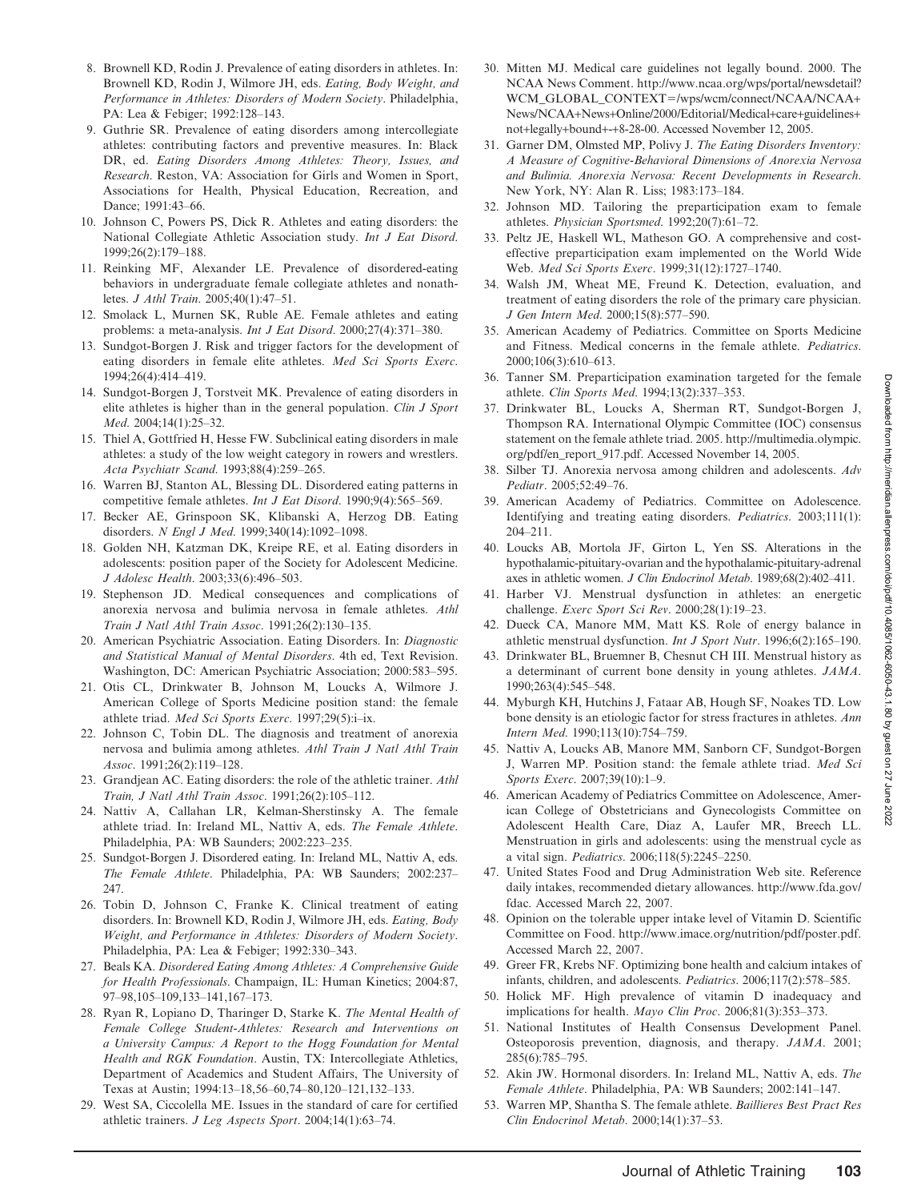8. Brownell KD, Rodin J. Prevalence of eating disorders in athletes. In: Brownell KD, Rodin J, Wilmore JH, eds. *Eating, Body Weight, and Performance in Athletes: Disorders of Modern Society*. Philadelphia, PA: Lea & Febiger; 1992:128–143.
9. Guthrie SR. Prevalence of eating disorders among intercollegiate athletes: contributing factors and preventive measures. In: Black DR, ed. *Eating Disorders Among Athletes: Theory, Issues, and Research*. Reston, VA: Association for Girls and Women in Sport, Associations for Health, Physical Education, Recreation, and Dance; 1991:43–66.
10. Johnson C, Powers PS, Dick R. Athletes and eating disorders: the National Collegiate Athletic Association study. *Int J Eat Disord*. 1999;26(2):179–188.
11. Reinking MF, Alexander LE. Prevalence of disordered-eating behaviors in undergraduate female collegiate athletes and nonathletes. *J Athl Train*. 2005;40(1):47–51.
12. Smolack L, Murnen SK, Ruble AE. Female athletes and eating problems: a meta-analysis. *Int J Eat Disord*. 2000;27(4):371–380.
13. Sundgot-Borgen J. Risk and trigger factors for the development of eating disorders in female elite athletes. *Med Sci Sports Exerc*. 1994;26(4):414–419.
14. Sundgot-Borgen J, Torstveit MK. Prevalence of eating disorders in elite athletes is higher than in the general population. *Clin J Sport Med*. 2004;14(1):25–32.
15. Thiel A, Gottfried H, Hesse FW. Subclinical eating disorders in male athletes: a study of the low weight category in rowers and wrestlers. *Acta Psychiatr Scand*. 1993;88(4):259–265.
16. Warren BJ, Stanton AL, Blessing DL. Disordered eating patterns in competitive female athletes. *Int J Eat Disord*. 1990;9(4):565–569.
17. Becker AE, Grinspoon SK, Klibanski A, Herzog DB. Eating disorders. *N Engl J Med*. 1999;340(14):1092–1098.
18. Golden NH, Katzman DK, Kreipe RE, et al. Eating disorders in adolescents: position paper of the Society for Adolescent Medicine. *J Adolesc Health*. 2003;33(6):496–503.
19. Stephenson JD. Medical consequences and complications of anorexia nervosa and bulimia nervosa in female athletes. *Athl Train J Natl Athl Train Assoc*. 1991;26(2):130–135.
20. American Psychiatric Association. Eating Disorders. In: *Diagnostic and Statistical Manual of Mental Disorders*. 4th ed, Text Revision. Washington, DC: American Psychiatric Association; 2000:583–595.
21. Otis CL, Drinkwater B, Johnson M, Loucks A, Wilmore J. American College of Sports Medicine position stand: the female athlete triad. *Med Sci Sports Exerc*. 1997;29(5):i–ix.
22. Johnson C, Tobin DL. The diagnosis and treatment of anorexia nervosa and bulimia among athletes. *Athl Train J Natl Athl Train Assoc*. 1991;26(2):119–128.
23. Grandjean AC. Eating disorders: the role of the athletic trainer. *Athl Train, J Natl Athl Train Assoc*. 1991;26(2):105–112.
24. Nattiv A, Callahan LR, Kelman-Sherstinsky A. The female athlete triad. In: Ireland ML, Nattiv A, eds. *The Female Athlete*. Philadelphia, PA: WB Saunders; 2002:223–235.
25. Sundgot-Borgen J. Disordered eating. In: Ireland ML, Nattiv A, eds. *The Female Athlete*. Philadelphia, PA: WB Saunders; 2002:237–247.
26. Tobin D, Johnson C, Franke K. Clinical treatment of eating disorders. In: Brownell KD, Rodin J, Wilmore JH, eds. *Eating, Body Weight, and Performance in Athletes: Disorders of Modern Society*. Philadelphia, PA: Lea & Febiger; 1992:330–343.
27. Beals KA. *Disordered Eating Among Athletes: A Comprehensive Guide for Health Professionals*. Champaign, IL: Human Kinetics; 2004:87, 97–98,105–109,133–141,167–173.
28. Ryan R, Lopiano D, Tharinger D, Starke K. *The Mental Health of Female College Student-Athletes: Research and Interventions on a University Campus: A Report to the Hogg Foundation for Mental Health and RGK Foundation*. Austin, TX: Intercollegiate Athletics, Department of Academics and Student Affairs, The University of Texas at Austin; 1994:13–18,56–60,74–80,120–121,132–133.
29. West SA, Ciccolella ME. Issues in the standard of care for certified athletic trainers. *J Leg Aspects Sport*. 2004;14(1):63–74.
30. Mitten MJ. Medical care guidelines not legally bound. 2000. The NCAA News Comment. http://www.ncaa.org/wps/portal/newsdetail?WCM_GLOBAL_CONTEXT=/wps/wcm/connect/NCAA/NCAA+News/NCAA+News+Online/2000/Editorial/Medical+care+guidelines+not+legally+bound+-+8-28-00. Accessed November 12, 2005.
31. Garner DM, Olmsted MP, Polivy J. *The Eating Disorders Inventory: A Measure of Cognitive-Behavioral Dimensions of Anorexia Nervosa and Bulimia. Anorexia Nervosa: Recent Developments in Research*. New York, NY: Alan R. Liss; 1983:173–184.
32. Johnson MD. Tailoring the preparticipation exam to female athletes. *Physician Sportsmed*. 1992;20(7):61–72.
33. Peltz JE, Haskell WL, Matheson GO. A comprehensive and cost-effective preparticipation exam implemented on the World Wide Web. *Med Sci Sports Exerc*. 1999;31(12):1727–1740.
34. Walsh JM, Wheat ME, Freund K. Detection, evaluation, and treatment of eating disorders the role of the primary care physician. *J Gen Intern Med*. 2000;15(8):577–590.
35. American Academy of Pediatrics. Committee on Sports Medicine and Fitness. Medical concerns in the female athlete. *Pediatrics*. 2000;106(3):610–613.
36. Tanner SM. Preparticipation examination targeted for the female athlete. *Clin Sports Med*. 1994;13(2):337–353.
37. Drinkwater BL, Loucks A, Sherman RT, Sundgot-Borgen J, Thompson RA. International Olympic Committee (IOC) consensus statement on the female athlete triad. 2005. http://multimedia.olympic.org/pdf/en_report_917.pdf. Accessed November 14, 2005.
38. Silber TJ. Anorexia nervosa among children and adolescents. *Adv Pediatr*. 2005;52:49–76.
39. American Academy of Pediatrics. Committee on Adolescence. Identifying and treating eating disorders. *Pediatrics*. 2003;111(1):204–211.
40. Loucks AB, Mortola JF, Girton L, Yen SS. Alterations in the hypothalamic-pituitary-ovarian and the hypothalamic-pituitary-adrenal axes in athletic women. *J Clin Endocrinol Metab*. 1989;68(2):402–411.
41. Harber VJ. Menstrual dysfunction in athletes: an energetic challenge. *Exerc Sport Sci Rev*. 2000;28(1):19–23.
42. Dueck CA, Manore MM, Matt KS. Role of energy balance in athletic menstrual dysfunction. *Int J Sport Nutr*. 1996;6(2):165–190.
43. Drinkwater BL, Bruemner B, Chesnut CH III. Menstrual history as a determinant of current bone density in young athletes. *JAMA*. 1990;263(4):545–548.
44. Myburgh KH, Hutchins J, Fataar AB, Hough SF, Noakes TD. Low bone density is an etiologic factor for stress fractures in athletes. *Ann Intern Med*. 1990;113(10):754–759.
45. Nattiv A, Loucks AB, Manore MM, Sanborn CF, Sundgot-Borgen J, Warren MP. Position stand: the female athlete triad. *Med Sci Sports Exerc*. 2007;39(10):1–9.
46. American Academy of Pediatrics Committee on Adolescence, American College of Obstetricians and Gynecologists Committee on Adolescent Health Care, Diaz A, Laufer MR, Breech LL. Menstruation in girls and adolescents: using the menstrual cycle as a vital sign. *Pediatrics*. 2006;118(5):2245–2250.
47. United States Food and Drug Administration Web site. Reference daily intakes, recommended dietary allowances. http://www.fda.gov/fdac. Accessed March 22, 2007.
48. Opinion on the tolerable upper intake level of Vitamin D. Scientific Committee on Food. http://www.imace.org/nutrition/pdf/poster.pdf. Accessed March 22, 2007.
49. Greer FR, Krebs NF. Optimizing bone health and calcium intakes of infants, children, and adolescents. *Pediatrics*. 2006;117(2):578–585.
50. Holick MF. High prevalence of vitamin D inadequacy and implications for health. *Mayo Clin Proc*. 2006;81(3):353–373.
51. National Institutes of Health Consensus Development Panel. Osteoporosis prevention, diagnosis, and therapy. *JAMA*. 2001; 285(6):785–795.
52. Akin JW. Hormonal disorders. In: Ireland ML, Nattiv A, eds. *The Female Athlete*. Philadelphia, PA: WB Saunders; 2002:141–147.
53. Warren MP, Shantha S. The female athlete. *Baillieres Best Pract Res Clin Endocrinol Metab*. 2000;14(1):37–53.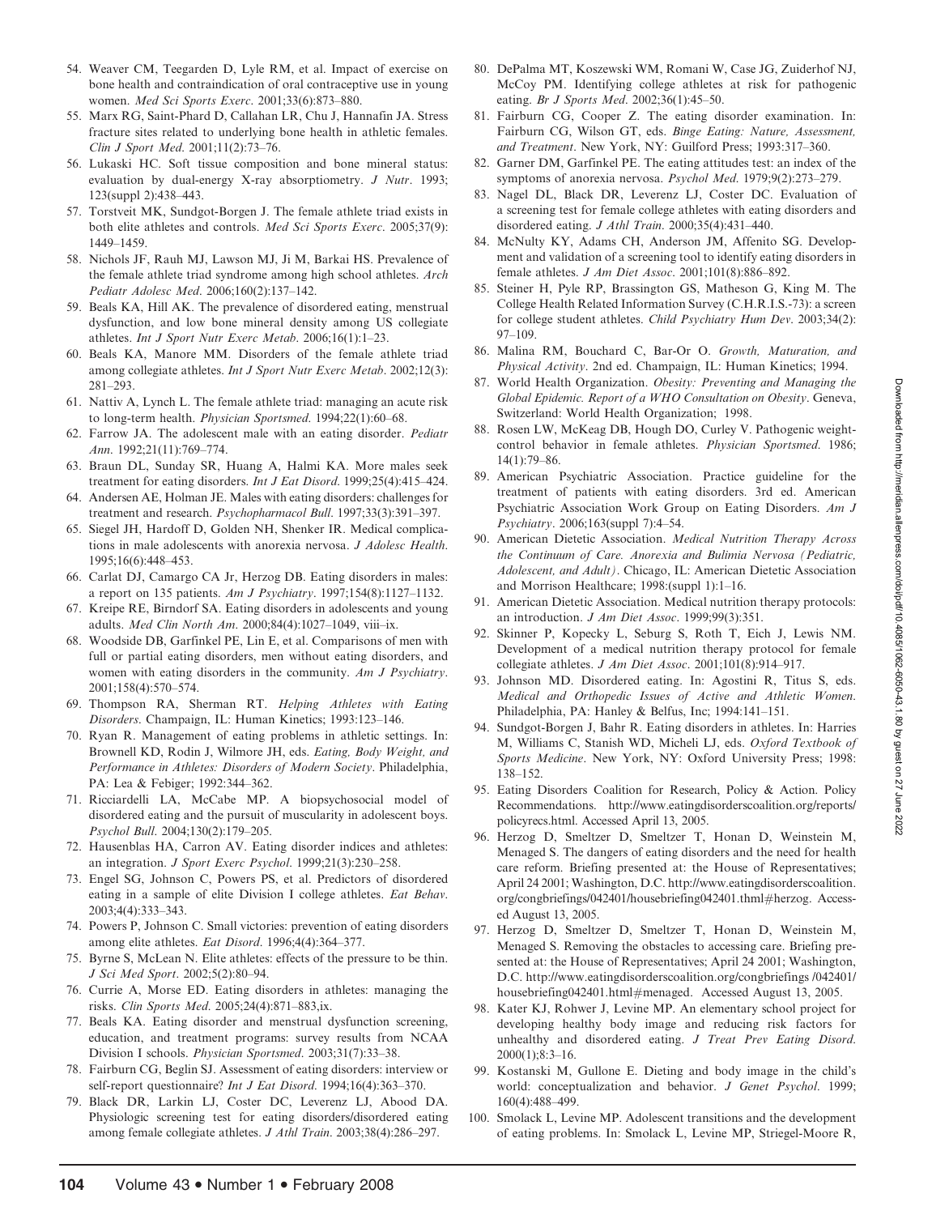54. Weaver CM, Teegarden D, Lyle RM, et al. Impact of exercise on bone health and contraindication of oral contraceptive use in young women. *Med Sci Sports Exerc*. 2001;33(6):873–880.
55. Marx RG, Saint-Phard D, Callahan LR, Chu J, Hannafin JA. Stress fracture sites related to underlying bone health in athletic females. *Clin J Sport Med*. 2001;11(2):73–76.
56. Lukaski HC. Soft tissue composition and bone mineral status: evaluation by dual-energy X-ray absorptiometry. *J Nutr*. 1993; 123(suppl 2):438–443.
57. Torstveit MK, Sundgot-Borgen J. The female athlete triad exists in both elite athletes and controls. *Med Sci Sports Exerc*. 2005;37(9): 1449–1459.
58. Nichols JF, Rauh MJ, Lawson MJ, Ji M, Barkai HS. Prevalence of the female athlete triad syndrome among high school athletes. *Arch Pediatr Adolesc Med*. 2006;160(2):137–142.
59. Beals KA, Hill AK. The prevalence of disordered eating, menstrual dysfunction, and low bone mineral density among US collegiate athletes. *Int J Sport Nutr Exerc Metab*. 2006;16(1):1–23.
60. Beals KA, Manore MM. Disorders of the female athlete triad among collegiate athletes. *Int J Sport Nutr Exerc Metab*. 2002;12(3): 281–293.
61. Nattiv A, Lynch L. The female athlete triad: managing an acute risk to long-term health. *Physician Sportsmed*. 1994;22(1):60–68.
62. Farrow JA. The adolescent male with an eating disorder. *Pediatr Ann*. 1992;21(11):769–774.
63. Braun DL, Sunday SR, Huang A, Halmi KA. More males seek treatment for eating disorders. *Int J Eat Disord*. 1999;25(4):415–424.
64. Andersen AE, Holman JE. Males with eating disorders: challenges for treatment and research. *Psychopharmacol Bull*. 1997;33(3):391–397.
65. Siegel JH, Hardoff D, Golden NH, Shenker IR. Medical complications in male adolescents with anorexia nervosa. *J Adolesc Health*. 1995;16(6):448–453.
66. Carlat DJ, Camargo CA Jr, Herzog DB. Eating disorders in males: a report on 135 patients. *Am J Psychiatry*. 1997;154(8):1127–1132.
67. Kreipe RE, Birndorf SA. Eating disorders in adolescents and young adults. *Med Clin North Am*. 2000;84(4):1027–1049, viii–ix.
68. Woodside DB, Garfinkel PE, Lin E, et al. Comparisons of men with full or partial eating disorders, men without eating disorders, and women with eating disorders in the community. *Am J Psychiatry*. 2001;158(4):570–574.
69. Thompson RA, Sherman RT. *Helping Athletes with Eating Disorders*. Champaign, IL: Human Kinetics; 1993:123–146.
70. Ryan R. Management of eating problems in athletic settings. In: Brownell KD, Rodin J, Wilmore JH, eds. *Eating, Body Weight, and Performance in Athletes: Disorders of Modern Society*. Philadelphia, PA: Lea & Febiger; 1992:344–362.
71. Ricciardelli LA, McCabe MP. A biopsychosocial model of disordered eating and the pursuit of muscularity in adolescent boys. *Psychol Bull*. 2004;130(2):179–205.
72. Hausenblas HA, Carron AV. Eating disorder indices and athletes: an integration. *J Sport Exerc Psychol*. 1999;21(3):230–258.
73. Engel SG, Johnson C, Powers PS, et al. Predictors of disordered eating in a sample of elite Division I college athletes. *Eat Behav*. 2003;4(4):333–343.
74. Powers P, Johnson C. Small victories: prevention of eating disorders among elite athletes. *Eat Disord*. 1996;4(4):364–377.
75. Byrne S, McLean N. Elite athletes: effects of the pressure to be thin. *J Sci Med Sport*. 2002;5(2):80–94.
76. Currie A, Morse ED. Eating disorders in athletes: managing the risks. *Clin Sports Med*. 2005;24(4):871–883,ix.
77. Beals KA. Eating disorder and menstrual dysfunction screening, education, and treatment programs: survey results from NCAA Division I schools. *Physician Sportsmed*. 2003;31(7):33–38.
78. Fairburn CG, Beglin SJ. Assessment of eating disorders: interview or self-report questionnaire? *Int J Eat Disord*. 1994;16(4):363–370.
79. Black DR, Larkin LJ, Coster DC, Leverenz LJ, Abood DA. Physiologic screening test for eating disorders/disordered eating among female collegiate athletes. *J Athl Train*. 2003;38(4):286–297.
80. DePalma MT, Koszewski WM, Romani W, Case JG, Zuiderhof NJ, McCoy PM. Identifying college athletes at risk for pathogenic eating. *Br J Sports Med*. 2002;36(1):45–50.
81. Fairburn CG, Cooper Z. The eating disorder examination. In: Fairburn CG, Wilson GT, eds. *Binge Eating: Nature, Assessment, and Treatment*. New York, NY: Guilford Press; 1993:317–360.
82. Garner DM, Garfinkel PE. The eating attitudes test: an index of the symptoms of anorexia nervosa. *Psychol Med*. 1979;9(2):273–279.
83. Nagel DL, Black DR, Leverenz LJ, Coster DC. Evaluation of a screening test for female college athletes with eating disorders and disordered eating. *J Athl Train*. 2000;35(4):431–440.
84. McNulty KY, Adams CH, Anderson JM, Affenito SG. Development and validation of a screening tool to identify eating disorders in female athletes. *J Am Diet Assoc*. 2001;101(8):886–892.
85. Steiner H, Pyle RP, Brassington GS, Matheson G, King M. The College Health Related Information Survey (C.H.R.I.S.-73): a screen for college student athletes. *Child Psychiatry Hum Dev*. 2003;34(2): 97–109.
86. Malina RM, Bouchard C, Bar-Or O. *Growth, Maturation, and Physical Activity*. 2nd ed. Champaign, IL: Human Kinetics; 1994.
87. World Health Organization. *Obesity: Preventing and Managing the Global Epidemic. Report of a WHO Consultation on Obesity*. Geneva, Switzerland: World Health Organization; 1998.
88. Rosen LW, McKeag DB, Hough DO, Curley V. Pathogenic weight-control behavior in female athletes. *Physician Sportsmed*. 1986; 14(1):79–86.
89. American Psychiatric Association. Practice guideline for the treatment of patients with eating disorders. 3rd ed. American Psychiatric Association Work Group on Eating Disorders. *Am J Psychiatry*. 2006;163(suppl 7):4–54.
90. American Dietetic Association. *Medical Nutrition Therapy Across the Continuum of Care. Anorexia and Bulimia Nervosa (Pediatric, Adolescent, and Adult)*. Chicago, IL: American Dietetic Association and Morrison Healthcare; 1998:(suppl 1):1–16.
91. American Dietetic Association. Medical nutrition therapy protocols: an introduction. *J Am Diet Assoc*. 1999;99(3):351.
92. Skinner P, Kopecky L, Seburg S, Roth T, Eich J, Lewis NM. Development of a medical nutrition therapy protocol for female collegiate athletes. *J Am Diet Assoc*. 2001;101(8):914–917.
93. Johnson MD. Disordered eating. In: Agostini R, Titus S, eds. *Medical and Orthopedic Issues of Active and Athletic Women*. Philadelphia, PA: Hanley & Belfus, Inc; 1994:141–151.
94. Sundgot-Borgen J, Bahr R. Eating disorders in athletes. In: Harries M, Williams C, Stanish WD, Micheli LJ, eds. *Oxford Textbook of Sports Medicine*. New York, NY: Oxford University Press; 1998: 138–152.
95. Eating Disorders Coalition for Research, Policy & Action. Policy Recommendations. http://www.eatingdisorderscoalition.org/reports/policyrecs.html. Accessed April 13, 2005.
96. Herzog D, Smeltzer D, Smeltzer T, Honan D, Weinstein M, Menaged S. The dangers of eating disorders and the need for health care reform. Briefing presented at: the House of Representatives; April 24 2001; Washington, D.C. http://www.eatingdisorderscoalition.org/congbriefings/042401/housebriefing042401.thml#herzog. Accessed August 13, 2005.
97. Herzog D, Smeltzer D, Smeltzer T, Honan D, Weinstein M, Menaged S. Removing the obstacles to accessing care. Briefing presented at: the House of Representatives; April 24 2001; Washington, D.C. http://www.eatingdisorderscoalition.org/congbriefings /042401/housebriefing042401.html#menaged. Accessed August 13, 2005.
98. Kater KJ, Rohwer J, Levine MP. An elementary school project for developing healthy body image and reducing risk factors for unhealthy and disordered eating. *J Treat Prev Eating Disord*. 2000(1);8:3–16.
99. Kostanski M, Gullone E. Dieting and body image in the child's world: conceptualization and behavior. *J Genet Psychol*. 1999; 160(4):488–499.
100. Smolack L, Levine MP. Adolescent transitions and the development of eating problems. In: Smolack L, Levine MP, Striegel-Moore R,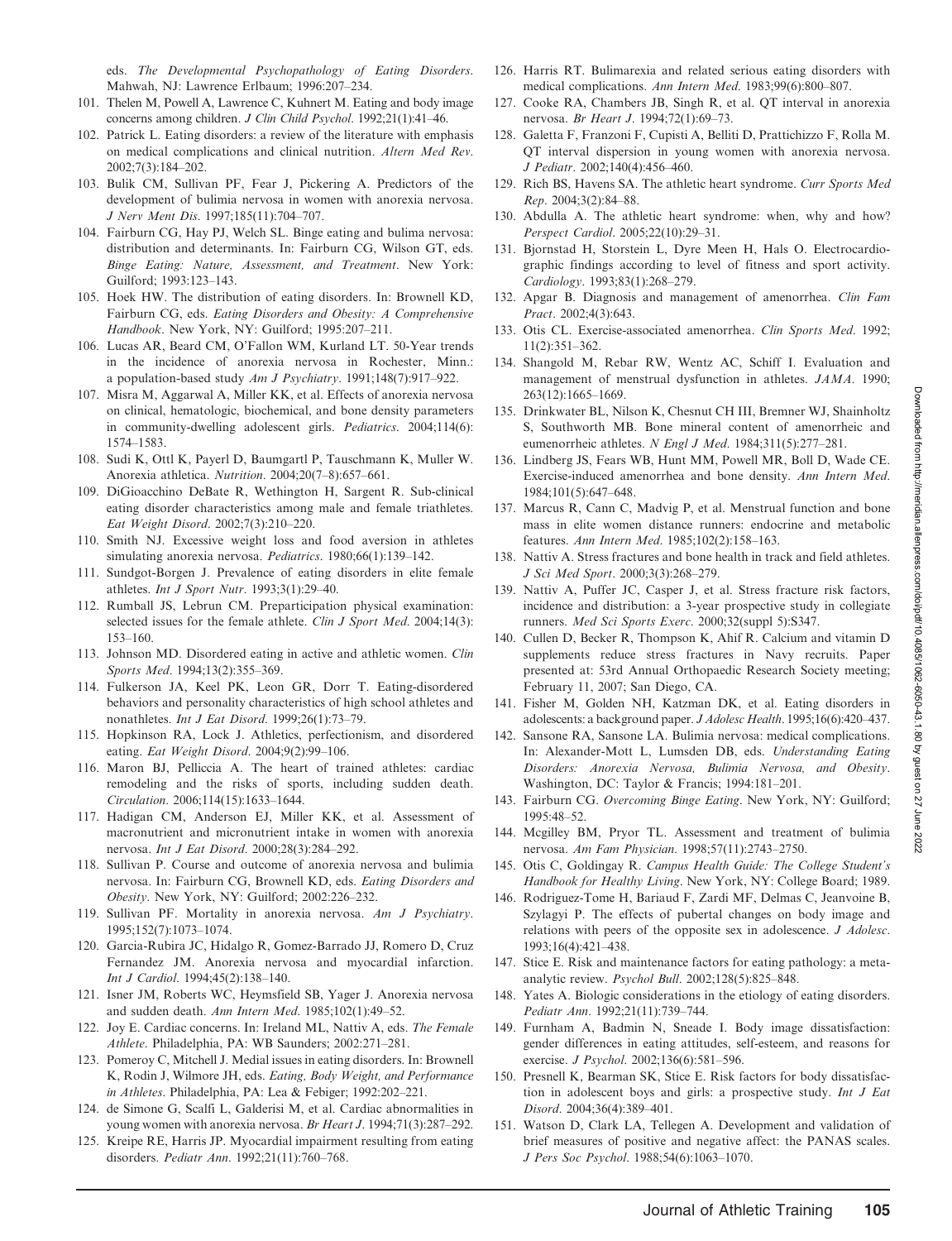eds. *The Developmental Psychopathology of Eating Disorders*. Mahwah, NJ: Lawrence Erlbaum; 1996:207–234.

101. Thelen M, Powell A, Lawrence C, Kuhnert M. Eating and body image concerns among children. *J Clin Child Psychol*. 1992;21(1):41–46.
102. Patrick L. Eating disorders: a review of the literature with emphasis on medical complications and clinical nutrition. *Altern Med Rev*. 2002;7(3):184–202.
103. Bulik CM, Sullivan PF, Fear J, Pickering A. Predictors of the development of bulimia nervosa in women with anorexia nervosa. *J Nerv Ment Dis*. 1997;185(11):704–707.
104. Fairburn CG, Hay PJ, Welch SL. Binge eating and bulima nervosa: distribution and determinants. In: Fairburn CG, Wilson GT, eds. *Binge Eating: Nature, Assessment, and Treatment*. New York: Guilford; 1993:123–143.
105. Hoek HW. The distribution of eating disorders. In: Brownell KD, Fairburn CG, eds. *Eating Disorders and Obesity: A Comprehensive Handbook*. New York, NY: Guilford; 1995:207–211.
106. Lucas AR, Beard CM, O'Fallon WM, Kurland LT. 50-Year trends in the incidence of anorexia nervosa in Rochester, Minn.: a population-based study *Am J Psychiatry*. 1991;148(7):917–922.
107. Misra M, Aggarwal A, Miller KK, et al. Effects of anorexia nervosa on clinical, hematologic, biochemical, and bone density parameters in community-dwelling adolescent girls. *Pediatrics*. 2004;114(6): 1574–1583.
108. Sudi K, Ottl K, Payerl D, Baumgartl P, Tauschmann K, Muller W. Anorexia athletica. *Nutrition*. 2004;20(7–8):657–661.
109. DiGioacchino DeBate R, Wethington H, Sargent R. Sub-clinical eating disorder characteristics among male and female triathletes. *Eat Weight Disord*. 2002;7(3):210–220.
110. Smith NJ. Excessive weight loss and food aversion in athletes simulating anorexia nervosa. *Pediatrics*. 1980;66(1):139–142.
111. Sundgot-Borgen J. Prevalence of eating disorders in elite female athletes. *Int J Sport Nutr*. 1993;3(1):29–40.
112. Rumball JS, Lebrun CM. Preparticipation physical examination: selected issues for the female athlete. *Clin J Sport Med*. 2004;14(3): 153–160.
113. Johnson MD. Disordered eating in active and athletic women. *Clin Sports Med*. 1994;13(2):355–369.
114. Fulkerson JA, Keel PK, Leon GR, Dorr T. Eating-disordered behaviors and personality characteristics of high school athletes and nonathletes. *Int J Eat Disord*. 1999;26(1):73–79.
115. Hopkinson RA, Lock J. Athletics, perfectionism, and disordered eating. *Eat Weight Disord*. 2004;9(2):99–106.
116. Maron BJ, Pelliccia A. The heart of trained athletes: cardiac remodeling and the risks of sports, including sudden death. *Circulation*. 2006;114(15):1633–1644.
117. Hadigan CM, Anderson EJ, Miller KK, et al. Assessment of macronutrient and micronutrient intake in women with anorexia nervosa. *Int J Eat Disord*. 2000;28(3):284–292.
118. Sullivan P. Course and outcome of anorexia nervosa and bulimia nervosa. In: Fairburn CG, Brownell KD, eds. *Eating Disorders and Obesity*. New York, NY: Guilford; 2002:226–232.
119. Sullivan PF. Mortality in anorexia nervosa. *Am J Psychiatry*. 1995;152(7):1073–1074.
120. Garcia-Rubira JC, Hidalgo R, Gomez-Barrado JJ, Romero D, Cruz Fernandez JM. Anorexia nervosa and myocardial infarction. *Int J Cardiol*. 1994;45(2):138–140.
121. Isner JM, Roberts WC, Heymsfield SB, Yager J. Anorexia nervosa and sudden death. *Ann Intern Med*. 1985;102(1):49–52.
122. Joy E. Cardiac concerns. In: Ireland ML, Nattiv A, eds. *The Female Athlete*. Philadelphia, PA: WB Saunders; 2002:271–281.
123. Pomeroy C, Mitchell J. Medial issues in eating disorders. In: Brownell K, Rodin J, Wilmore JH, eds. *Eating, Body Weight, and Performance in Athletes*. Philadelphia, PA: Lea & Febiger; 1992:202–221.
124. de Simone G, Scalfi L, Galderisi M, et al. Cardiac abnormalities in young women with anorexia nervosa. *Br Heart J*. 1994;71(3):287–292.
125. Kreipe RE, Harris JP. Myocardial impairment resulting from eating disorders. *Pediatr Ann*. 1992;21(11):760–768.
126. Harris RT. Bulimarexia and related serious eating disorders with medical complications. *Ann Intern Med*. 1983;99(6):800–807.
127. Cooke RA, Chambers JB, Singh R, et al. QT interval in anorexia nervosa. *Br Heart J*. 1994;72(1):69–73.
128. Galetta F, Franzoni F, Cupisti A, Belliti D, Prattichizzo F, Rolla M. QT interval dispersion in young women with anorexia nervosa. *J Pediatr*. 2002;140(4):456–460.
129. Rich BS, Havens SA. The athletic heart syndrome. *Curr Sports Med Rep*. 2004;3(2):84–88.
130. Abdulla A. The athletic heart syndrome: when, why and how? *Perspect Cardiol*. 2005;22(10):29–31.
131. Bjornstad H, Storstein L, Dyre Meen H, Hals O. Electrocardiographic findings according to level of fitness and sport activity. *Cardiology*. 1993;83(1):268–279.
132. Apgar B. Diagnosis and management of amenorrhea. *Clin Fam Pract*. 2002;4(3):643.
133. Otis CL. Exercise-associated amenorrhea. *Clin Sports Med*. 1992; 11(2):351–362.
134. Shangold M, Rebar RW, Wentz AC, Schiff I. Evaluation and management of menstrual dysfunction in athletes. *JAMA*. 1990; 263(12):1665–1669.
135. Drinkwater BL, Nilson K, Chesnut CH III, Bremner WJ, Shainholtz S, Southworth MB. Bone mineral content of amenorrheic and eumenorrheic athletes. *N Engl J Med*. 1984;311(5):277–281.
136. Lindberg JS, Fears WB, Hunt MM, Powell MR, Boll D, Wade CE. Exercise-induced amenorrhea and bone density. *Ann Intern Med*. 1984;101(5):647–648.
137. Marcus R, Cann C, Madvig P, et al. Menstrual function and bone mass in elite women distance runners: endocrine and metabolic features. *Ann Intern Med*. 1985;102(2):158–163.
138. Nattiv A. Stress fractures and bone health in track and field athletes. *J Sci Med Sport*. 2000;3(3):268–279.
139. Nattiv A, Puffer JC, Casper J, et al. Stress fracture risk factors, incidence and distribution: a 3-year prospective study in collegiate runners. *Med Sci Sports Exerc*. 2000;32(suppl 5):S347.
140. Cullen D, Becker R, Thompson K, Ahif R. Calcium and vitamin D supplements reduce stress fractures in Navy recruits. Paper presented at: 53rd Annual Orthopaedic Research Society meeting; February 11, 2007; San Diego, CA.
141. Fisher M, Golden NH, Katzman DK, et al. Eating disorders in adolescents: a background paper. *J Adolesc Health*. 1995;16(6):420–437.
142. Sansone RA, Sansone LA. Bulimia nervosa: medical complications. In: Alexander-Mott L, Lumsden DB, eds. *Understanding Eating Disorders: Anorexia Nervosa, Bulimia Nervosa, and Obesity*. Washington, DC: Taylor & Francis; 1994:181–201.
143. Fairburn CG. *Overcoming Binge Eating*. New York, NY: Guilford; 1995:48–52.
144. Mcgilley BM, Pryor TL. Assessment and treatment of bulimia nervosa. *Am Fam Physician*. 1998;57(11):2743–2750.
145. Otis C, Goldingay R. *Campus Health Guide: The College Student's Handbook for Healthy Living*. New York, NY: College Board; 1989.
146. Rodriguez-Tome H, Bariaud F, Zardi MF, Delmas C, Jeanvoine B, Szylagyi P. The effects of pubertal changes on body image and relations with peers of the opposite sex in adolescence. *J Adolesc*. 1993;16(4):421–438.
147. Stice E. Risk and maintenance factors for eating pathology: a meta-analytic review. *Psychol Bull*. 2002;128(5):825–848.
148. Yates A. Biologic considerations in the etiology of eating disorders. *Pediatr Ann*. 1992;21(11):739–744.
149. Furnham A, Badmin N, Sneade I. Body image dissatisfaction: gender differences in eating attitudes, self-esteem, and reasons for exercise. *J Psychol*. 2002;136(6):581–596.
150. Presnell K, Bearman SK, Stice E. Risk factors for body dissatisfaction in adolescent boys and girls: a prospective study. *Int J Eat Disord*. 2004;36(4):389–401.
151. Watson D, Clark LA, Tellegen A. Development and validation of brief measures of positive and negative affect: the PANAS scales. *J Pers Soc Psychol*. 1988;54(6):1063–1070.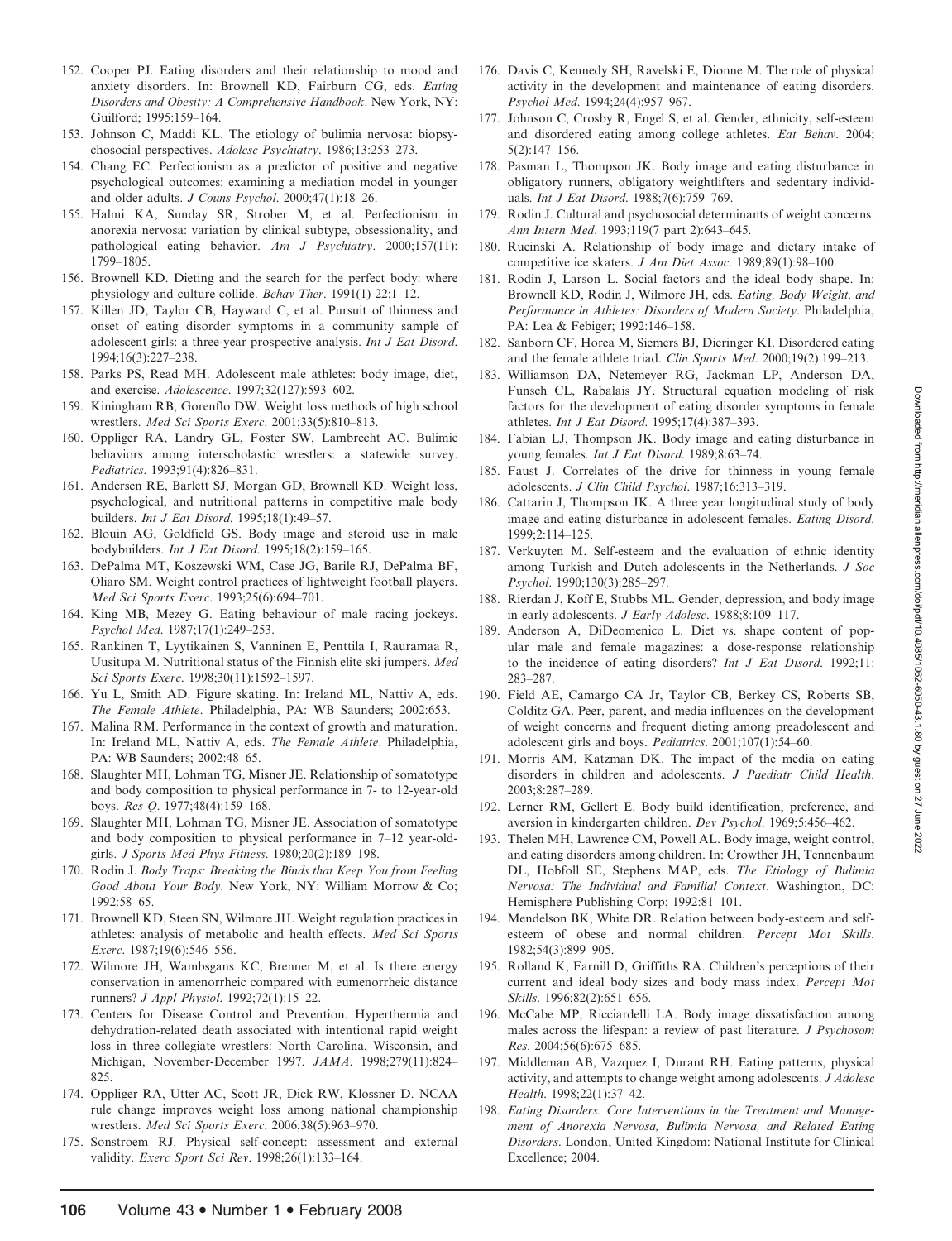152. Cooper PJ. Eating disorders and their relationship to mood and anxiety disorders. In: Brownell KD, Fairburn CG, eds. *Eating Disorders and Obesity: A Comprehensive Handbook*. New York, NY: Guilford; 1995:159–164.
153. Johnson C, Maddi KL. The etiology of bulimia nervosa: biopsychosocial perspectives. *Adolesc Psychiatry*. 1986;13:253–273.
154. Chang EC. Perfectionism as a predictor of positive and negative psychological outcomes: examining a mediation model in younger and older adults. *J Couns Psychol*. 2000;47(1):18–26.
155. Halmi KA, Sunday SR, Strober M, et al. Perfectionism in anorexia nervosa: variation by clinical subtype, obsessionality, and pathological eating behavior. *Am J Psychiatry*. 2000;157(11):1799–1805.
156. Brownell KD. Dieting and the search for the perfect body: where physiology and culture collide. *Behav Ther*. 1991(1) 22:1–12.
157. Killen JD, Taylor CB, Hayward C, et al. Pursuit of thinness and onset of eating disorder symptoms in a community sample of adolescent girls: a three-year prospective analysis. *Int J Eat Disord*. 1994;16(3):227–238.
158. Parks PS, Read MH. Adolescent male athletes: body image, diet, and exercise. *Adolescence*. 1997;32(127):593–602.
159. Kiningham RB, Gorenflo DW. Weight loss methods of high school wrestlers. *Med Sci Sports Exerc*. 2001;33(5):810–813.
160. Oppliger RA, Landry GL, Foster SW, Lambrecht AC. Bulimic behaviors among interscholastic wrestlers: a statewide survey. *Pediatrics*. 1993;91(4):826–831.
161. Andersen RE, Barlett SJ, Morgan GD, Brownell KD. Weight loss, psychological, and nutritional patterns in competitive male body builders. *Int J Eat Disord*. 1995;18(1):49–57.
162. Blouin AG, Goldfield GS. Body image and steroid use in male bodybuilders. *Int J Eat Disord*. 1995;18(2):159–165.
163. DePalma MT, Koszewski WM, Case JG, Barile RJ, DePalma BF, Oliaro SM. Weight control practices of lightweight football players. *Med Sci Sports Exerc*. 1993;25(6):694–701.
164. King MB, Mezey G. Eating behaviour of male racing jockeys. *Psychol Med*. 1987;17(1):249–253.
165. Rankinen T, Lyytikainen S, Vanninen E, Penttila I, Rauramaa R, Uusitupa M. Nutritional status of the Finnish elite ski jumpers. *Med Sci Sports Exerc*. 1998;30(11):1592–1597.
166. Yu L, Smith AD. Figure skating. In: Ireland ML, Nattiv A, eds. *The Female Athlete*. Philadelphia, PA: WB Saunders; 2002:653.
167. Malina RM. Performance in the context of growth and maturation. In: Ireland ML, Nattiv A, eds. *The Female Athlete*. Philadelphia, PA: WB Saunders; 2002:48–65.
168. Slaughter MH, Lohman TG, Misner JE. Relationship of somatotype and body composition to physical performance in 7- to 12-year-old boys. *Res Q*. 1977;48(4):159–168.
169. Slaughter MH, Lohman TG, Misner JE. Association of somatotype and body composition to physical performance in 7–12 year-old-girls. *J Sports Med Phys Fitness*. 1980;20(2):189–198.
170. Rodin J. *Body Traps: Breaking the Binds that Keep You from Feeling Good About Your Body*. New York, NY: William Morrow & Co; 1992:58–65.
171. Brownell KD, Steen SN, Wilmore JH. Weight regulation practices in athletes: analysis of metabolic and health effects. *Med Sci Sports Exerc*. 1987;19(6):546–556.
172. Wilmore JH, Wambsgans KC, Brenner M, et al. Is there energy conservation in amenorrheic compared with eumenorrheic distance runners? *J Appl Physiol*. 1992;72(1):15–22.
173. Centers for Disease Control and Prevention. Hyperthermia and dehydration-related death associated with intentional rapid weight loss in three collegiate wrestlers: North Carolina, Wisconsin, and Michigan, November-December 1997. *JAMA*. 1998;279(11):824–825.
174. Oppliger RA, Utter AC, Scott JR, Dick RW, Klossner D. NCAA rule change improves weight loss among national championship wrestlers. *Med Sci Sports Exerc*. 2006;38(5):963–970.
175. Sonstroem RJ. Physical self-concept: assessment and external validity. *Exerc Sport Sci Rev*. 1998;26(1):133–164.
176. Davis C, Kennedy SH, Ravelski E, Dionne M. The role of physical activity in the development and maintenance of eating disorders. *Psychol Med*. 1994;24(4):957–967.
177. Johnson C, Crosby R, Engel S, et al. Gender, ethnicity, self-esteem and disordered eating among college athletes. *Eat Behav*. 2004;5(2):147–156.
178. Pasman L, Thompson JK. Body image and eating disturbance in obligatory runners, obligatory weightlifters and sedentary individuals. *Int J Eat Disord*. 1988;7(6):759–769.
179. Rodin J. Cultural and psychosocial determinants of weight concerns. *Ann Intern Med*. 1993;119(7 part 2):643–645.
180. Rucinski A. Relationship of body image and dietary intake of competitive ice skaters. *J Am Diet Assoc*. 1989;89(1):98–100.
181. Rodin J, Larson L. Social factors and the ideal body shape. In: Brownell KD, Rodin J, Wilmore JH, eds. *Eating, Body Weight, and Performance in Athletes: Disorders of Modern Society*. Philadelphia, PA: Lea & Febiger; 1992:146–158.
182. Sanborn CF, Horea M, Siemers BJ, Dieringer KI. Disordered eating and the female athlete triad. *Clin Sports Med*. 2000;19(2):199–213.
183. Williamson DA, Netemeyer RG, Jackman LP, Anderson DA, Funsch CL, Rabalais JY. Structural equation modeling of risk factors for the development of eating disorder symptoms in female athletes. *Int J Eat Disord*. 1995;17(4):387–393.
184. Fabian LJ, Thompson JK. Body image and eating disturbance in young females. *Int J Eat Disord*. 1989;8:63–74.
185. Faust J. Correlates of the drive for thinness in young female adolescents. *J Clin Child Psychol*. 1987;16:313–319.
186. Cattarin J, Thompson JK. A three year longitudinal study of body image and eating disturbance in adolescent females. *Eating Disord*. 1999;2:114–125.
187. Verkuyten M. Self-esteem and the evaluation of ethnic identity among Turkish and Dutch adolescents in the Netherlands. *J Soc Psychol*. 1990;130(3):285–297.
188. Rierdan J, Koff E, Stubbs ML. Gender, depression, and body image in early adolescents. *J Early Adolesc*. 1988;8:109–117.
189. Anderson A, DiDeomenico L. Diet vs. shape content of popular male and female magazines: a dose-response relationship to the incidence of eating disorders? *Int J Eat Disord*. 1992;11:283–287.
190. Field AE, Camargo CA Jr, Taylor CB, Berkey CS, Roberts SB, Colditz GA. Peer, parent, and media influences on the development of weight concerns and frequent dieting among preadolescent and adolescent girls and boys. *Pediatrics*. 2001;107(1):54–60.
191. Morris AM, Katzman DK. The impact of the media on eating disorders in children and adolescents. *J Paediatr Child Health*. 2003;8:287–289.
192. Lerner RM, Gellert E. Body build identification, preference, and aversion in kindergarten children. *Dev Psychol*. 1969;5:456–462.
193. Thelen MH, Lawrence CM, Powell AL. Body image, weight control, and eating disorders among children. In: Crowther JH, Tennenbaum DL, Hobfoll SE, Stephens MAP, eds. *The Etiology of Bulimia Nervosa: The Individual and Familial Context*. Washington, DC: Hemisphere Publishing Corp; 1992:81–101.
194. Mendelson BK, White DR. Relation between body-esteem and self-esteem of obese and normal children. *Percept Mot Skills*. 1982;54(3):899–905.
195. Rolland K, Farnill D, Griffiths RA. Children's perceptions of their current and ideal body sizes and body mass index. *Percept Mot Skills*. 1996;82(2):651–656.
196. McCabe MP, Ricciardelli LA. Body image dissatisfaction among males across the lifespan: a review of past literature. *J Psychosom Res*. 2004;56(6):675–685.
197. Middleman AB, Vazquez I, Durant RH. Eating patterns, physical activity, and attempts to change weight among adolescents. *J Adolesc Health*. 1998;22(1):37–42.
198. *Eating Disorders: Core Interventions in the Treatment and Management of Anorexia Nervosa, Bulimia Nervosa, and Related Eating Disorders*. London, United Kingdom: National Institute for Clinical Excellence; 2004.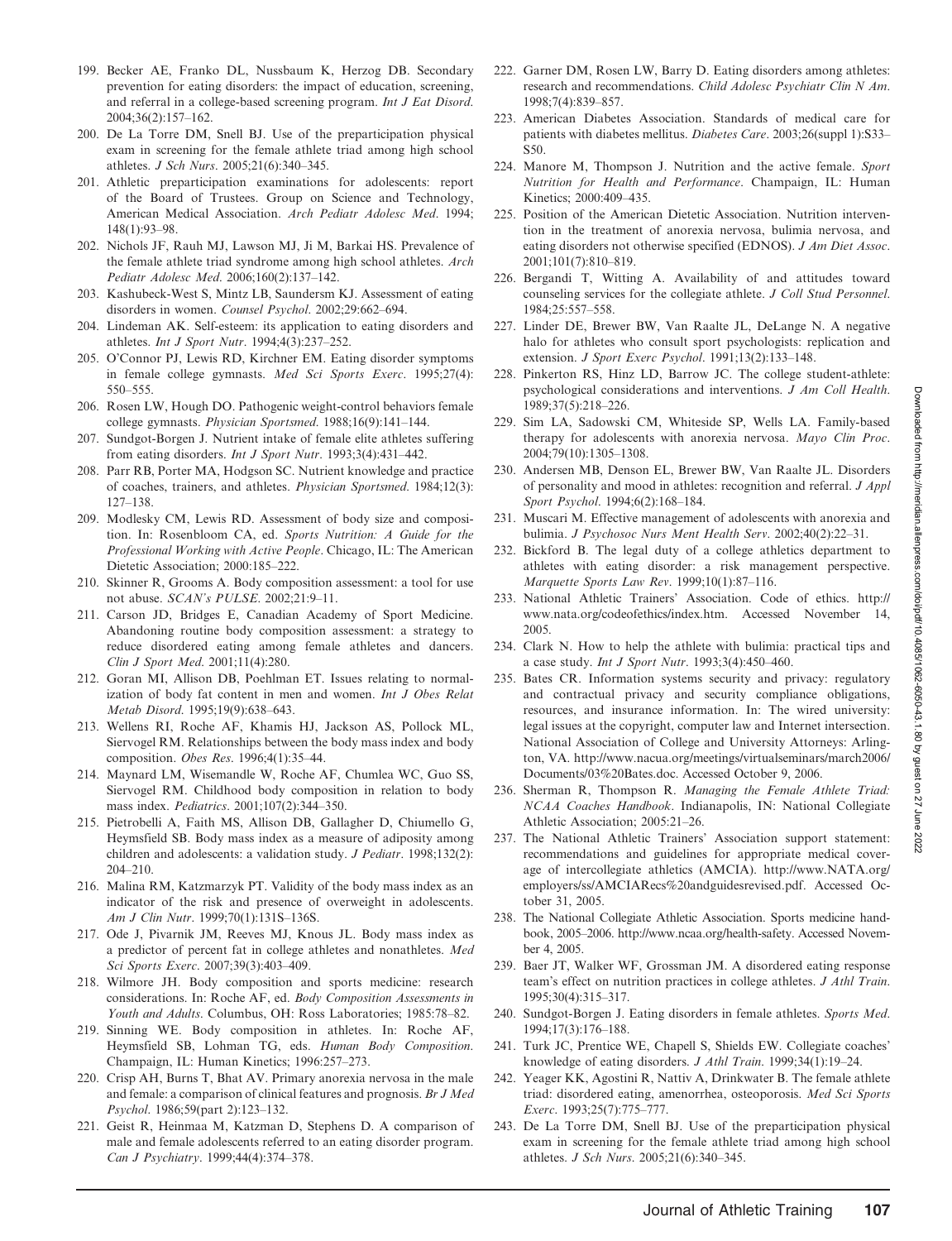199. Becker AE, Franko DL, Nussbaum K, Herzog DB. Secondary prevention for eating disorders: the impact of education, screening, and referral in a college-based screening program. *Int J Eat Disord*. 2004;36(2):157–162.
200. De La Torre DM, Snell BJ. Use of the preparticipation physical exam in screening for the female athlete triad among high school athletes. *J Sch Nurs*. 2005;21(6):340–345.
201. Athletic preparticipation examinations for adolescents: report of the Board of Trustees. Group on Science and Technology, American Medical Association. *Arch Pediatr Adolesc Med*. 1994; 148(1):93–98.
202. Nichols JF, Rauh MJ, Lawson MJ, Ji M, Barkai HS. Prevalence of the female athlete triad syndrome among high school athletes. *Arch Pediatr Adolesc Med*. 2006;160(2):137–142.
203. Kashubeck-West S, Mintz LB, Saundersm KJ. Assessment of eating disorders in women. *Counsel Psychol*. 2002;29:662–694.
204. Lindeman AK. Self-esteem: its application to eating disorders and athletes. *Int J Sport Nutr*. 1994;4(3):237–252.
205. O'Connor PJ, Lewis RD, Kirchner EM. Eating disorder symptoms in female college gymnasts. *Med Sci Sports Exerc*. 1995;27(4): 550–555.
206. Rosen LW, Hough DO. Pathogenic weight-control behaviors female college gymnasts. *Physician Sportsmed*. 1988;16(9):141–144.
207. Sundgot-Borgen J. Nutrient intake of female elite athletes suffering from eating disorders. *Int J Sport Nutr*. 1993;3(4):431–442.
208. Parr RB, Porter MA, Hodgson SC. Nutrient knowledge and practice of coaches, trainers, and athletes. *Physician Sportsmed*. 1984;12(3): 127–138.
209. Modlesky CM, Lewis RD. Assessment of body size and composition. In: Rosenbloom CA, ed. *Sports Nutrition: A Guide for the Professional Working with Active People*. Chicago, IL: The American Dietetic Association; 2000:185–222.
210. Skinner R, Grooms A. Body composition assessment: a tool for use not abuse. *SCAN's PULSE*. 2002;21:9–11.
211. Carson JD, Bridges E, Canadian Academy of Sport Medicine. Abandoning routine body composition assessment: a strategy to reduce disordered eating among female athletes and dancers. *Clin J Sport Med*. 2001;11(4):280.
212. Goran MI, Allison DB, Poehlman ET. Issues relating to normalization of body fat content in men and women. *Int J Obes Relat Metab Disord*. 1995;19(9):638–643.
213. Wellens RI, Roche AF, Khamis HJ, Jackson AS, Pollock ML, Siervogel RM. Relationships between the body mass index and body composition. *Obes Res*. 1996;4(1):35–44.
214. Maynard LM, Wisemandle W, Roche AF, Chumlea WC, Guo SS, Siervogel RM. Childhood body composition in relation to body mass index. *Pediatrics*. 2001;107(2):344–350.
215. Pietrobelli A, Faith MS, Allison DB, Gallagher D, Chiumello G, Heymsfield SB. Body mass index as a measure of adiposity among children and adolescents: a validation study. *J Pediatr*. 1998;132(2): 204–210.
216. Malina RM, Katzmarzyk PT. Validity of the body mass index as an indicator of the risk and presence of overweight in adolescents. *Am J Clin Nutr*. 1999;70(1):131S–136S.
217. Ode J, Pivarnik JM, Reeves MJ, Knous JL. Body mass index as a predictor of percent fat in college athletes and nonathletes. *Med Sci Sports Exerc*. 2007;39(3):403–409.
218. Wilmore JH. Body composition and sports medicine: research considerations. In: Roche AF, ed. *Body Composition Assessments in Youth and Adults*. Columbus, OH: Ross Laboratories; 1985:78–82.
219. Sinning WE. Body composition in athletes. In: Roche AF, Heymsfield SB, Lohman TG, eds. *Human Body Composition*. Champaign, IL: Human Kinetics; 1996:257–273.
220. Crisp AH, Burns T, Bhat AV. Primary anorexia nervosa in the male and female: a comparison of clinical features and prognosis. *Br J Med Psychol*. 1986;59(part 2):123–132.
221. Geist R, Heinmaa M, Katzman D, Stephens D. A comparison of male and female adolescents referred to an eating disorder program. *Can J Psychiatry*. 1999;44(4):374–378.
222. Garner DM, Rosen LW, Barry D. Eating disorders among athletes: research and recommendations. *Child Adolesc Psychiatr Clin N Am*. 1998;7(4):839–857.
223. American Diabetes Association. Standards of medical care for patients with diabetes mellitus. *Diabetes Care*. 2003;26(suppl 1):S33–S50.
224. Manore M, Thompson J. Nutrition and the active female. *Sport Nutrition for Health and Performance*. Champaign, IL: Human Kinetics; 2000:409–435.
225. Position of the American Dietetic Association. Nutrition intervention in the treatment of anorexia nervosa, bulimia nervosa, and eating disorders not otherwise specified (EDNOS). *J Am Diet Assoc*. 2001;101(7):810–819.
226. Bergandi T, Witting A. Availability of and attitudes toward counseling services for the collegiate athlete. *J Coll Stud Personnel*. 1984;25:557–558.
227. Linder DE, Brewer BW, Van Raalte JL, DeLange N. A negative halo for athletes who consult sport psychologists: replication and extension. *J Sport Exerc Psychol*. 1991;13(2):133–148.
228. Pinkerton RS, Hinz LD, Barrow JC. The college student-athlete: psychological considerations and interventions. *J Am Coll Health*. 1989;37(5):218–226.
229. Sim LA, Sadowski CM, Whiteside SP, Wells LA. Family-based therapy for adolescents with anorexia nervosa. *Mayo Clin Proc*. 2004;79(10):1305–1308.
230. Andersen MB, Denson EL, Brewer BW, Van Raalte JL. Disorders of personality and mood in athletes: recognition and referral. *J Appl Sport Psychol*. 1994;6(2):168–184.
231. Muscari M. Effective management of adolescents with anorexia and bulimia. *J Psychosoc Nurs Ment Health Serv*. 2002;40(2):22–31.
232. Bickford B. The legal duty of a college athletics department to athletes with eating disorder: a risk management perspective. *Marquette Sports Law Rev*. 1999;10(1):87–116.
233. National Athletic Trainers' Association. Code of ethics. http://www.nata.org/codeofethics/index.htm. Accessed November 14, 2005.
234. Clark N. How to help the athlete with bulimia: practical tips and a case study. *Int J Sport Nutr*. 1993;3(4):450–460.
235. Bates CR. Information systems security and privacy: regulatory and contractual privacy and security compliance obligations, resources, and insurance information. In: The wired university: legal issues at the copyright, computer law and Internet intersection. National Association of College and University Attorneys: Arlington, VA. http://www.nacua.org/meetings/virtualseminars/march2006/Documents/03%20Bates.doc. Accessed October 9, 2006.
236. Sherman R, Thompson R. *Managing the Female Athlete Triad: NCAA Coaches Handbook*. Indianapolis, IN: National Collegiate Athletic Association; 2005:21–26.
237. The National Athletic Trainers' Association support statement: recommendations and guidelines for appropriate medical coverage of intercollegiate athletics (AMCIA). http://www.NATA.org/employers/ss/AMCIARecs%20andguidesrevised.pdf. Accessed October 31, 2005.
238. The National Collegiate Athletic Association. Sports medicine handbook, 2005–2006. http://www.ncaa.org/health-safety. Accessed November 4, 2005.
239. Baer JT, Walker WF, Grossman JM. A disordered eating response team's effect on nutrition practices in college athletes. *J Athl Train*. 1995;30(4):315–317.
240. Sundgot-Borgen J. Eating disorders in female athletes. *Sports Med*. 1994;17(3):176–188.
241. Turk JC, Prentice WE, Chapell S, Shields EW. Collegiate coaches' knowledge of eating disorders. *J Athl Train*. 1999;34(1):19–24.
242. Yeager KK, Agostini R, Nattiv A, Drinkwater B. The female athlete triad: disordered eating, amenorrhea, osteoporosis. *Med Sci Sports Exerc*. 1993;25(7):775–777.
243. De La Torre DM, Snell BJ. Use of the preparticipation physical exam in screening for the female athlete triad among high school athletes. *J Sch Nurs*. 2005;21(6):340–345.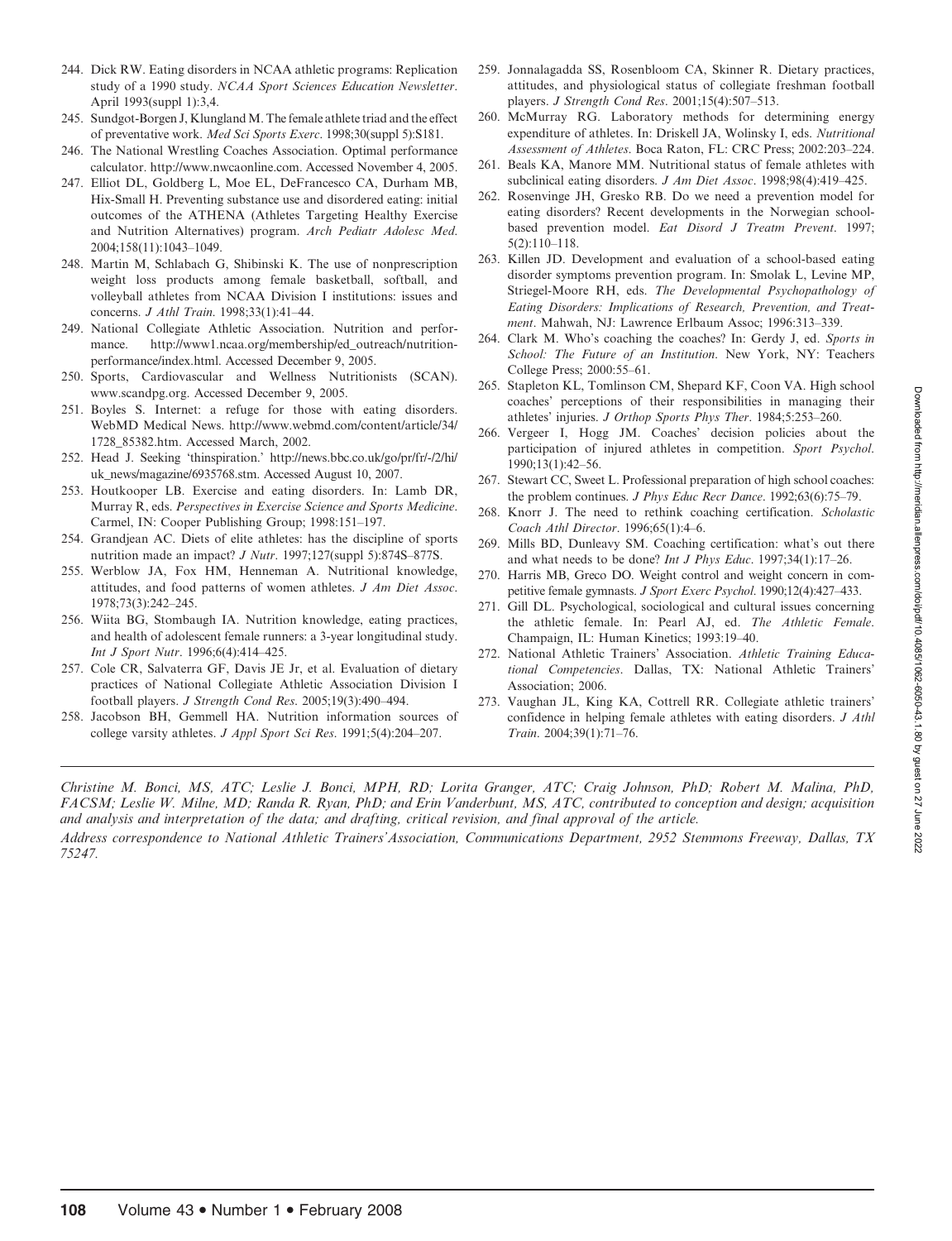244. Dick RW. Eating disorders in NCAA athletic programs: Replication study of a 1990 study. *NCAA Sport Sciences Education Newsletter*. April 1993(suppl 1):3,4.
245. Sundgot-Borgen J, Klungland M. The female athlete triad and the effect of preventative work. *Med Sci Sports Exerc*. 1998;30(suppl 5):S181.
246. The National Wrestling Coaches Association. Optimal performance calculator. http://www.nwcaonline.com. Accessed November 4, 2005.
247. Elliot DL, Goldberg L, Moe EL, DeFrancesco CA, Durham MB, Hix-Small H. Preventing substance use and disordered eating: initial outcomes of the ATHENA (Athletes Targeting Healthy Exercise and Nutrition Alternatives) program. *Arch Pediatr Adolesc Med*. 2004;158(11):1043–1049.
248. Martin M, Schlabach G, Shibinski K. The use of nonprescription weight loss products among female basketball, softball, and volleyball athletes from NCAA Division I institutions: issues and concerns. *J Athl Train*. 1998;33(1):41–44.
249. National Collegiate Athletic Association. Nutrition and performance. http://www1.ncaa.org/membership/ed_outreach/nutrition-performance/index.html. Accessed December 9, 2005.
250. Sports, Cardiovascular and Wellness Nutritionists (SCAN). www.scandpg.org. Accessed December 9, 2005.
251. Boyles S. Internet: a refuge for those with eating disorders. WebMD Medical News. http://www.webmd.com/content/article/34/1728_85382.htm. Accessed March, 2002.
252. Head J. Seeking 'thinspiration.' http://news.bbc.co.uk/go/pr/fr/-/2/hi/uk_news/magazine/6935768.stm. Accessed August 10, 2007.
253. Houtkooper LB. Exercise and eating disorders. In: Lamb DR, Murray R, eds. *Perspectives in Exercise Science and Sports Medicine*. Carmel, IN: Cooper Publishing Group; 1998:151–197.
254. Grandjean AC. Diets of elite athletes: has the discipline of sports nutrition made an impact? *J Nutr*. 1997;127(suppl 5):874S–877S.
255. Werblow JA, Fox HM, Henneman A. Nutritional knowledge, attitudes, and food patterns of women athletes. *J Am Diet Assoc*. 1978;73(3):242–245.
256. Wiita BG, Stombaugh IA. Nutrition knowledge, eating practices, and health of adolescent female runners: a 3-year longitudinal study. *Int J Sport Nutr*. 1996;6(4):414–425.
257. Cole CR, Salvaterra GF, Davis JE Jr, et al. Evaluation of dietary practices of National Collegiate Athletic Association Division I football players. *J Strength Cond Res*. 2005;19(3):490–494.
258. Jacobson BH, Gemmell HA. Nutrition information sources of college varsity athletes. *J Appl Sport Sci Res*. 1991;5(4):204–207.
259. Jonnalagadda SS, Rosenbloom CA, Skinner R. Dietary practices, attitudes, and physiological status of collegiate freshman football players. *J Strength Cond Res*. 2001;15(4):507–513.
260. McMurray RG. Laboratory methods for determining energy expenditure of athletes. In: Driskell JA, Wolinsky I, eds. *Nutritional Assessment of Athletes*. Boca Raton, FL: CRC Press; 2002:203–224.
261. Beals KA, Manore MM. Nutritional status of female athletes with subclinical eating disorders. *J Am Diet Assoc*. 1998;98(4):419–425.
262. Rosenvinge JH, Gresko RB. Do we need a prevention model for eating disorders? Recent developments in the Norwegian school-based prevention model. *Eat Disord J Treatm Prevent*. 1997; 5(2):110–118.
263. Killen JD. Development and evaluation of a school-based eating disorder symptoms prevention program. In: Smolak L, Levine MP, Striegel-Moore RH, eds. *The Developmental Psychopathology of Eating Disorders: Implications of Research, Prevention, and Treatment*. Mahwah, NJ: Lawrence Erlbaum Assoc; 1996:313–339.
264. Clark M. Who's coaching the coaches? In: Gerdy J, ed. *Sports in School: The Future of an Institution*. New York, NY: Teachers College Press; 2000:55–61.
265. Stapleton KL, Tomlinson CM, Shepard KF, Coon VA. High school coaches' perceptions of their responsibilities in managing their athletes' injuries. *J Orthop Sports Phys Ther*. 1984;5:253–260.
266. Vergeer I, Hogg JM. Coaches' decision policies about the participation of injured athletes in competition. *Sport Psychol*. 1990;13(1):42–56.
267. Stewart CC, Sweet L. Professional preparation of high school coaches: the problem continues. *J Phys Educ Recr Dance*. 1992;63(6):75–79.
268. Knorr J. The need to rethink coaching certification. *Scholastic Coach Athl Director*. 1996;65(1):4–6.
269. Mills BD, Dunleavy SM. Coaching certification: what's out there and what needs to be done? *Int J Phys Educ*. 1997;34(1):17–26.
270. Harris MB, Greco DO. Weight control and weight concern in competitive female gymnasts. *J Sport Exerc Psychol*. 1990;12(4):427–433.
271. Gill DL. Psychological, sociological and cultural issues concerning the athletic female. In: Pearl AJ, ed. *The Athletic Female*. Champaign, IL: Human Kinetics; 1993:19–40.
272. National Athletic Trainers' Association. *Athletic Training Educational Competencies*. Dallas, TX: National Athletic Trainers' Association; 2006.
273. Vaughan JL, King KA, Cottrell RR. Collegiate athletic trainers' confidence in helping female athletes with eating disorders. *J Athl Train*. 2004;39(1):71–76.

*Christine M. Bonci, MS, ATC; Leslie J. Bonci, MPH, RD; Lorita Granger, ATC; Craig Johnson, PhD; Robert M. Malina, PhD, FACSM; Leslie W. Milne, MD; Randa R. Ryan, PhD; and Erin Vanderbunt, MS, ATC, contributed to conception and design; acquisition and analysis and interpretation of the data; and drafting, critical revision, and final approval of the article.*

*Address correspondence to National Athletic Trainers' Association, Communications Department, 2952 Stemmons Freeway, Dallas, TX 75247.*